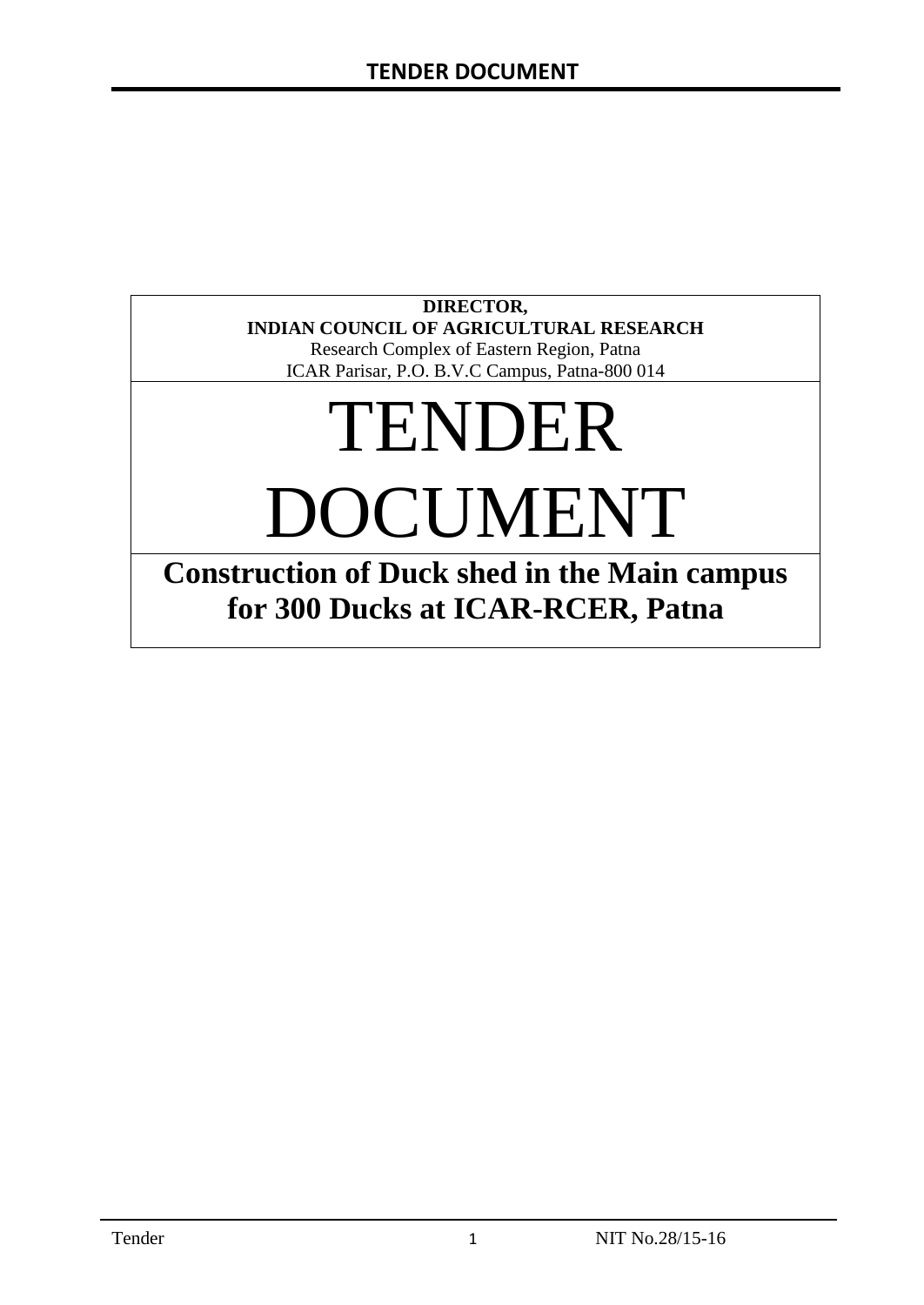**DIRECTOR,**
**INDIAN COUNCIL OF AGRICULTURAL RESEARCH**
Research Complex of Eastern Region, Patna
ICAR Parisar, P.O. B.V.C Campus, Patna-800 014

# TENDER DOCUMENT

## Construction of Duck shed in the Main campus for 300 Ducks at ICAR-RCER, Patna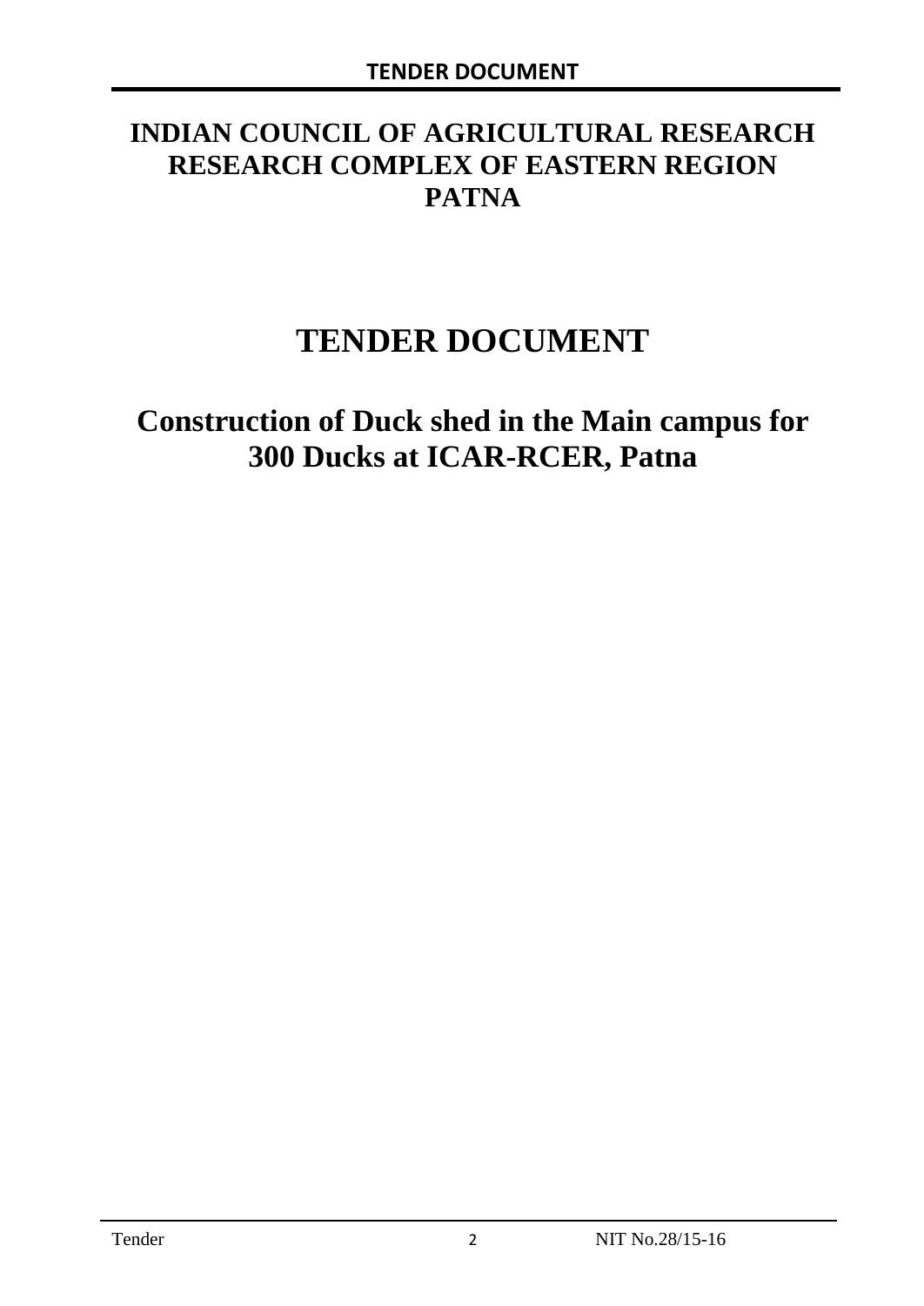# INDIAN COUNCIL OF AGRICULTURAL RESEARCH RESEARCH COMPLEX OF EASTERN REGION PATNA

# TENDER DOCUMENT

## Construction of Duck shed in the Main campus for 300 Ducks at ICAR-RCER, Patna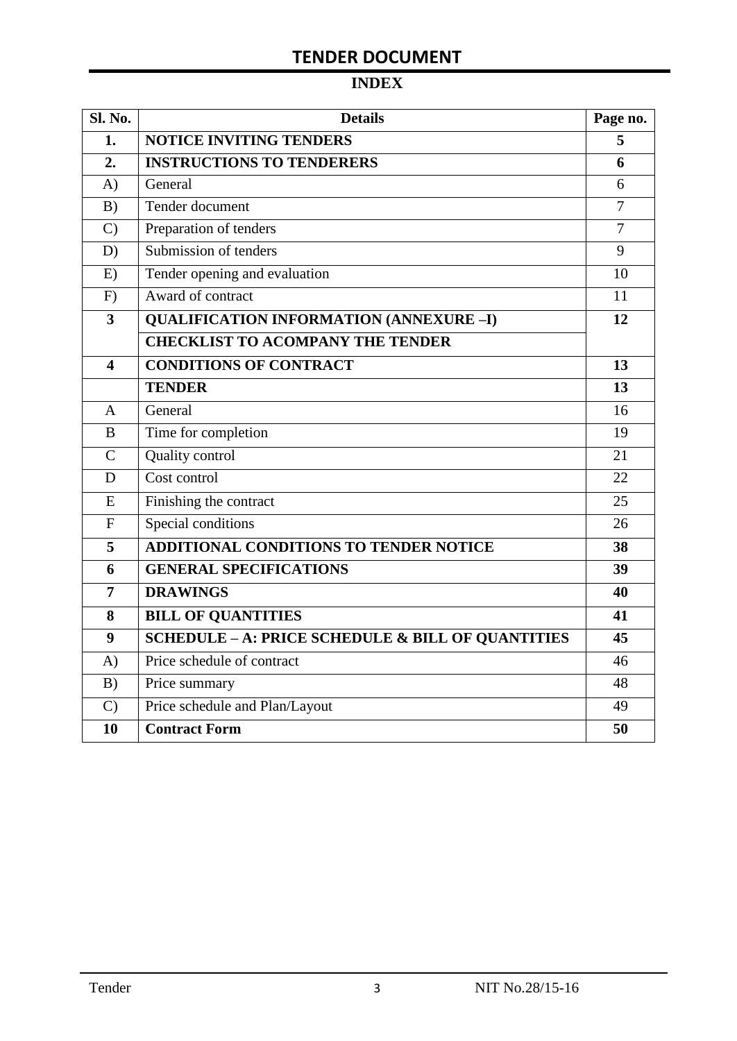# TENDER DOCUMENT

## INDEX

| Sl. No. | Details | Page no. |
|---|---|---|
| **1.** | **NOTICE INVITING TENDERS** | **5** |
| **2.** | **INSTRUCTIONS TO TENDERERS** | **6** |
| A) | General | 6 |
| B) | Tender document | 7 |
| C) | Preparation of tenders | 7 |
| D) | Submission of tenders | 9 |
| E) | Tender opening and evaluation | 10 |
| F) | Award of contract | 11 |
| **3** | **QUALIFICATION INFORMATION (ANNEXURE –I)** | **12** |
| | **CHECKLIST TO ACOMPANY THE TENDER** | |
| **4** | **CONDITIONS OF CONTRACT** | **13** |
| | **TENDER** | **13** |
| A | General | 16 |
| B | Time for completion | 19 |
| C | Quality control | 21 |
| D | Cost control | 22 |
| E | Finishing the contract | 25 |
| F | Special conditions | 26 |
| **5** | **ADDITIONAL CONDITIONS TO TENDER NOTICE** | **38** |
| **6** | **GENERAL SPECIFICATIONS** | **39** |
| **7** | **DRAWINGS** | **40** |
| **8** | **BILL OF QUANTITIES** | **41** |
| **9** | **SCHEDULE – A: PRICE SCHEDULE & BILL OF QUANTITIES** | **45** |
| A) | Price schedule of contract | 46 |
| B) | Price summary | 48 |
| C) | Price schedule and Plan/Layout | 49 |
| **10** | **Contract Form** | **50** |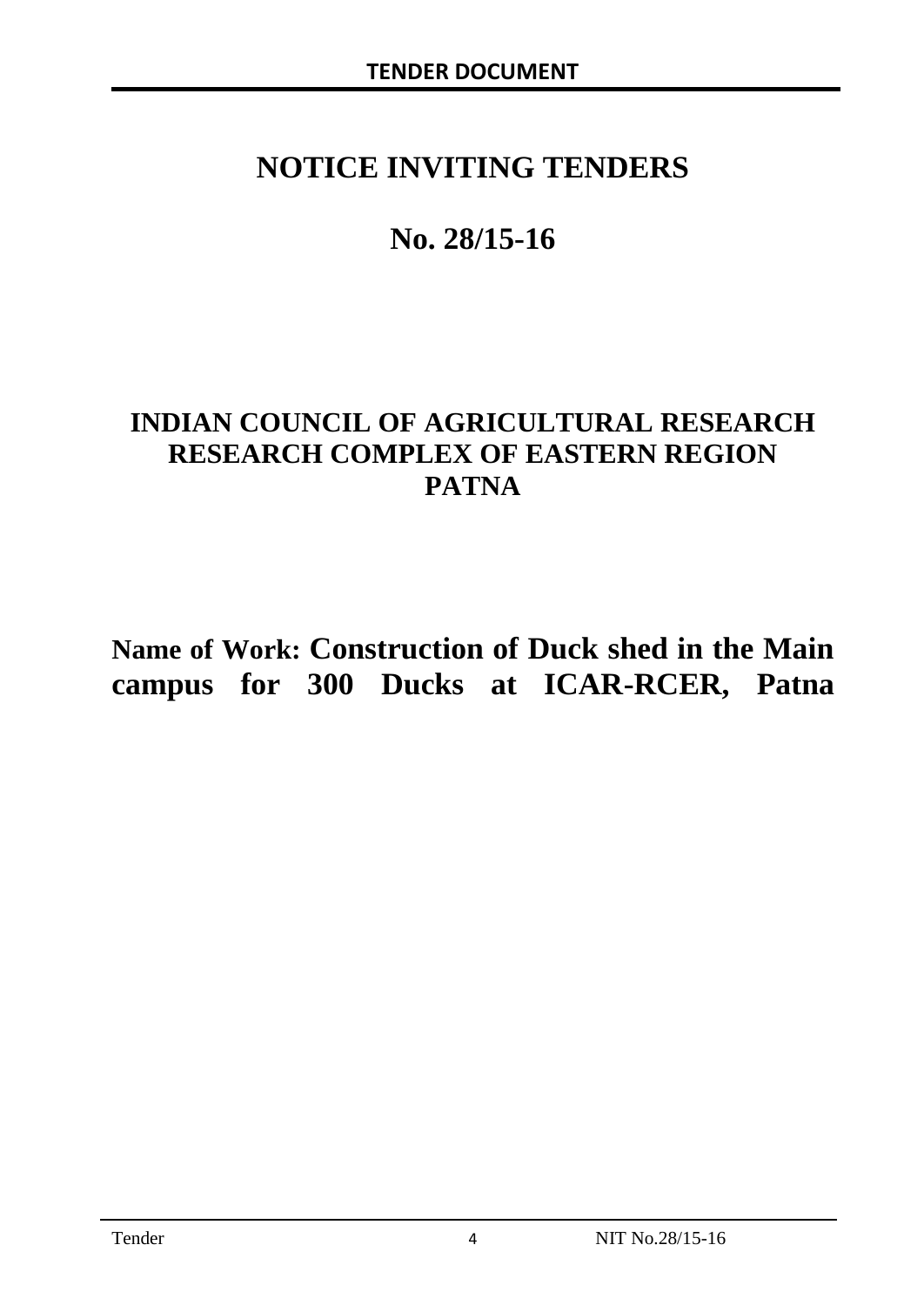# NOTICE INVITING TENDERS

# No. 28/15-16

## INDIAN COUNCIL OF AGRICULTURAL RESEARCH
## RESEARCH COMPLEX OF EASTERN REGION
## PATNA

**Name of Work: Construction of Duck shed in the Main campus for 300 Ducks at ICAR-RCER, Patna**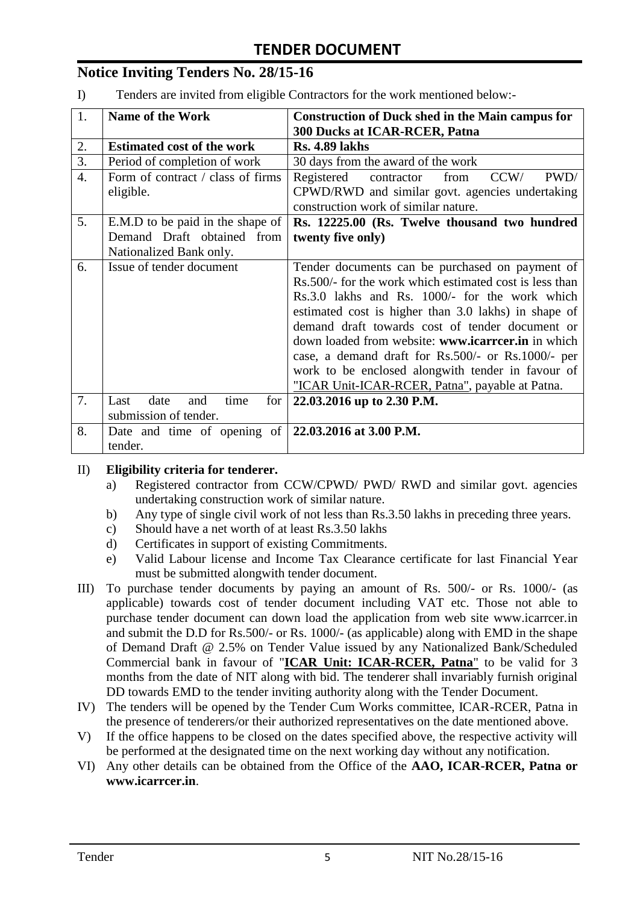## TENDER DOCUMENT

## Notice Inviting Tenders No. 28/15-16

I) Tenders are invited from eligible Contractors for the work mentioned below:-

| 1. | **Name of the Work** | **Construction of Duck shed in the Main campus for 300 Ducks at ICAR-RCER, Patna** |
|---|---|---|
| 2. | **Estimated cost of the work** | **Rs. 4.89 lakhs** |
| 3. | Period of completion of work | 30 days from the award of the work |
| 4. | Form of contract / class of firms eligible. | Registered contractor from CCW/ PWD/ CPWD/RWD and similar govt. agencies undertaking construction work of similar nature. |
| 5. | E.M.D to be paid in the shape of Demand Draft obtained from Nationalized Bank only. | **Rs. 12225.00 (Rs. Twelve thousand two hundred twenty five only)** |
| 6. | Issue of tender document | Tender documents can be purchased on payment of Rs.500/- for the work which estimated cost is less than Rs.3.0 lakhs and Rs. 1000/- for the work which estimated cost is higher than 3.0 lakhs) in shape of demand draft towards cost of tender document or down loaded from website: **www.icarrcer.in** in which case, a demand draft for Rs.500/- or Rs.1000/- per work to be enclosed alongwith tender in favour of "ICAR Unit-ICAR-RCER, Patna", payable at Patna. |
| 7. | Last date and time for submission of tender. | **22.03.2016 up to 2.30 P.M.** |
| 8. | Date and time of opening of tender. | **22.03.2016 at 3.00 P.M.** |

II) **Eligibility criteria for tenderer.**

a) Registered contractor from CCW/CPWD/ PWD/ RWD and similar govt. agencies undertaking construction work of similar nature.

b) Any type of single civil work of not less than Rs.3.50 lakhs in preceding three years.

c) Should have a net worth of at least Rs.3.50 lakhs

d) Certificates in support of existing Commitments.

e) Valid Labour license and Income Tax Clearance certificate for last Financial Year must be submitted alongwith tender document.

III) To purchase tender documents by paying an amount of Rs. 500/- or Rs. 1000/- (as applicable) towards cost of tender document including VAT etc. Those not able to purchase tender document can down load the application from web site www.icarrcer.in and submit the D.D for Rs.500/- or Rs. 1000/- (as applicable) along with EMD in the shape of Demand Draft @ 2.5% on Tender Value issued by any Nationalized Bank/Scheduled Commercial bank in favour of "**ICAR Unit: ICAR-RCER, Patna**" to be valid for 3 months from the date of NIT along with bid. The tenderer shall invariably furnish original DD towards EMD to the tender inviting authority along with the Tender Document.

IV) The tenders will be opened by the Tender Cum Works committee, ICAR-RCER, Patna in the presence of tenderers/or their authorized representatives on the date mentioned above.

V) If the office happens to be closed on the dates specified above, the respective activity will be performed at the designated time on the next working day without any notification.

VI) Any other details can be obtained from the Office of the **AAO, ICAR-RCER, Patna or www.icarrcer.in**.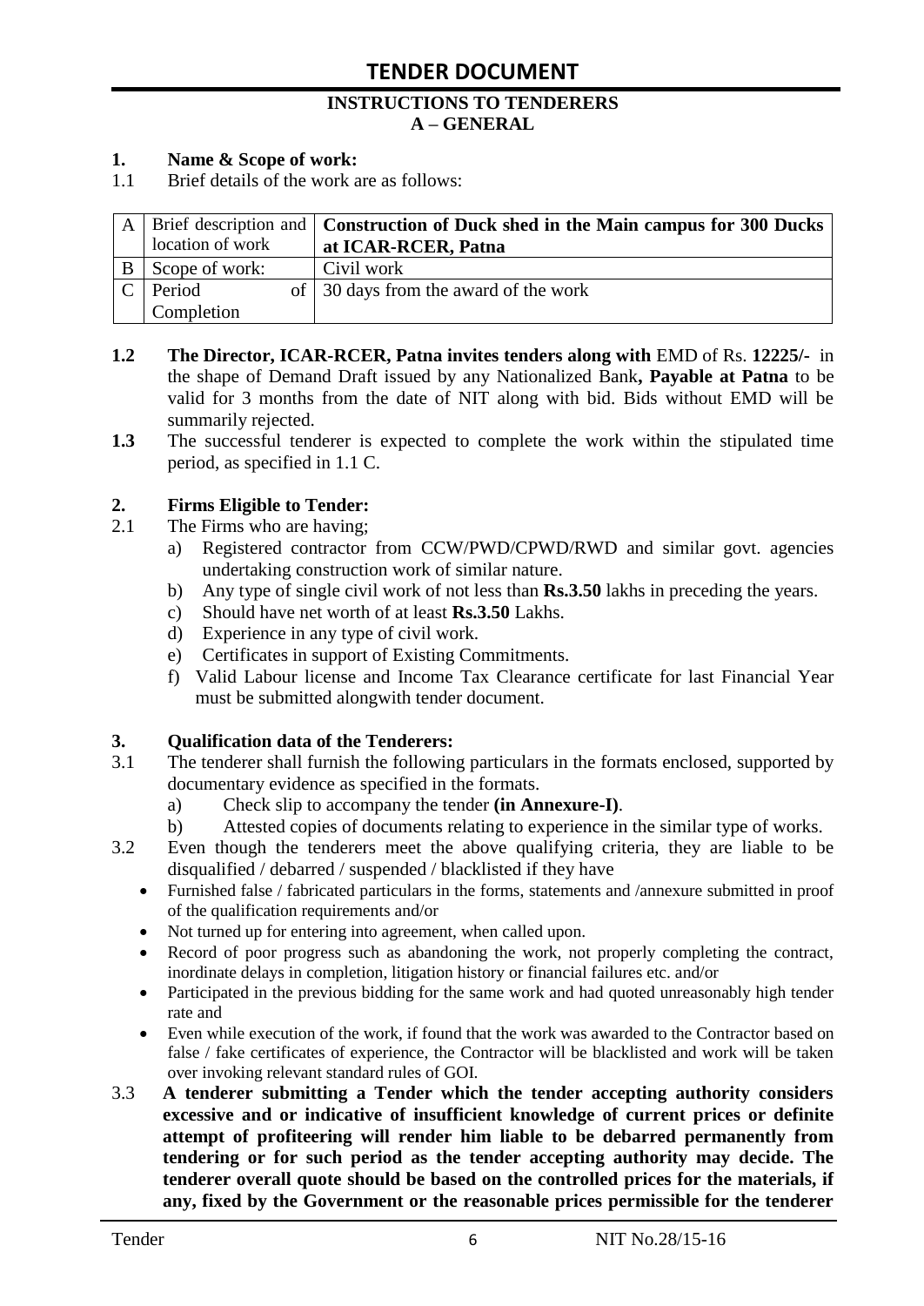# TENDER DOCUMENT

**INSTRUCTIONS TO TENDERERS**
**A – GENERAL**

**1. Name & Scope of work:**

1.1 Brief details of the work are as follows:

| | | |
|---|---|---|
| A | Brief description and location of work | **Construction of Duck shed in the Main campus for 300 Ducks at ICAR-RCER, Patna** |
| B | Scope of work: | Civil work |
| C | Period of Completion | 30 days from the award of the work |

**1.2** **The Director, ICAR-RCER, Patna invites tenders along with** EMD of Rs. **12225/-** in the shape of Demand Draft issued by any Nationalized Bank**, Payable at Patna** to be valid for 3 months from the date of NIT along with bid. Bids without EMD will be summarily rejected.

**1.3** The successful tenderer is expected to complete the work within the stipulated time period, as specified in 1.1 C.

**2. Firms Eligible to Tender:**

2.1 The Firms who are having;

a) Registered contractor from CCW/PWD/CPWD/RWD and similar govt. agencies undertaking construction work of similar nature.
b) Any type of single civil work of not less than **Rs.3.50** lakhs in preceding the years.
c) Should have net worth of at least **Rs.3.50** Lakhs.
d) Experience in any type of civil work.
e) Certificates in support of Existing Commitments.
f) Valid Labour license and Income Tax Clearance certificate for last Financial Year must be submitted alongwith tender document.

**3. Qualification data of the Tenderers:**

3.1 The tenderer shall furnish the following particulars in the formats enclosed, supported by documentary evidence as specified in the formats.

a) Check slip to accompany the tender **(in Annexure-I)**.
b) Attested copies of documents relating to experience in the similar type of works.

3.2 Even though the tenderers meet the above qualifying criteria, they are liable to be disqualified / debarred / suspended / blacklisted if they have

- Furnished false / fabricated particulars in the forms, statements and /annexure submitted in proof of the qualification requirements and/or
- Not turned up for entering into agreement, when called upon.
- Record of poor progress such as abandoning the work, not properly completing the contract, inordinate delays in completion, litigation history or financial failures etc. and/or
- Participated in the previous bidding for the same work and had quoted unreasonably high tender rate and
- Even while execution of the work, if found that the work was awarded to the Contractor based on false / fake certificates of experience, the Contractor will be blacklisted and work will be taken over invoking relevant standard rules of GOI.

3.3 **A tenderer submitting a Tender which the tender accepting authority considers excessive and or indicative of insufficient knowledge of current prices or definite attempt of profiteering will render him liable to be debarred permanently from tendering or for such period as the tender accepting authority may decide. The tenderer overall quote should be based on the controlled prices for the materials, if any, fixed by the Government or the reasonable prices permissible for the tenderer**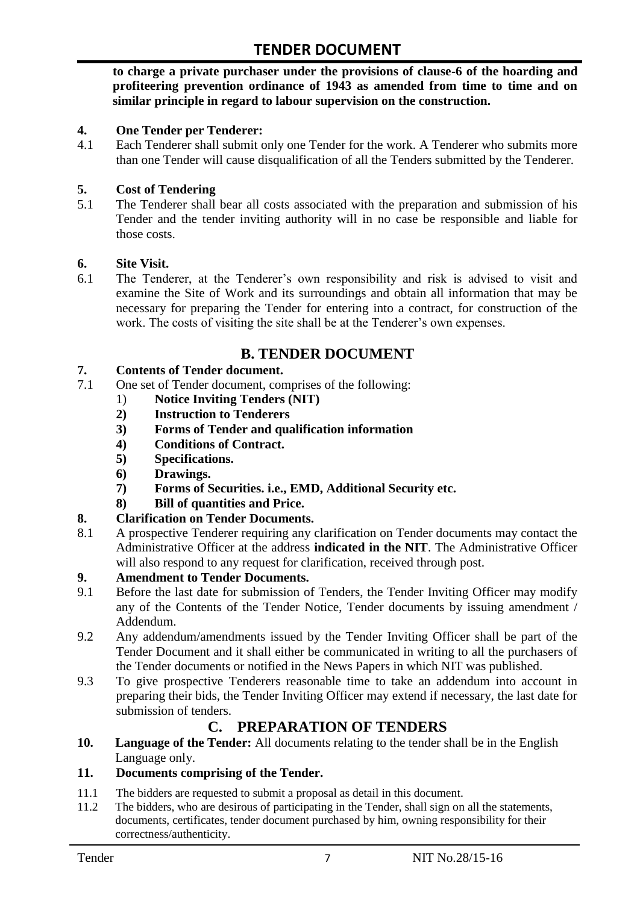**to charge a private purchaser under the provisions of clause-6 of the hoarding and profiteering prevention ordinance of 1943 as amended from time to time and on similar principle in regard to labour supervision on the construction.**

**4. One Tender per Tenderer:**

4.1 Each Tenderer shall submit only one Tender for the work. A Tenderer who submits more than one Tender will cause disqualification of all the Tenders submitted by the Tenderer.

**5. Cost of Tendering**

5.1 The Tenderer shall bear all costs associated with the preparation and submission of his Tender and the tender inviting authority will in no case be responsible and liable for those costs.

**6. Site Visit.**

6.1 The Tenderer, at the Tenderer's own responsibility and risk is advised to visit and examine the Site of Work and its surroundings and obtain all information that may be necessary for preparing the Tender for entering into a contract, for construction of the work. The costs of visiting the site shall be at the Tenderer's own expenses.

## B. TENDER DOCUMENT

**7. Contents of Tender document.**

7.1 One set of Tender document, comprises of the following:

1) **Notice Inviting Tenders (NIT)**
2) **Instruction to Tenderers**
3) **Forms of Tender and qualification information**
4) **Conditions of Contract.**
5) **Specifications.**
6) **Drawings.**
7) **Forms of Securities. i.e., EMD, Additional Security etc.**
8) **Bill of quantities and Price.**

**8. Clarification on Tender Documents.**

8.1 A prospective Tenderer requiring any clarification on Tender documents may contact the Administrative Officer at the address **indicated in the NIT**. The Administrative Officer will also respond to any request for clarification, received through post.

**9. Amendment to Tender Documents.**

9.1 Before the last date for submission of Tenders, the Tender Inviting Officer may modify any of the Contents of the Tender Notice, Tender documents by issuing amendment / Addendum.

9.2 Any addendum/amendments issued by the Tender Inviting Officer shall be part of the Tender Document and it shall either be communicated in writing to all the purchasers of the Tender documents or notified in the News Papers in which NIT was published.

9.3 To give prospective Tenderers reasonable time to take an addendum into account in preparing their bids, the Tender Inviting Officer may extend if necessary, the last date for submission of tenders.

## C. PREPARATION OF TENDERS

**10. Language of the Tender:** All documents relating to the tender shall be in the English Language only.

**11. Documents comprising of the Tender.**

11.1 The bidders are requested to submit a proposal as detail in this document.

11.2 The bidders, who are desirous of participating in the Tender, shall sign on all the statements, documents, certificates, tender document purchased by him, owning responsibility for their correctness/authenticity.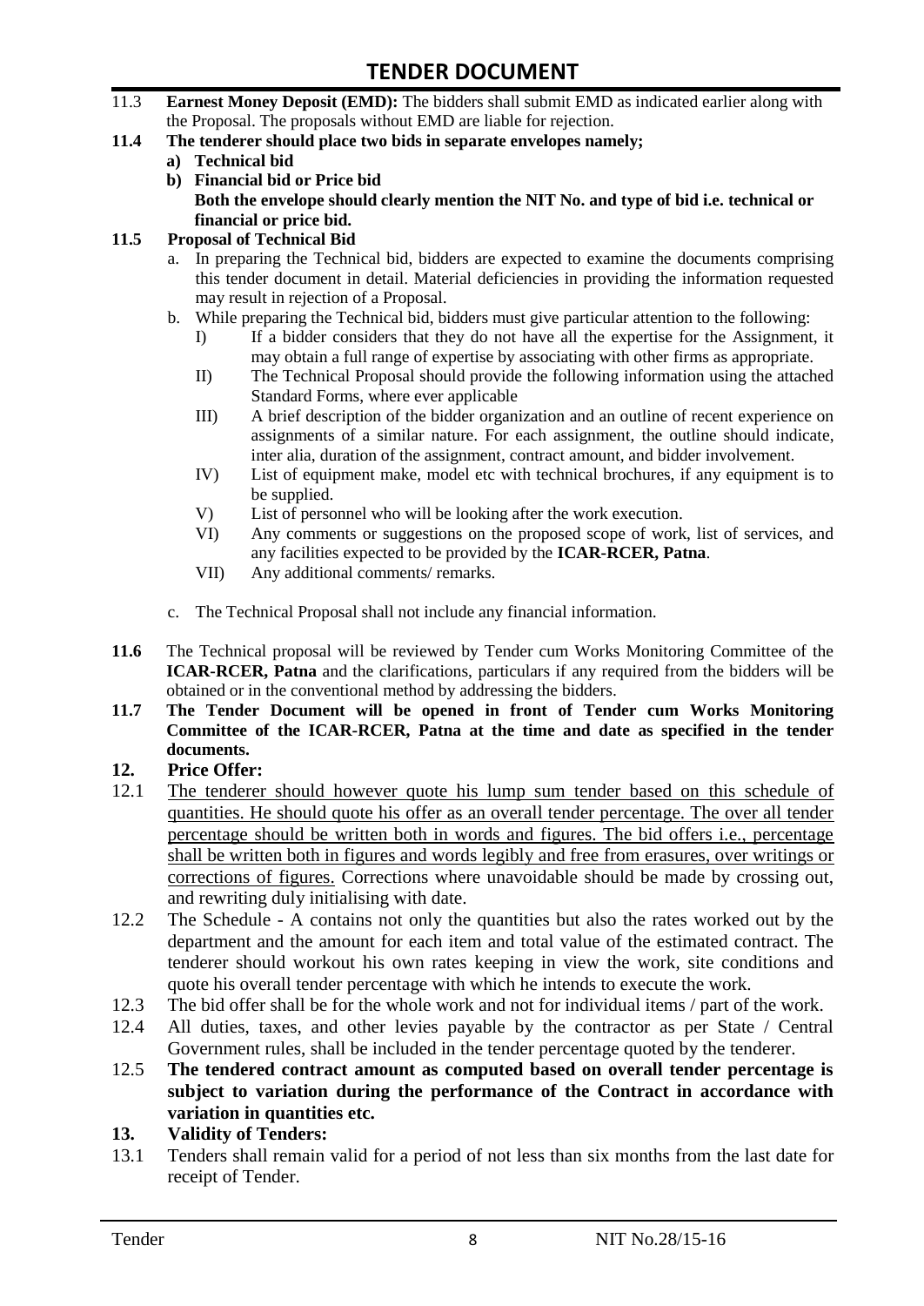11.3 **Earnest Money Deposit (EMD):** The bidders shall submit EMD as indicated earlier along with the Proposal. The proposals without EMD are liable for rejection.

**11.4 The tenderer should place two bids in separate envelopes namely;**

**a) Technical bid**

**b) Financial bid or Price bid**

**Both the envelope should clearly mention the NIT No. and type of bid i.e. technical or financial or price bid.**

**11.5 Proposal of Technical Bid**

a. In preparing the Technical bid, bidders are expected to examine the documents comprising this tender document in detail. Material deficiencies in providing the information requested may result in rejection of a Proposal.

b. While preparing the Technical bid, bidders must give particular attention to the following:

I) If a bidder considers that they do not have all the expertise for the Assignment, it may obtain a full range of expertise by associating with other firms as appropriate.

II) The Technical Proposal should provide the following information using the attached Standard Forms, where ever applicable

III) A brief description of the bidder organization and an outline of recent experience on assignments of a similar nature. For each assignment, the outline should indicate, inter alia, duration of the assignment, contract amount, and bidder involvement.

IV) List of equipment make, model etc with technical brochures, if any equipment is to be supplied.

V) List of personnel who will be looking after the work execution.

VI) Any comments or suggestions on the proposed scope of work, list of services, and any facilities expected to be provided by the **ICAR-RCER, Patna**.

VII) Any additional comments/ remarks.

c. The Technical Proposal shall not include any financial information.

**11.6** The Technical proposal will be reviewed by Tender cum Works Monitoring Committee of the **ICAR-RCER, Patna** and the clarifications, particulars if any required from the bidders will be obtained or in the conventional method by addressing the bidders.

**11.7 The Tender Document will be opened in front of Tender cum Works Monitoring Committee of the ICAR-RCER, Patna at the time and date as specified in the tender documents.**

## 12. Price Offer:

12.1 The tenderer should however quote his lump sum tender based on this schedule of quantities. He should quote his offer as an overall tender percentage. The over all tender percentage should be written both in words and figures. The bid offers i.e., percentage shall be written both in figures and words legibly and free from erasures, over writings or corrections of figures. Corrections where unavoidable should be made by crossing out, and rewriting duly initialising with date.

12.2 The Schedule - A contains not only the quantities but also the rates worked out by the department and the amount for each item and total value of the estimated contract. The tenderer should workout his own rates keeping in view the work, site conditions and quote his overall tender percentage with which he intends to execute the work.

12.3 The bid offer shall be for the whole work and not for individual items / part of the work.

12.4 All duties, taxes, and other levies payable by the contractor as per State / Central Government rules, shall be included in the tender percentage quoted by the tenderer.

12.5 **The tendered contract amount as computed based on overall tender percentage is subject to variation during the performance of the Contract in accordance with variation in quantities etc.**

## 13. Validity of Tenders:

13.1 Tenders shall remain valid for a period of not less than six months from the last date for receipt of Tender.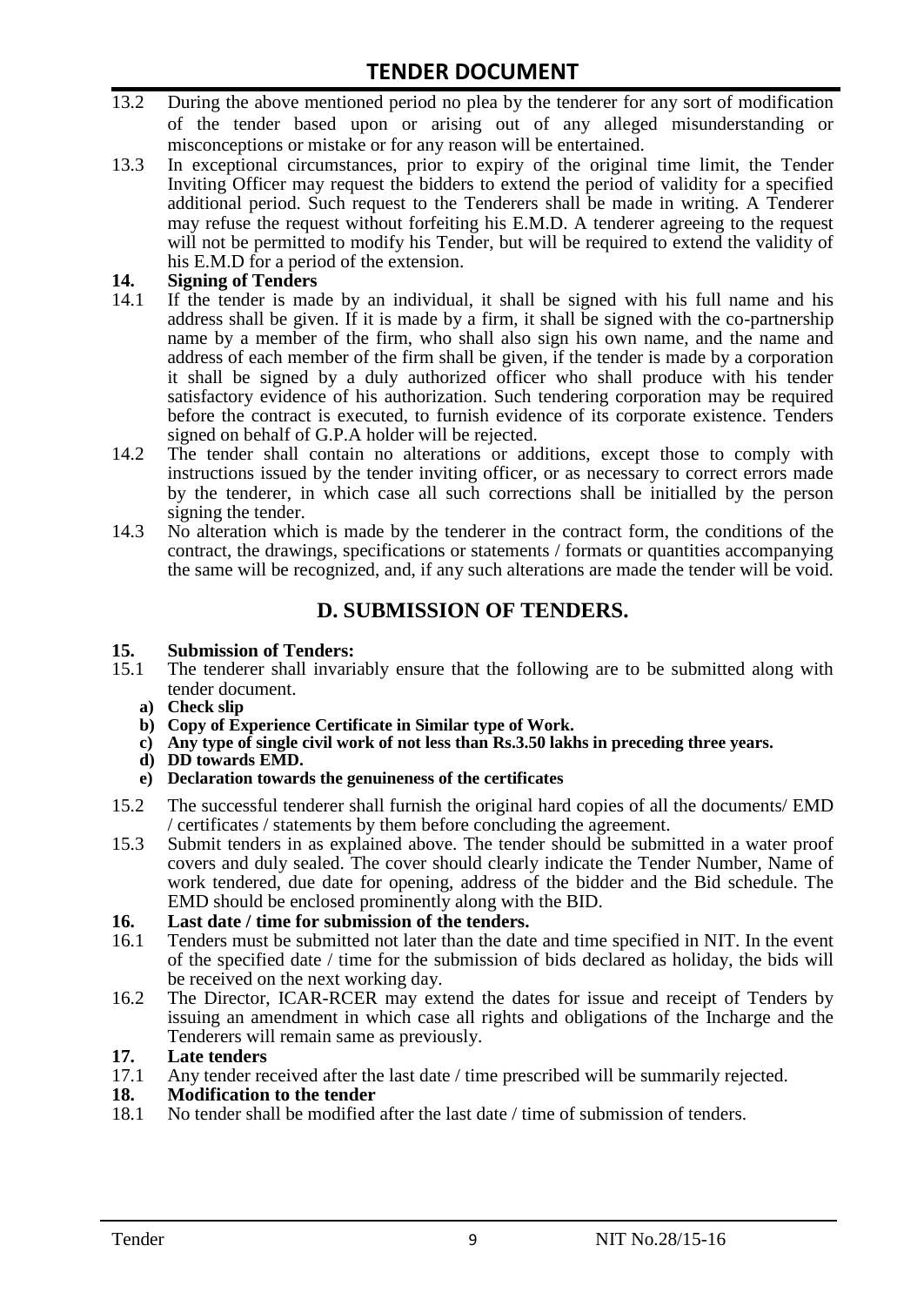13.2 During the above mentioned period no plea by the tenderer for any sort of modification of the tender based upon or arising out of any alleged misunderstanding or misconceptions or mistake or for any reason will be entertained.

13.3 In exceptional circumstances, prior to expiry of the original time limit, the Tender Inviting Officer may request the bidders to extend the period of validity for a specified additional period. Such request to the Tenderers shall be made in writing. A Tenderer may refuse the request without forfeiting his E.M.D. A tenderer agreeing to the request will not be permitted to modify his Tender, but will be required to extend the validity of his E.M.D for a period of the extension.

**14. Signing of Tenders**

14.1 If the tender is made by an individual, it shall be signed with his full name and his address shall be given. If it is made by a firm, it shall be signed with the co-partnership name by a member of the firm, who shall also sign his own name, and the name and address of each member of the firm shall be given, if the tender is made by a corporation it shall be signed by a duly authorized officer who shall produce with his tender satisfactory evidence of his authorization. Such tendering corporation may be required before the contract is executed, to furnish evidence of its corporate existence. Tenders signed on behalf of G.P.A holder will be rejected.

14.2 The tender shall contain no alterations or additions, except those to comply with instructions issued by the tender inviting officer, or as necessary to correct errors made by the tenderer, in which case all such corrections shall be initialled by the person signing the tender.

14.3 No alteration which is made by the tenderer in the contract form, the conditions of the contract, the drawings, specifications or statements / formats or quantities accompanying the same will be recognized, and, if any such alterations are made the tender will be void.

## D. SUBMISSION OF TENDERS.

**15. Submission of Tenders:**

15.1 The tenderer shall invariably ensure that the following are to be submitted along with tender document.

**a) Check slip**

**b) Copy of Experience Certificate in Similar type of Work.**

**c) Any type of single civil work of not less than Rs.3.50 lakhs in preceding three years.**

**d) DD towards EMD.**

**e) Declaration towards the genuineness of the certificates**

15.2 The successful tenderer shall furnish the original hard copies of all the documents/ EMD / certificates / statements by them before concluding the agreement.

15.3 Submit tenders in as explained above. The tender should be submitted in a water proof covers and duly sealed. The cover should clearly indicate the Tender Number, Name of work tendered, due date for opening, address of the bidder and the Bid schedule. The EMD should be enclosed prominently along with the BID.

**16. Last date / time for submission of the tenders.**

16.1 Tenders must be submitted not later than the date and time specified in NIT. In the event of the specified date / time for the submission of bids declared as holiday, the bids will be received on the next working day.

16.2 The Director, ICAR-RCER may extend the dates for issue and receipt of Tenders by issuing an amendment in which case all rights and obligations of the Incharge and the Tenderers will remain same as previously.

**17. Late tenders**

17.1 Any tender received after the last date / time prescribed will be summarily rejected.

**18. Modification to the tender**

18.1 No tender shall be modified after the last date / time of submission of tenders.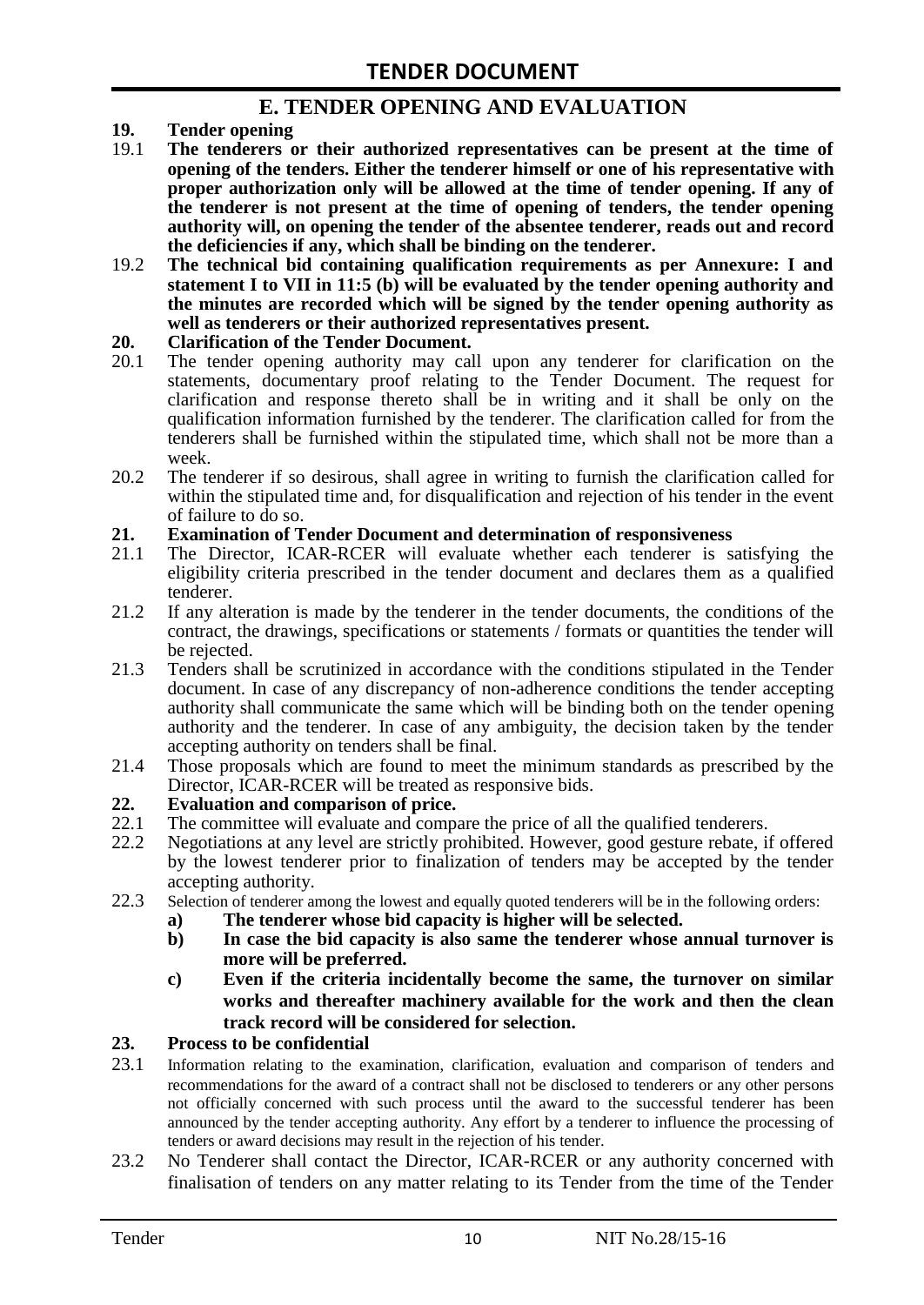## E. TENDER OPENING AND EVALUATION

**19. Tender opening**

19.1 **The tenderers or their authorized representatives can be present at the time of opening of the tenders. Either the tenderer himself or one of his representative with proper authorization only will be allowed at the time of tender opening. If any of the tenderer is not present at the time of opening of tenders, the tender opening authority will, on opening the tender of the absentee tenderer, reads out and record the deficiencies if any, which shall be binding on the tenderer.**

19.2 **The technical bid containing qualification requirements as per Annexure: I and statement I to VII in 11:5 (b) will be evaluated by the tender opening authority and the minutes are recorded which will be signed by the tender opening authority as well as tenderers or their authorized representatives present.**

**20. Clarification of the Tender Document.**

20.1 The tender opening authority may call upon any tenderer for clarification on the statements, documentary proof relating to the Tender Document. The request for clarification and response thereto shall be in writing and it shall be only on the qualification information furnished by the tenderer. The clarification called for from the tenderers shall be furnished within the stipulated time, which shall not be more than a week.

20.2 The tenderer if so desirous, shall agree in writing to furnish the clarification called for within the stipulated time and, for disqualification and rejection of his tender in the event of failure to do so.

**21. Examination of Tender Document and determination of responsiveness**

21.1 The Director, ICAR-RCER will evaluate whether each tenderer is satisfying the eligibility criteria prescribed in the tender document and declares them as a qualified tenderer.

21.2 If any alteration is made by the tenderer in the tender documents, the conditions of the contract, the drawings, specifications or statements / formats or quantities the tender will be rejected.

21.3 Tenders shall be scrutinized in accordance with the conditions stipulated in the Tender document. In case of any discrepancy of non-adherence conditions the tender accepting authority shall communicate the same which will be binding both on the tender opening authority and the tenderer. In case of any ambiguity, the decision taken by the tender accepting authority on tenders shall be final.

21.4 Those proposals which are found to meet the minimum standards as prescribed by the Director, ICAR-RCER will be treated as responsive bids.

**22. Evaluation and comparison of price.**

22.1 The committee will evaluate and compare the price of all the qualified tenderers.

22.2 Negotiations at any level are strictly prohibited. However, good gesture rebate, if offered by the lowest tenderer prior to finalization of tenders may be accepted by the tender accepting authority.

22.3 Selection of tenderer among the lowest and equally quoted tenderers will be in the following orders:

- **a) The tenderer whose bid capacity is higher will be selected.**
- **b) In case the bid capacity is also same the tenderer whose annual turnover is more will be preferred.**
- **c) Even if the criteria incidentally become the same, the turnover on similar works and thereafter machinery available for the work and then the clean track record will be considered for selection.**

**23. Process to be confidential**

23.1 Information relating to the examination, clarification, evaluation and comparison of tenders and recommendations for the award of a contract shall not be disclosed to tenderers or any other persons not officially concerned with such process until the award to the successful tenderer has been announced by the tender accepting authority. Any effort by a tenderer to influence the processing of tenders or award decisions may result in the rejection of his tender.

23.2 No Tenderer shall contact the Director, ICAR-RCER or any authority concerned with finalisation of tenders on any matter relating to its Tender from the time of the Tender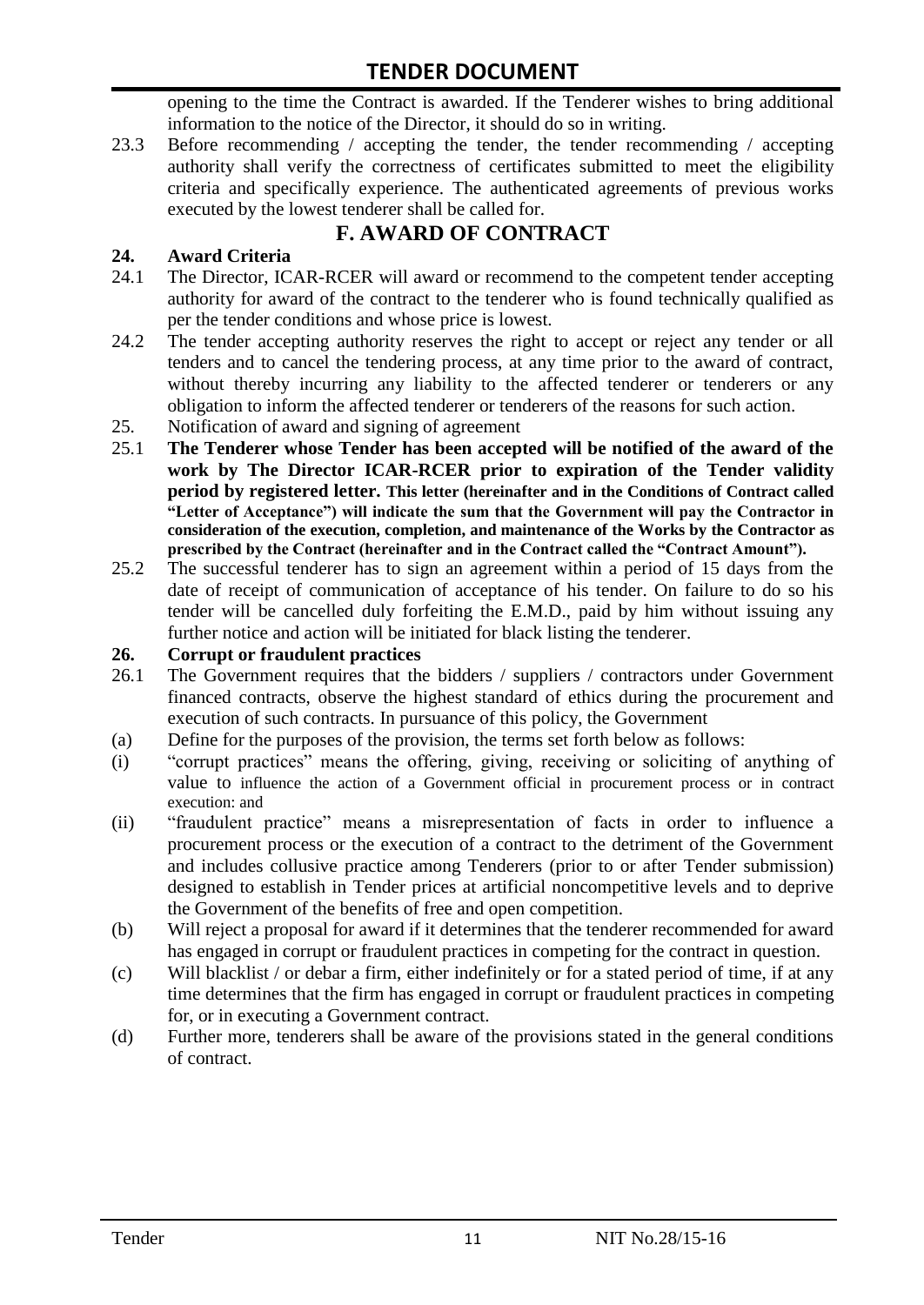opening to the time the Contract is awarded. If the Tenderer wishes to bring additional information to the notice of the Director, it should do so in writing.

23.3 Before recommending / accepting the tender, the tender recommending / accepting authority shall verify the correctness of certificates submitted to meet the eligibility criteria and specifically experience. The authenticated agreements of previous works executed by the lowest tenderer shall be called for.

## F. AWARD OF CONTRACT

### 24. Award Criteria

24.1 The Director, ICAR-RCER will award or recommend to the competent tender accepting authority for award of the contract to the tenderer who is found technically qualified as per the tender conditions and whose price is lowest.

24.2 The tender accepting authority reserves the right to accept or reject any tender or all tenders and to cancel the tendering process, at any time prior to the award of contract, without thereby incurring any liability to the affected tenderer or tenderers or any obligation to inform the affected tenderer or tenderers of the reasons for such action.

25. Notification of award and signing of agreement

25.1 **The Tenderer whose Tender has been accepted will be notified of the award of the work by The Director ICAR-RCER prior to expiration of the Tender validity period by registered letter. This letter (hereinafter and in the Conditions of Contract called "Letter of Acceptance") will indicate the sum that the Government will pay the Contractor in consideration of the execution, completion, and maintenance of the Works by the Contractor as prescribed by the Contract (hereinafter and in the Contract called the "Contract Amount").**

25.2 The successful tenderer has to sign an agreement within a period of 15 days from the date of receipt of communication of acceptance of his tender. On failure to do so his tender will be cancelled duly forfeiting the E.M.D., paid by him without issuing any further notice and action will be initiated for black listing the tenderer.

### 26. Corrupt or fraudulent practices

26.1 The Government requires that the bidders / suppliers / contractors under Government financed contracts, observe the highest standard of ethics during the procurement and execution of such contracts. In pursuance of this policy, the Government

(a) Define for the purposes of the provision, the terms set forth below as follows:

(i) "corrupt practices" means the offering, giving, receiving or soliciting of anything of value to influence the action of a Government official in procurement process or in contract execution: and

(ii) "fraudulent practice" means a misrepresentation of facts in order to influence a procurement process or the execution of a contract to the detriment of the Government and includes collusive practice among Tenderers (prior to or after Tender submission) designed to establish in Tender prices at artificial noncompetitive levels and to deprive the Government of the benefits of free and open competition.

(b) Will reject a proposal for award if it determines that the tenderer recommended for award has engaged in corrupt or fraudulent practices in competing for the contract in question.

(c) Will blacklist / or debar a firm, either indefinitely or for a stated period of time, if at any time determines that the firm has engaged in corrupt or fraudulent practices in competing for, or in executing a Government contract.

(d) Further more, tenderers shall be aware of the provisions stated in the general conditions of contract.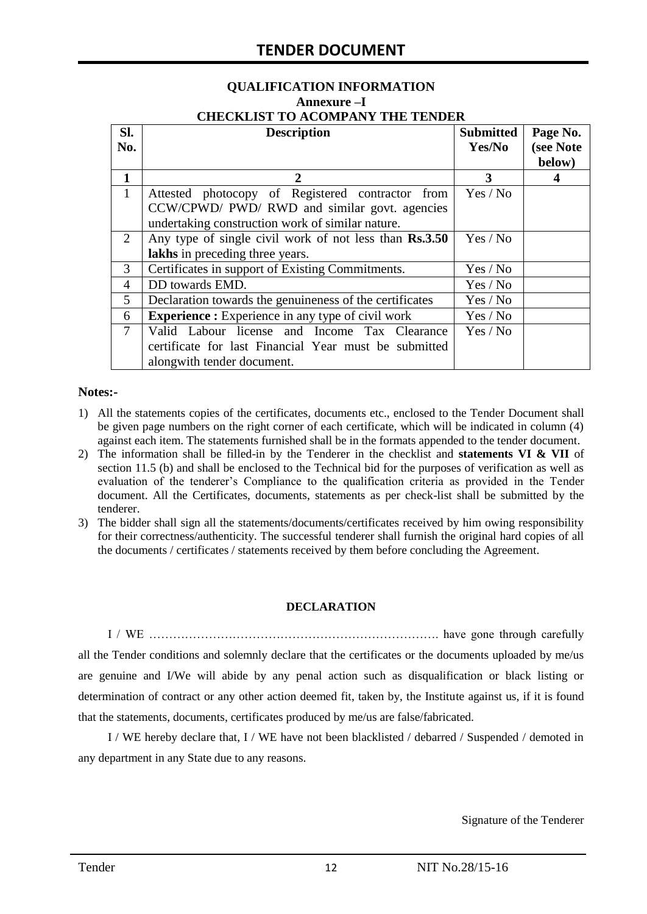## QUALIFICATION INFORMATION

### Annexure –I

### CHECKLIST TO ACOMPANY THE TENDER

| Sl. No. | Description | Submitted Yes/No | Page No. (see Note below) |
|---|---|---|---|
| 1 | 2 | 3 | 4 |
| 1 | Attested photocopy of Registered contractor from CCW/CPWD/ PWD/ RWD and similar govt. agencies undertaking construction work of similar nature. | Yes / No | |
| 2 | Any type of single civil work of not less than **Rs.3.50 lakhs** in preceding three years. | Yes / No | |
| 3 | Certificates in support of Existing Commitments. | Yes / No | |
| 4 | DD towards EMD. | Yes / No | |
| 5 | Declaration towards the genuineness of the certificates | Yes / No | |
| 6 | **Experience :** Experience in any type of civil work | Yes / No | |
| 7 | Valid Labour license and Income Tax Clearance certificate for last Financial Year must be submitted alongwith tender document. | Yes / No | |

**Notes:-**

1) All the statements copies of the certificates, documents etc., enclosed to the Tender Document shall be given page numbers on the right corner of each certificate, which will be indicated in column (4) against each item. The statements furnished shall be in the formats appended to the tender document.
2) The information shall be filled-in by the Tenderer in the checklist and **statements VI & VII** of section 11.5 (b) and shall be enclosed to the Technical bid for the purposes of verification as well as evaluation of the tenderer's Compliance to the qualification criteria as provided in the Tender document. All the Certificates, documents, statements as per check-list shall be submitted by the tenderer.
3) The bidder shall sign all the statements/documents/certificates received by him owing responsibility for their correctness/authenticity. The successful tenderer shall furnish the original hard copies of all the documents / certificates / statements received by them before concluding the Agreement.

**DECLARATION**

I / WE ………………………………………………………………. have gone through carefully all the Tender conditions and solemnly declare that the certificates or the documents uploaded by me/us are genuine and I/We will abide by any penal action such as disqualification or black listing or determination of contract or any other action deemed fit, taken by, the Institute against us, if it is found that the statements, documents, certificates produced by me/us are false/fabricated.

I / WE hereby declare that, I / WE have not been blacklisted / debarred / Suspended / demoted in any department in any State due to any reasons.

Signature of the Tenderer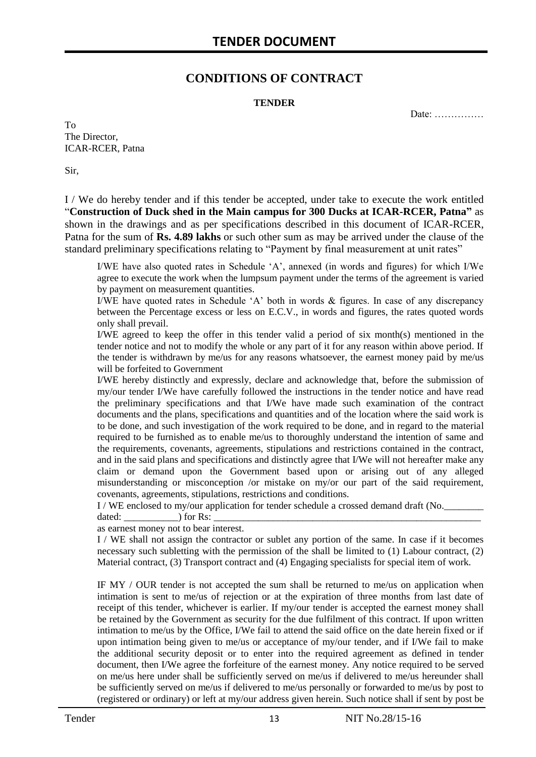# CONDITIONS OF CONTRACT

**TENDER**

Date: ……………

To
The Director,
ICAR-RCER, Patna

Sir,

I / We do hereby tender and if this tender be accepted, under take to execute the work entitled "**Construction of Duck shed in the Main campus for 300 Ducks at ICAR-RCER, Patna"** as shown in the drawings and as per specifications described in this document of ICAR-RCER, Patna for the sum of **Rs. 4.89 lakhs** or such other sum as may be arrived under the clause of the standard preliminary specifications relating to "Payment by final measurement at unit rates"

I/WE have also quoted rates in Schedule 'A', annexed (in words and figures) for which I/We agree to execute the work when the lumpsum payment under the terms of the agreement is varied by payment on measurement quantities.

I/WE have quoted rates in Schedule 'A' both in words & figures. In case of any discrepancy between the Percentage excess or less on E.C.V., in words and figures, the rates quoted words only shall prevail.

I/WE agreed to keep the offer in this tender valid a period of six month(s) mentioned in the tender notice and not to modify the whole or any part of it for any reason within above period. If the tender is withdrawn by me/us for any reasons whatsoever, the earnest money paid by me/us will be forfeited to Government

I/WE hereby distinctly and expressly, declare and acknowledge that, before the submission of my/our tender I/We have carefully followed the instructions in the tender notice and have read the preliminary specifications and that I/We have made such examination of the contract documents and the plans, specifications and quantities and of the location where the said work is to be done, and such investigation of the work required to be done, and in regard to the material required to be furnished as to enable me/us to thoroughly understand the intention of same and the requirements, covenants, agreements, stipulations and restrictions contained in the contract, and in the said plans and specifications and distinctly agree that I/We will not hereafter make any claim or demand upon the Government based upon or arising out of any alleged misunderstanding or misconception /or mistake on my/or our part of the said requirement, covenants, agreements, stipulations, restrictions and conditions.

I / WE enclosed to my/our application for tender schedule a crossed demand draft (No.________ dated: ___________) for Rs: ___________________________________________________________ as earnest money not to bear interest.

I / WE shall not assign the contractor or sublet any portion of the same. In case if it becomes necessary such subletting with the permission of the shall be limited to (1) Labour contract, (2) Material contract, (3) Transport contract and (4) Engaging specialists for special item of work.

IF MY / OUR tender is not accepted the sum shall be returned to me/us on application when intimation is sent to me/us of rejection or at the expiration of three months from last date of receipt of this tender, whichever is earlier. If my/our tender is accepted the earnest money shall be retained by the Government as security for the due fulfilment of this contract. If upon written intimation to me/us by the Office, I/We fail to attend the said office on the date herein fixed or if upon intimation being given to me/us or acceptance of my/our tender, and if I/We fail to make the additional security deposit or to enter into the required agreement as defined in tender document, then I/We agree the forfeiture of the earnest money. Any notice required to be served on me/us here under shall be sufficiently served on me/us if delivered to me/us hereunder shall be sufficiently served on me/us if delivered to me/us personally or forwarded to me/us by post to (registered or ordinary) or left at my/our address given herein. Such notice shall if sent by post be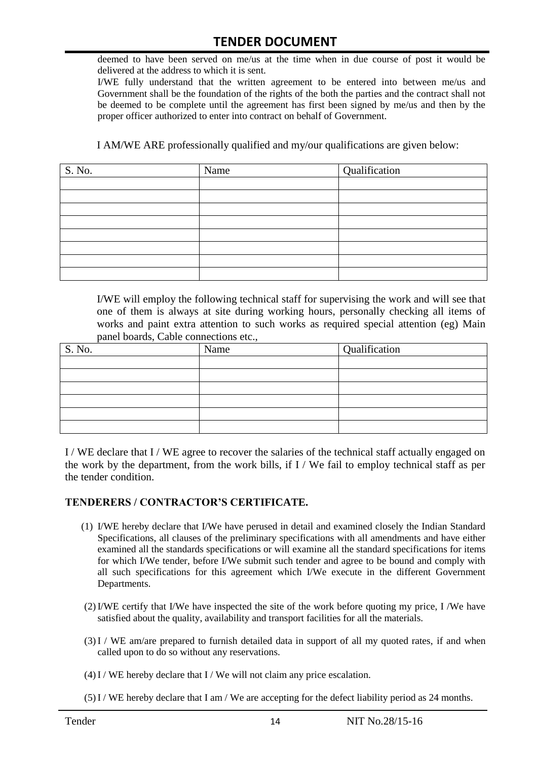deemed to have been served on me/us at the time when in due course of post it would be delivered at the address to which it is sent.

I/WE fully understand that the written agreement to be entered into between me/us and Government shall be the foundation of the rights of the both the parties and the contract shall not be deemed to be complete until the agreement has first been signed by me/us and then by the proper officer authorized to enter into contract on behalf of Government.

I AM/WE ARE professionally qualified and my/our qualifications are given below:

| S. No. | Name | Qualification |
|---|---|---|
| | | |
| | | |
| | | |
| | | |
| | | |
| | | |
| | | |
| | | |

I/WE will employ the following technical staff for supervising the work and will see that one of them is always at site during working hours, personally checking all items of works and paint extra attention to such works as required special attention (eg) Main panel boards, Cable connections etc.,

| S. No. | Name | Qualification |
|---|---|---|
| | | |
| | | |
| | | |
| | | |
| | | |
| | | |

I / WE declare that I / WE agree to recover the salaries of the technical staff actually engaged on the work by the department, from the work bills, if I / We fail to employ technical staff as per the tender condition.

**TENDERERS / CONTRACTOR'S CERTIFICATE.**

(1) I/WE hereby declare that I/We have perused in detail and examined closely the Indian Standard Specifications, all clauses of the preliminary specifications with all amendments and have either examined all the standards specifications or will examine all the standard specifications for items for which I/We tender, before I/We submit such tender and agree to be bound and comply with all such specifications for this agreement which I/We execute in the different Government Departments.

(2) I/WE certify that I/We have inspected the site of the work before quoting my price, I /We have satisfied about the quality, availability and transport facilities for all the materials.

(3) I / WE am/are prepared to furnish detailed data in support of all my quoted rates, if and when called upon to do so without any reservations.

(4) I / WE hereby declare that I / We will not claim any price escalation.

(5) I / WE hereby declare that I am / We are accepting for the defect liability period as 24 months.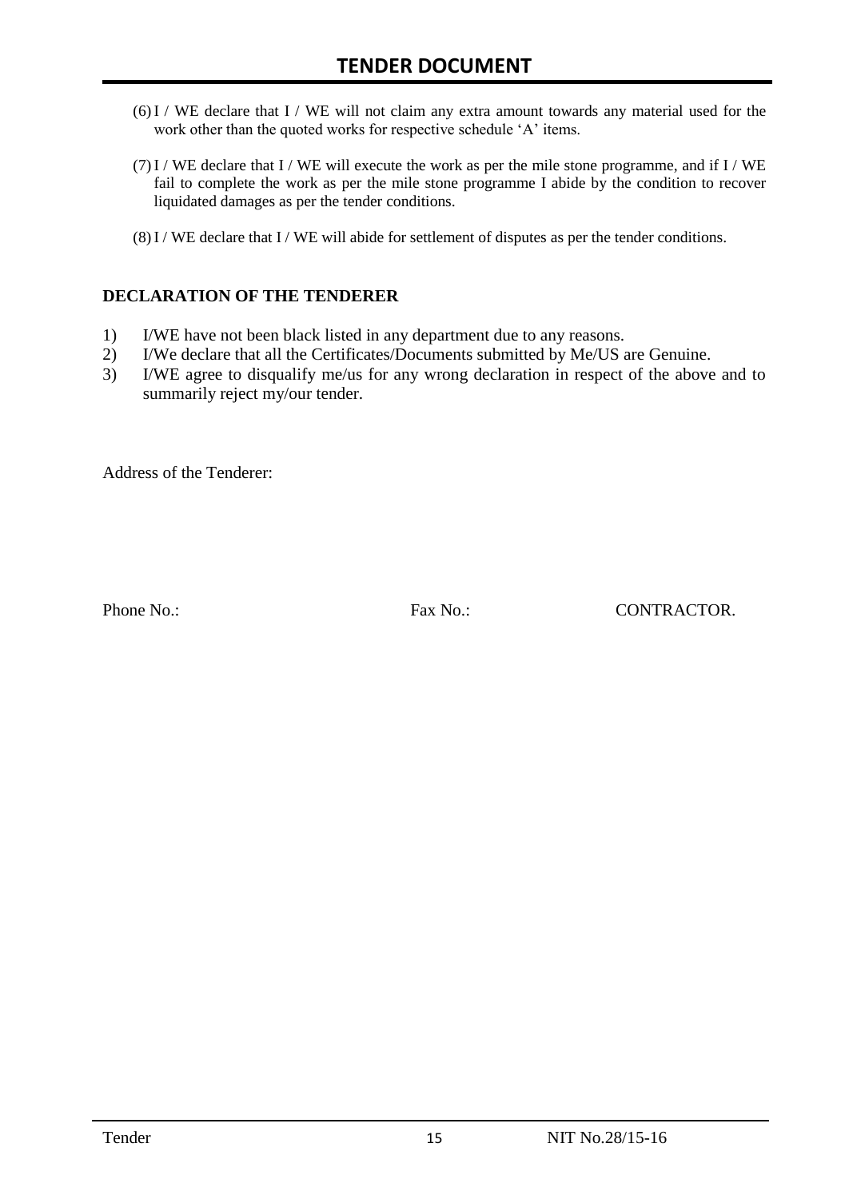(6) I / WE declare that I / WE will not claim any extra amount towards any material used for the work other than the quoted works for respective schedule 'A' items.

(7) I / WE declare that I / WE will execute the work as per the mile stone programme, and if I / WE fail to complete the work as per the mile stone programme I abide by the condition to recover liquidated damages as per the tender conditions.

(8) I / WE declare that I / WE will abide for settlement of disputes as per the tender conditions.

**DECLARATION OF THE TENDERER**

1) I/WE have not been black listed in any department due to any reasons.
2) I/We declare that all the Certificates/Documents submitted by Me/US are Genuine.
3) I/WE agree to disqualify me/us for any wrong declaration in respect of the above and to summarily reject my/our tender.

Address of the Tenderer:

Phone No.: Fax No.: CONTRACTOR.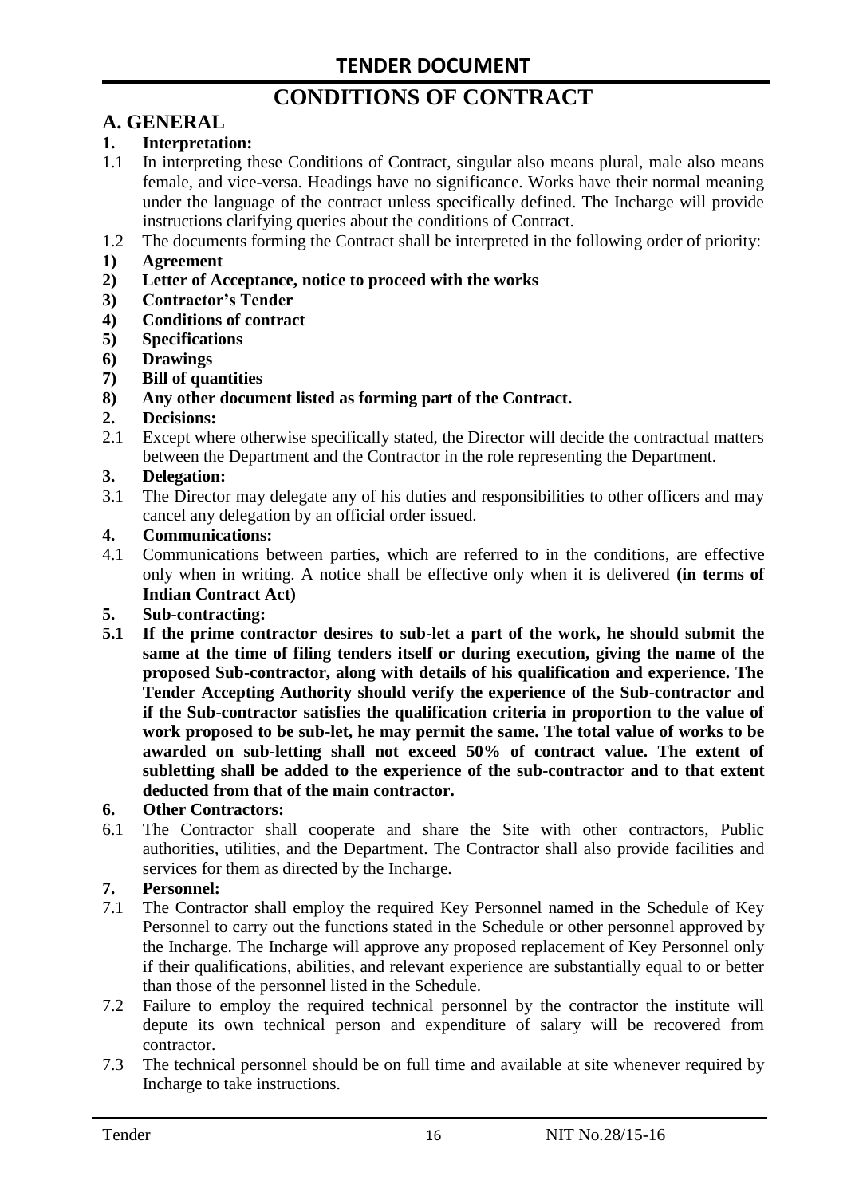# CONDITIONS OF CONTRACT

## A. GENERAL

**1. Interpretation:**

1.1 In interpreting these Conditions of Contract, singular also means plural, male also means female, and vice-versa. Headings have no significance. Works have their normal meaning under the language of the contract unless specifically defined. The Incharge will provide instructions clarifying queries about the conditions of Contract.

1.2 The documents forming the Contract shall be interpreted in the following order of priority:

**1) Agreement**

**2) Letter of Acceptance, notice to proceed with the works**

**3) Contractor's Tender**

**4) Conditions of contract**

**5) Specifications**

**6) Drawings**

**7) Bill of quantities**

**8) Any other document listed as forming part of the Contract.**

**2. Decisions:**

2.1 Except where otherwise specifically stated, the Director will decide the contractual matters between the Department and the Contractor in the role representing the Department.

**3. Delegation:**

3.1 The Director may delegate any of his duties and responsibilities to other officers and may cancel any delegation by an official order issued.

**4. Communications:**

4.1 Communications between parties, which are referred to in the conditions, are effective only when in writing. A notice shall be effective only when it is delivered **(in terms of Indian Contract Act)**

**5. Sub-contracting:**

**5.1 If the prime contractor desires to sub-let a part of the work, he should submit the same at the time of filing tenders itself or during execution, giving the name of the proposed Sub-contractor, along with details of his qualification and experience. The Tender Accepting Authority should verify the experience of the Sub-contractor and if the Sub-contractor satisfies the qualification criteria in proportion to the value of work proposed to be sub-let, he may permit the same. The total value of works to be awarded on sub-letting shall not exceed 50% of contract value. The extent of subletting shall be added to the experience of the sub-contractor and to that extent deducted from that of the main contractor.**

**6. Other Contractors:**

6.1 The Contractor shall cooperate and share the Site with other contractors, Public authorities, utilities, and the Department. The Contractor shall also provide facilities and services for them as directed by the Incharge.

**7. Personnel:**

7.1 The Contractor shall employ the required Key Personnel named in the Schedule of Key Personnel to carry out the functions stated in the Schedule or other personnel approved by the Incharge. The Incharge will approve any proposed replacement of Key Personnel only if their qualifications, abilities, and relevant experience are substantially equal to or better than those of the personnel listed in the Schedule.

7.2 Failure to employ the required technical personnel by the contractor the institute will depute its own technical person and expenditure of salary will be recovered from contractor.

7.3 The technical personnel should be on full time and available at site whenever required by Incharge to take instructions.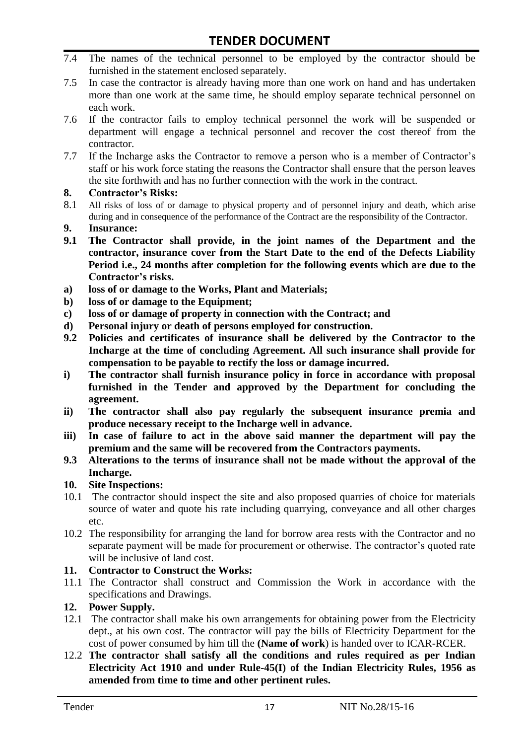7.4 The names of the technical personnel to be employed by the contractor should be furnished in the statement enclosed separately.

7.5 In case the contractor is already having more than one work on hand and has undertaken more than one work at the same time, he should employ separate technical personnel on each work.

7.6 If the contractor fails to employ technical personnel the work will be suspended or department will engage a technical personnel and recover the cost thereof from the contractor.

7.7 If the Incharge asks the Contractor to remove a person who is a member of Contractor's staff or his work force stating the reasons the Contractor shall ensure that the person leaves the site forthwith and has no further connection with the work in the contract.

**8. Contractor's Risks:**

8.1 All risks of loss of or damage to physical property and of personnel injury and death, which arise during and in consequence of the performance of the Contract are the responsibility of the Contractor.

**9. Insurance:**

**9.1 The Contractor shall provide, in the joint names of the Department and the contractor, insurance cover from the Start Date to the end of the Defects Liability Period i.e., 24 months after completion for the following events which are due to the Contractor's risks.**

**a) loss of or damage to the Works, Plant and Materials;**

**b) loss of or damage to the Equipment;**

**c) loss of or damage of property in connection with the Contract; and**

**d) Personal injury or death of persons employed for construction.**

**9.2 Policies and certificates of insurance shall be delivered by the Contractor to the Incharge at the time of concluding Agreement. All such insurance shall provide for compensation to be payable to rectify the loss or damage incurred.**

**i) The contractor shall furnish insurance policy in force in accordance with proposal furnished in the Tender and approved by the Department for concluding the agreement.**

**ii) The contractor shall also pay regularly the subsequent insurance premia and produce necessary receipt to the Incharge well in advance.**

**iii) In case of failure to act in the above said manner the department will pay the premium and the same will be recovered from the Contractors payments.**

**9.3 Alterations to the terms of insurance shall not be made without the approval of the Incharge.**

**10. Site Inspections:**

10.1 The contractor should inspect the site and also proposed quarries of choice for materials source of water and quote his rate including quarrying, conveyance and all other charges etc.

10.2 The responsibility for arranging the land for borrow area rests with the Contractor and no separate payment will be made for procurement or otherwise. The contractor's quoted rate will be inclusive of land cost.

**11. Contractor to Construct the Works:**

11.1 The Contractor shall construct and Commission the Work in accordance with the specifications and Drawings.

**12. Power Supply.**

12.1 The contractor shall make his own arrangements for obtaining power from the Electricity dept., at his own cost. The contractor will pay the bills of Electricity Department for the cost of power consumed by him till the **(Name of work**) is handed over to ICAR-RCER.

12.2 **The contractor shall satisfy all the conditions and rules required as per Indian Electricity Act 1910 and under Rule-45(I) of the Indian Electricity Rules, 1956 as amended from time to time and other pertinent rules.**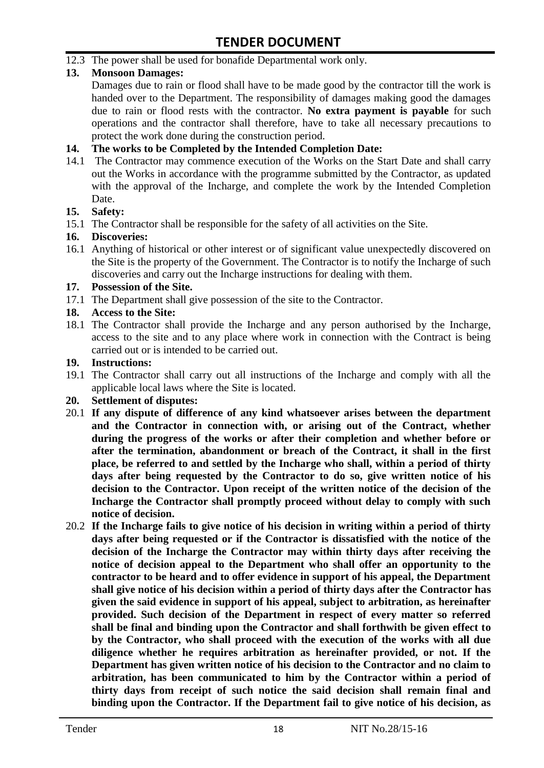12.3 The power shall be used for bonafide Departmental work only.

**13. Monsoon Damages:**

Damages due to rain or flood shall have to be made good by the contractor till the work is handed over to the Department. The responsibility of damages making good the damages due to rain or flood rests with the contractor. **No extra payment is payable** for such operations and the contractor shall therefore, have to take all necessary precautions to protect the work done during the construction period.

**14. The works to be Completed by the Intended Completion Date:**

14.1 The Contractor may commence execution of the Works on the Start Date and shall carry out the Works in accordance with the programme submitted by the Contractor, as updated with the approval of the Incharge, and complete the work by the Intended Completion Date.

**15. Safety:**

15.1 The Contractor shall be responsible for the safety of all activities on the Site.

**16. Discoveries:**

16.1 Anything of historical or other interest or of significant value unexpectedly discovered on the Site is the property of the Government. The Contractor is to notify the Incharge of such discoveries and carry out the Incharge instructions for dealing with them.

**17. Possession of the Site.**

17.1 The Department shall give possession of the site to the Contractor.

**18. Access to the Site:**

18.1 The Contractor shall provide the Incharge and any person authorised by the Incharge, access to the site and to any place where work in connection with the Contract is being carried out or is intended to be carried out.

**19. Instructions:**

19.1 The Contractor shall carry out all instructions of the Incharge and comply with all the applicable local laws where the Site is located.

**20. Settlement of disputes:**

20.1 **If any dispute of difference of any kind whatsoever arises between the department and the Contractor in connection with, or arising out of the Contract, whether during the progress of the works or after their completion and whether before or after the termination, abandonment or breach of the Contract, it shall in the first place, be referred to and settled by the Incharge who shall, within a period of thirty days after being requested by the Contractor to do so, give written notice of his decision to the Contractor. Upon receipt of the written notice of the decision of the Incharge the Contractor shall promptly proceed without delay to comply with such notice of decision.**

20.2 **If the Incharge fails to give notice of his decision in writing within a period of thirty days after being requested or if the Contractor is dissatisfied with the notice of the decision of the Incharge the Contractor may within thirty days after receiving the notice of decision appeal to the Department who shall offer an opportunity to the contractor to be heard and to offer evidence in support of his appeal, the Department shall give notice of his decision within a period of thirty days after the Contractor has given the said evidence in support of his appeal, subject to arbitration, as hereinafter provided. Such decision of the Department in respect of every matter so referred shall be final and binding upon the Contractor and shall forthwith be given effect to by the Contractor, who shall proceed with the execution of the works with all due diligence whether he requires arbitration as hereinafter provided, or not. If the Department has given written notice of his decision to the Contractor and no claim to arbitration, has been communicated to him by the Contractor within a period of thirty days from receipt of such notice the said decision shall remain final and binding upon the Contractor. If the Department fail to give notice of his decision, as**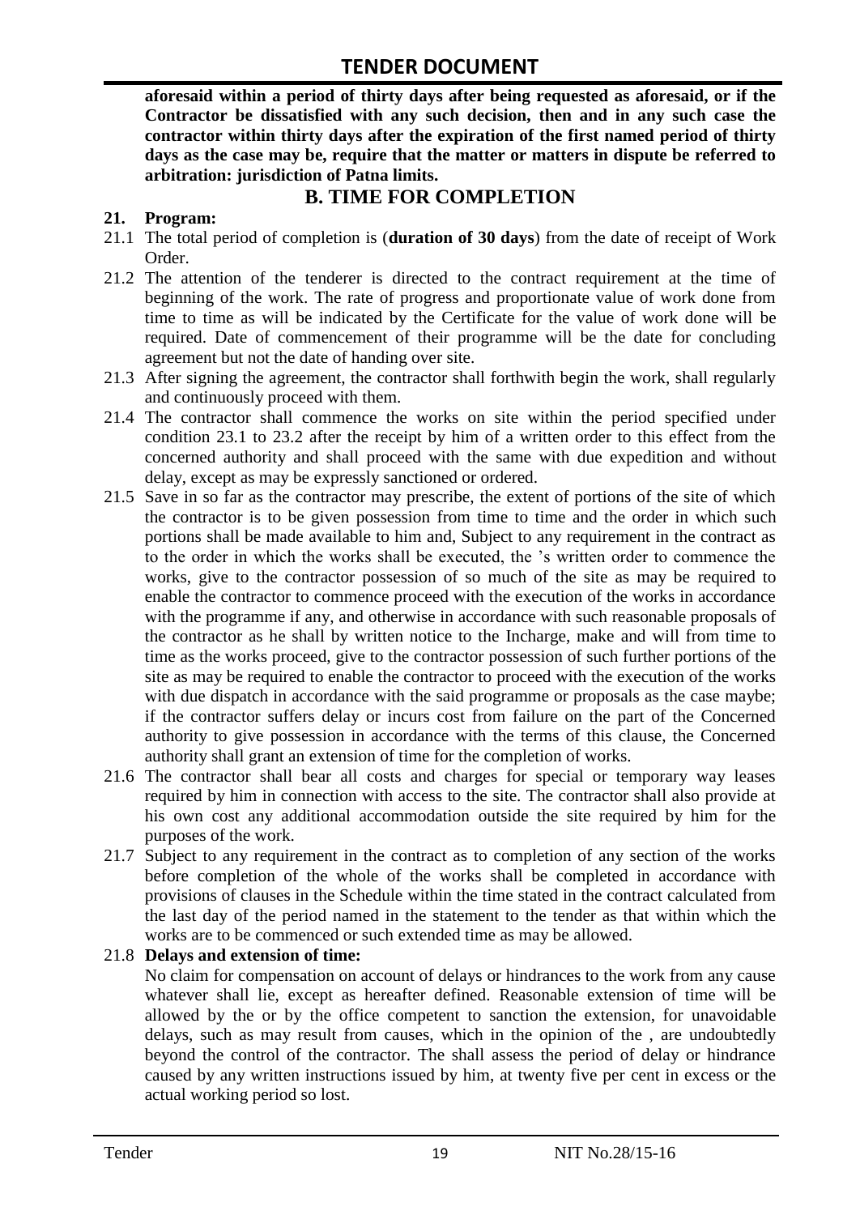**aforesaid within a period of thirty days after being requested as aforesaid, or if the Contractor be dissatisfied with any such decision, then and in any such case the contractor within thirty days after the expiration of the first named period of thirty days as the case may be, require that the matter or matters in dispute be referred to arbitration: jurisdiction of Patna limits.**

## B. TIME FOR COMPLETION

**21. Program:**

21.1 The total period of completion is (**duration of 30 days**) from the date of receipt of Work Order.

21.2 The attention of the tenderer is directed to the contract requirement at the time of beginning of the work. The rate of progress and proportionate value of work done from time to time as will be indicated by the Certificate for the value of work done will be required. Date of commencement of their programme will be the date for concluding agreement but not the date of handing over site.

21.3 After signing the agreement, the contractor shall forthwith begin the work, shall regularly and continuously proceed with them.

21.4 The contractor shall commence the works on site within the period specified under condition 23.1 to 23.2 after the receipt by him of a written order to this effect from the concerned authority and shall proceed with the same with due expedition and without delay, except as may be expressly sanctioned or ordered.

21.5 Save in so far as the contractor may prescribe, the extent of portions of the site of which the contractor is to be given possession from time to time and the order in which such portions shall be made available to him and, Subject to any requirement in the contract as to the order in which the works shall be executed, the 's written order to commence the works, give to the contractor possession of so much of the site as may be required to enable the contractor to commence proceed with the execution of the works in accordance with the programme if any, and otherwise in accordance with such reasonable proposals of the contractor as he shall by written notice to the Incharge, make and will from time to time as the works proceed, give to the contractor possession of such further portions of the site as may be required to enable the contractor to proceed with the execution of the works with due dispatch in accordance with the said programme or proposals as the case maybe; if the contractor suffers delay or incurs cost from failure on the part of the Concerned authority to give possession in accordance with the terms of this clause, the Concerned authority shall grant an extension of time for the completion of works.

21.6 The contractor shall bear all costs and charges for special or temporary way leases required by him in connection with access to the site. The contractor shall also provide at his own cost any additional accommodation outside the site required by him for the purposes of the work.

21.7 Subject to any requirement in the contract as to completion of any section of the works before completion of the whole of the works shall be completed in accordance with provisions of clauses in the Schedule within the time stated in the contract calculated from the last day of the period named in the statement to the tender as that within which the works are to be commenced or such extended time as may be allowed.

21.8 **Delays and extension of time:**

No claim for compensation on account of delays or hindrances to the work from any cause whatever shall lie, except as hereafter defined. Reasonable extension of time will be allowed by the or by the office competent to sanction the extension, for unavoidable delays, such as may result from causes, which in the opinion of the , are undoubtedly beyond the control of the contractor. The shall assess the period of delay or hindrance caused by any written instructions issued by him, at twenty five per cent in excess or the actual working period so lost.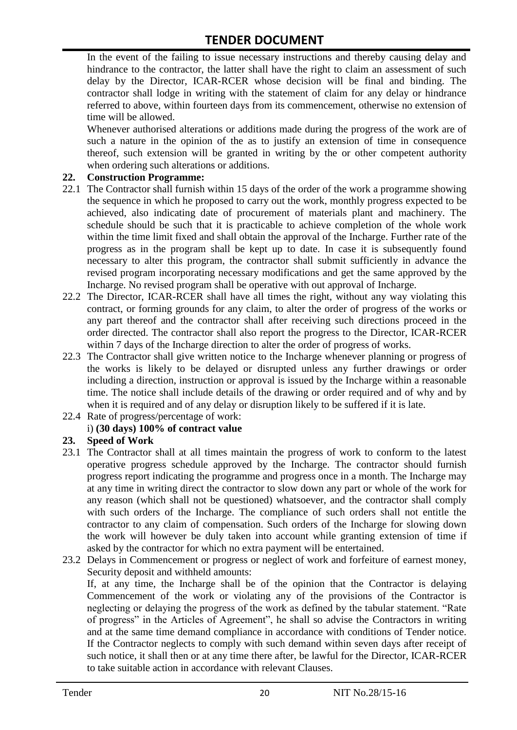In the event of the failing to issue necessary instructions and thereby causing delay and hindrance to the contractor, the latter shall have the right to claim an assessment of such delay by the Director, ICAR-RCER whose decision will be final and binding. The contractor shall lodge in writing with the statement of claim for any delay or hindrance referred to above, within fourteen days from its commencement, otherwise no extension of time will be allowed.

Whenever authorised alterations or additions made during the progress of the work are of such a nature in the opinion of the as to justify an extension of time in consequence thereof, such extension will be granted in writing by the or other competent authority when ordering such alterations or additions.

**22. Construction Programme:**

22.1 The Contractor shall furnish within 15 days of the order of the work a programme showing the sequence in which he proposed to carry out the work, monthly progress expected to be achieved, also indicating date of procurement of materials plant and machinery. The schedule should be such that it is practicable to achieve completion of the whole work within the time limit fixed and shall obtain the approval of the Incharge. Further rate of the progress as in the program shall be kept up to date. In case it is subsequently found necessary to alter this program, the contractor shall submit sufficiently in advance the revised program incorporating necessary modifications and get the same approved by the Incharge. No revised program shall be operative with out approval of Incharge.

22.2 The Director, ICAR-RCER shall have all times the right, without any way violating this contract, or forming grounds for any claim, to alter the order of progress of the works or any part thereof and the contractor shall after receiving such directions proceed in the order directed. The contractor shall also report the progress to the Director, ICAR-RCER within 7 days of the Incharge direction to alter the order of progress of works.

22.3 The Contractor shall give written notice to the Incharge whenever planning or progress of the works is likely to be delayed or disrupted unless any further drawings or order including a direction, instruction or approval is issued by the Incharge within a reasonable time. The notice shall include details of the drawing or order required and of why and by when it is required and of any delay or disruption likely to be suffered if it is late.

22.4 Rate of progress/percentage of work:

i) **(30 days) 100% of contract value**

**23. Speed of Work**

23.1 The Contractor shall at all times maintain the progress of work to conform to the latest operative progress schedule approved by the Incharge. The contractor should furnish progress report indicating the programme and progress once in a month. The Incharge may at any time in writing direct the contractor to slow down any part or whole of the work for any reason (which shall not be questioned) whatsoever, and the contractor shall comply with such orders of the Incharge. The compliance of such orders shall not entitle the contractor to any claim of compensation. Such orders of the Incharge for slowing down the work will however be duly taken into account while granting extension of time if asked by the contractor for which no extra payment will be entertained.

23.2 Delays in Commencement or progress or neglect of work and forfeiture of earnest money, Security deposit and withheld amounts:

If, at any time, the Incharge shall be of the opinion that the Contractor is delaying Commencement of the work or violating any of the provisions of the Contractor is neglecting or delaying the progress of the work as defined by the tabular statement. "Rate of progress" in the Articles of Agreement", he shall so advise the Contractors in writing and at the same time demand compliance in accordance with conditions of Tender notice. If the Contractor neglects to comply with such demand within seven days after receipt of such notice, it shall then or at any time there after, be lawful for the Director, ICAR-RCER to take suitable action in accordance with relevant Clauses.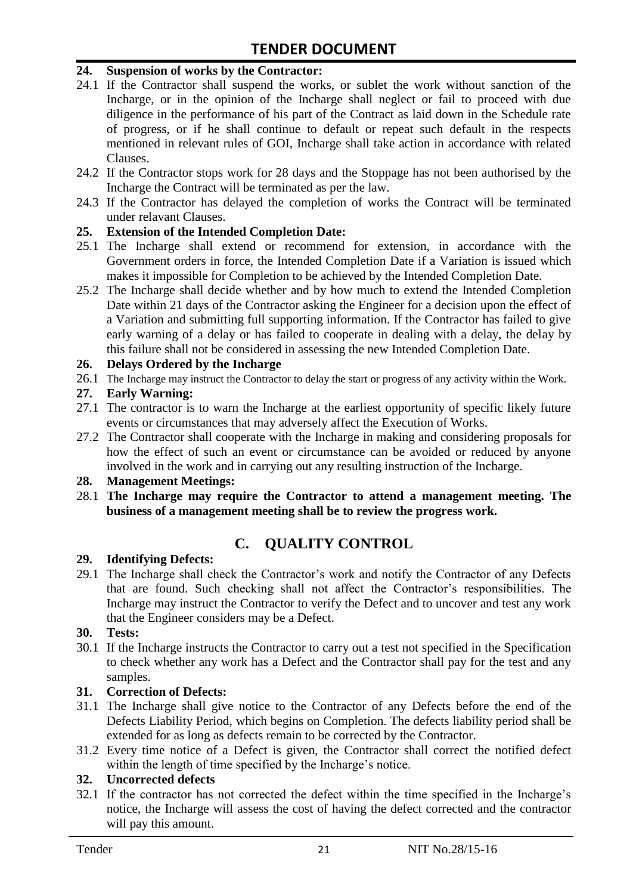**24. Suspension of works by the Contractor:**

24.1 If the Contractor shall suspend the works, or sublet the work without sanction of the Incharge, or in the opinion of the Incharge shall neglect or fail to proceed with due diligence in the performance of his part of the Contract as laid down in the Schedule rate of progress, or if he shall continue to default or repeat such default in the respects mentioned in relevant rules of GOI, Incharge shall take action in accordance with related Clauses.

24.2 If the Contractor stops work for 28 days and the Stoppage has not been authorised by the Incharge the Contract will be terminated as per the law.

24.3 If the Contractor has delayed the completion of works the Contract will be terminated under relavant Clauses.

**25. Extension of the Intended Completion Date:**

25.1 The Incharge shall extend or recommend for extension, in accordance with the Government orders in force, the Intended Completion Date if a Variation is issued which makes it impossible for Completion to be achieved by the Intended Completion Date.

25.2 The Incharge shall decide whether and by how much to extend the Intended Completion Date within 21 days of the Contractor asking the Engineer for a decision upon the effect of a Variation and submitting full supporting information. If the Contractor has failed to give early warning of a delay or has failed to cooperate in dealing with a delay, the delay by this failure shall not be considered in assessing the new Intended Completion Date.

**26. Delays Ordered by the Incharge**

26.1 The Incharge may instruct the Contractor to delay the start or progress of any activity within the Work.

**27. Early Warning:**

27.1 The contractor is to warn the Incharge at the earliest opportunity of specific likely future events or circumstances that may adversely affect the Execution of Works.

27.2 The Contractor shall cooperate with the Incharge in making and considering proposals for how the effect of such an event or circumstance can be avoided or reduced by anyone involved in the work and in carrying out any resulting instruction of the Incharge.

**28. Management Meetings:**

28.1 **The Incharge may require the Contractor to attend a management meeting. The business of a management meeting shall be to review the progress work.**

## C. QUALITY CONTROL

**29. Identifying Defects:**

29.1 The Incharge shall check the Contractor's work and notify the Contractor of any Defects that are found. Such checking shall not affect the Contractor's responsibilities. The Incharge may instruct the Contractor to verify the Defect and to uncover and test any work that the Engineer considers may be a Defect.

**30. Tests:**

30.1 If the Incharge instructs the Contractor to carry out a test not specified in the Specification to check whether any work has a Defect and the Contractor shall pay for the test and any samples.

**31. Correction of Defects:**

31.1 The Incharge shall give notice to the Contractor of any Defects before the end of the Defects Liability Period, which begins on Completion. The defects liability period shall be extended for as long as defects remain to be corrected by the Contractor.

31.2 Every time notice of a Defect is given, the Contractor shall correct the notified defect within the length of time specified by the Incharge's notice.

**32. Uncorrected defects**

32.1 If the contractor has not corrected the defect within the time specified in the Incharge's notice, the Incharge will assess the cost of having the defect corrected and the contractor will pay this amount.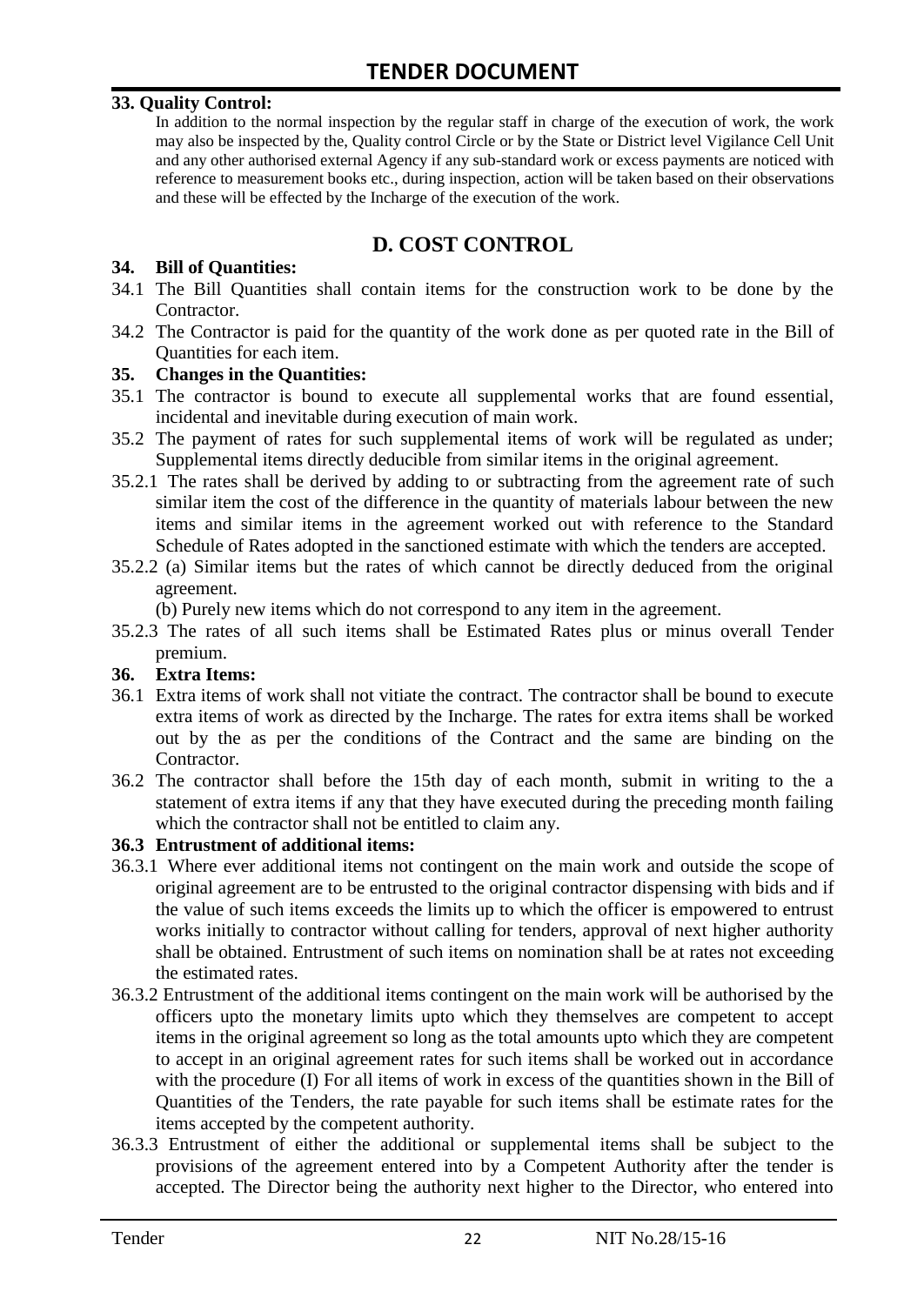**33. Quality Control:**

In addition to the normal inspection by the regular staff in charge of the execution of work, the work may also be inspected by the, Quality control Circle or by the State or District level Vigilance Cell Unit and any other authorised external Agency if any sub-standard work or excess payments are noticed with reference to measurement books etc., during inspection, action will be taken based on their observations and these will be effected by the Incharge of the execution of the work.

## D. COST CONTROL

**34. Bill of Quantities:**

34.1 The Bill Quantities shall contain items for the construction work to be done by the Contractor.

34.2 The Contractor is paid for the quantity of the work done as per quoted rate in the Bill of Quantities for each item.

**35. Changes in the Quantities:**

35.1 The contractor is bound to execute all supplemental works that are found essential, incidental and inevitable during execution of main work.

35.2 The payment of rates for such supplemental items of work will be regulated as under; Supplemental items directly deducible from similar items in the original agreement.

35.2.1 The rates shall be derived by adding to or subtracting from the agreement rate of such similar item the cost of the difference in the quantity of materials labour between the new items and similar items in the agreement worked out with reference to the Standard Schedule of Rates adopted in the sanctioned estimate with which the tenders are accepted.

35.2.2 (a) Similar items but the rates of which cannot be directly deduced from the original agreement.

(b) Purely new items which do not correspond to any item in the agreement.

35.2.3 The rates of all such items shall be Estimated Rates plus or minus overall Tender premium.

**36. Extra Items:**

36.1 Extra items of work shall not vitiate the contract. The contractor shall be bound to execute extra items of work as directed by the Incharge. The rates for extra items shall be worked out by the as per the conditions of the Contract and the same are binding on the Contractor.

36.2 The contractor shall before the 15th day of each month, submit in writing to the a statement of extra items if any that they have executed during the preceding month failing which the contractor shall not be entitled to claim any.

**36.3 Entrustment of additional items:**

36.3.1 Where ever additional items not contingent on the main work and outside the scope of original agreement are to be entrusted to the original contractor dispensing with bids and if the value of such items exceeds the limits up to which the officer is empowered to entrust works initially to contractor without calling for tenders, approval of next higher authority shall be obtained. Entrustment of such items on nomination shall be at rates not exceeding the estimated rates.

36.3.2 Entrustment of the additional items contingent on the main work will be authorised by the officers upto the monetary limits upto which they themselves are competent to accept items in the original agreement so long as the total amounts upto which they are competent to accept in an original agreement rates for such items shall be worked out in accordance with the procedure (I) For all items of work in excess of the quantities shown in the Bill of Quantities of the Tenders, the rate payable for such items shall be estimate rates for the items accepted by the competent authority.

36.3.3 Entrustment of either the additional or supplemental items shall be subject to the provisions of the agreement entered into by a Competent Authority after the tender is accepted. The Director being the authority next higher to the Director, who entered into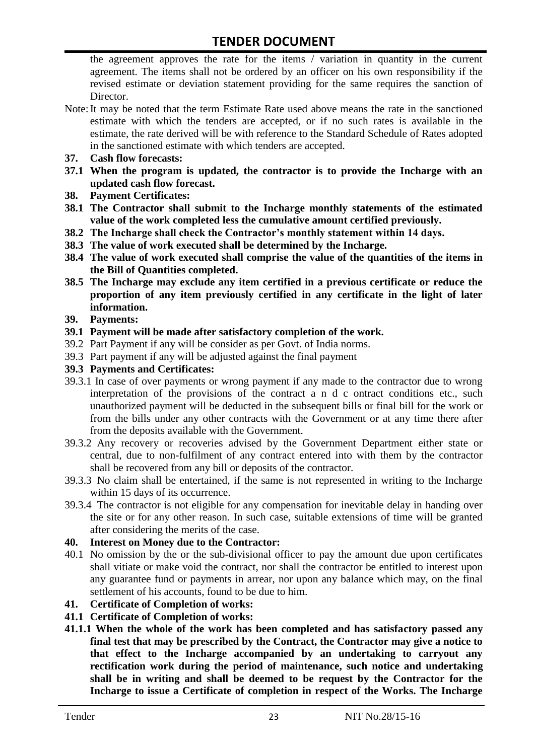the agreement approves the rate for the items / variation in quantity in the current agreement. The items shall not be ordered by an officer on his own responsibility if the revised estimate or deviation statement providing for the same requires the sanction of Director.

Note: It may be noted that the term Estimate Rate used above means the rate in the sanctioned estimate with which the tenders are accepted, or if no such rates is available in the estimate, the rate derived will be with reference to the Standard Schedule of Rates adopted in the sanctioned estimate with which tenders are accepted.

**37. Cash flow forecasts:**

**37.1 When the program is updated, the contractor is to provide the Incharge with an updated cash flow forecast.**

**38. Payment Certificates:**

**38.1 The Contractor shall submit to the Incharge monthly statements of the estimated value of the work completed less the cumulative amount certified previously.**

**38.2 The Incharge shall check the Contractor's monthly statement within 14 days.**

**38.3 The value of work executed shall be determined by the Incharge.**

**38.4 The value of work executed shall comprise the value of the quantities of the items in the Bill of Quantities completed.**

**38.5 The Incharge may exclude any item certified in a previous certificate or reduce the proportion of any item previously certified in any certificate in the light of later information.**

**39. Payments:**

**39.1 Payment will be made after satisfactory completion of the work.**

39.2 Part Payment if any will be consider as per Govt. of India norms.

39.3 Part payment if any will be adjusted against the final payment

**39.3 Payments and Certificates:**

39.3.1 In case of over payments or wrong payment if any made to the contractor due to wrong interpretation of the provisions of the contract a n d c ontract conditions etc., such unauthorized payment will be deducted in the subsequent bills or final bill for the work or from the bills under any other contracts with the Government or at any time there after from the deposits available with the Government.

39.3.2 Any recovery or recoveries advised by the Government Department either state or central, due to non-fulfilment of any contract entered into with them by the contractor shall be recovered from any bill or deposits of the contractor.

39.3.3 No claim shall be entertained, if the same is not represented in writing to the Incharge within 15 days of its occurrence.

39.3.4 The contractor is not eligible for any compensation for inevitable delay in handing over the site or for any other reason. In such case, suitable extensions of time will be granted after considering the merits of the case.

**40. Interest on Money due to the Contractor:**

40.1 No omission by the or the sub-divisional officer to pay the amount due upon certificates shall vitiate or make void the contract, nor shall the contractor be entitled to interest upon any guarantee fund or payments in arrear, nor upon any balance which may, on the final settlement of his accounts, found to be due to him.

**41. Certificate of Completion of works:**

**41.1 Certificate of Completion of works:**

**41.1.1 When the whole of the work has been completed and has satisfactory passed any final test that may be prescribed by the Contract, the Contractor may give a notice to that effect to the Incharge accompanied by an undertaking to carryout any rectification work during the period of maintenance, such notice and undertaking shall be in writing and shall be deemed to be request by the Contractor for the Incharge to issue a Certificate of completion in respect of the Works. The Incharge**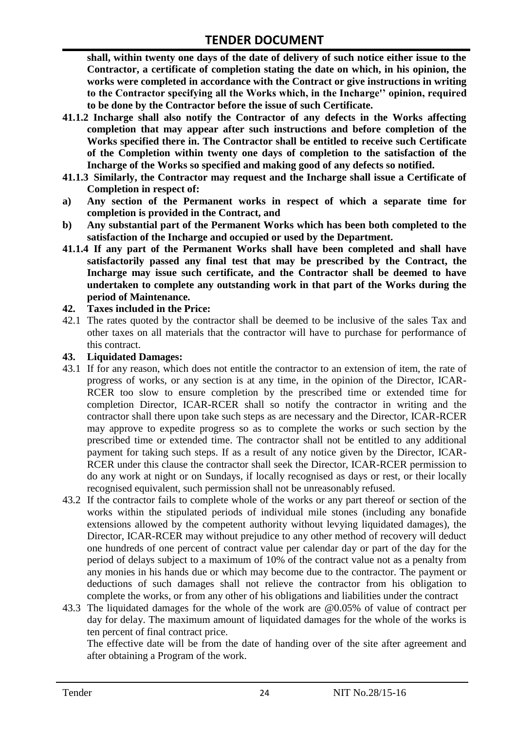**shall, within twenty one days of the date of delivery of such notice either issue to the Contractor, a certificate of completion stating the date on which, in his opinion, the works were completed in accordance with the Contract or give instructions in writing to the Contractor specifying all the Works which, in the Incharge'' opinion, required to be done by the Contractor before the issue of such Certificate.**

**41.1.2 Incharge shall also notify the Contractor of any defects in the Works affecting completion that may appear after such instructions and before completion of the Works specified there in. The Contractor shall be entitled to receive such Certificate of the Completion within twenty one days of completion to the satisfaction of the Incharge of the Works so specified and making good of any defects so notified.**

**41.1.3 Similarly, the Contractor may request and the Incharge shall issue a Certificate of Completion in respect of:**

**a) Any section of the Permanent works in respect of which a separate time for completion is provided in the Contract, and**

**b) Any substantial part of the Permanent Works which has been both completed to the satisfaction of the Incharge and occupied or used by the Department.**

**41.1.4 If any part of the Permanent Works shall have been completed and shall have satisfactorily passed any final test that may be prescribed by the Contract, the Incharge may issue such certificate, and the Contractor shall be deemed to have undertaken to complete any outstanding work in that part of the Works during the period of Maintenance.**

**42. Taxes included in the Price:**

42.1 The rates quoted by the contractor shall be deemed to be inclusive of the sales Tax and other taxes on all materials that the contractor will have to purchase for performance of this contract.

**43. Liquidated Damages:**

43.1 If for any reason, which does not entitle the contractor to an extension of item, the rate of progress of works, or any section is at any time, in the opinion of the Director, ICAR-RCER too slow to ensure completion by the prescribed time or extended time for completion Director, ICAR-RCER shall so notify the contractor in writing and the contractor shall there upon take such steps as are necessary and the Director, ICAR-RCER may approve to expedite progress so as to complete the works or such section by the prescribed time or extended time. The contractor shall not be entitled to any additional payment for taking such steps. If as a result of any notice given by the Director, ICAR-RCER under this clause the contractor shall seek the Director, ICAR-RCER permission to do any work at night or on Sundays, if locally recognised as days or rest, or their locally recognised equivalent, such permission shall not be unreasonably refused.

43.2 If the contractor fails to complete whole of the works or any part thereof or section of the works within the stipulated periods of individual mile stones (including any bonafide extensions allowed by the competent authority without levying liquidated damages), the Director, ICAR-RCER may without prejudice to any other method of recovery will deduct one hundreds of one percent of contract value per calendar day or part of the day for the period of delays subject to a maximum of 10% of the contract value not as a penalty from any monies in his hands due or which may become due to the contractor. The payment or deductions of such damages shall not relieve the contractor from his obligation to complete the works, or from any other of his obligations and liabilities under the contract

43.3 The liquidated damages for the whole of the work are @0.05% of value of contract per day for delay. The maximum amount of liquidated damages for the whole of the works is ten percent of final contract price.

The effective date will be from the date of handing over of the site after agreement and after obtaining a Program of the work.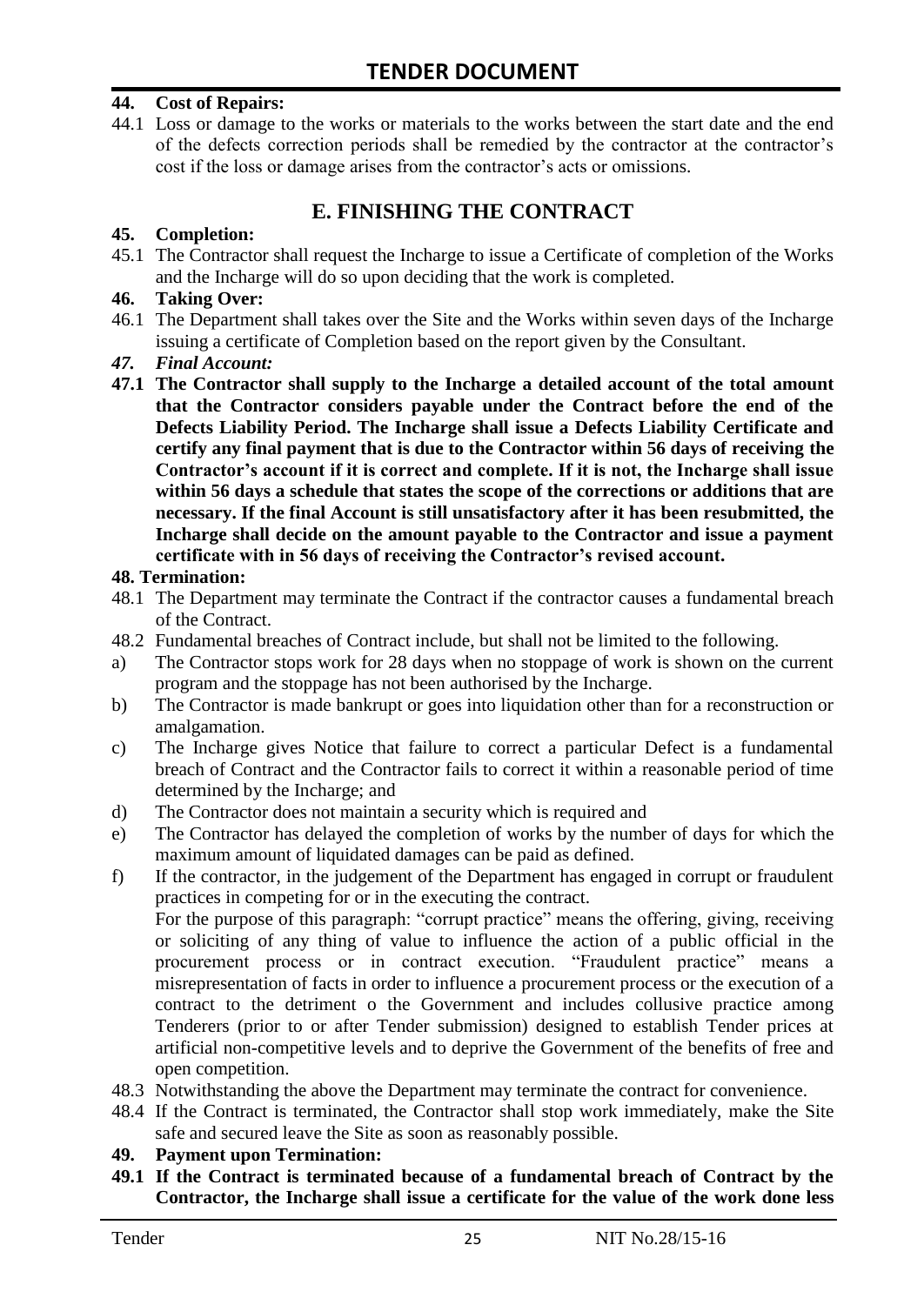**44. Cost of Repairs:**

44.1 Loss or damage to the works or materials to the works between the start date and the end of the defects correction periods shall be remedied by the contractor at the contractor's cost if the loss or damage arises from the contractor's acts or omissions.

## E. FINISHING THE CONTRACT

**45. Completion:**

45.1 The Contractor shall request the Incharge to issue a Certificate of completion of the Works and the Incharge will do so upon deciding that the work is completed.

**46. Taking Over:**

46.1 The Department shall takes over the Site and the Works within seven days of the Incharge issuing a certificate of Completion based on the report given by the Consultant.

***47. Final Account:***

**47.1 The Contractor shall supply to the Incharge a detailed account of the total amount that the Contractor considers payable under the Contract before the end of the Defects Liability Period. The Incharge shall issue a Defects Liability Certificate and certify any final payment that is due to the Contractor within 56 days of receiving the Contractor's account if it is correct and complete. If it is not, the Incharge shall issue within 56 days a schedule that states the scope of the corrections or additions that are necessary. If the final Account is still unsatisfactory after it has been resubmitted, the Incharge shall decide on the amount payable to the Contractor and issue a payment certificate with in 56 days of receiving the Contractor's revised account.**

**48. Termination:**

48.1 The Department may terminate the Contract if the contractor causes a fundamental breach of the Contract.

48.2 Fundamental breaches of Contract include, but shall not be limited to the following.

a) The Contractor stops work for 28 days when no stoppage of work is shown on the current program and the stoppage has not been authorised by the Incharge.

b) The Contractor is made bankrupt or goes into liquidation other than for a reconstruction or amalgamation.

c) The Incharge gives Notice that failure to correct a particular Defect is a fundamental breach of Contract and the Contractor fails to correct it within a reasonable period of time determined by the Incharge; and

d) The Contractor does not maintain a security which is required and

e) The Contractor has delayed the completion of works by the number of days for which the maximum amount of liquidated damages can be paid as defined.

f) If the contractor, in the judgement of the Department has engaged in corrupt or fraudulent practices in competing for or in the executing the contract.

For the purpose of this paragraph: "corrupt practice" means the offering, giving, receiving or soliciting of any thing of value to influence the action of a public official in the procurement process or in contract execution. "Fraudulent practice" means a misrepresentation of facts in order to influence a procurement process or the execution of a contract to the detriment o the Government and includes collusive practice among Tenderers (prior to or after Tender submission) designed to establish Tender prices at artificial non-competitive levels and to deprive the Government of the benefits of free and open competition.

48.3 Notwithstanding the above the Department may terminate the contract for convenience.

48.4 If the Contract is terminated, the Contractor shall stop work immediately, make the Site safe and secured leave the Site as soon as reasonably possible.

**49. Payment upon Termination:**

**49.1 If the Contract is terminated because of a fundamental breach of Contract by the Contractor, the Incharge shall issue a certificate for the value of the work done less**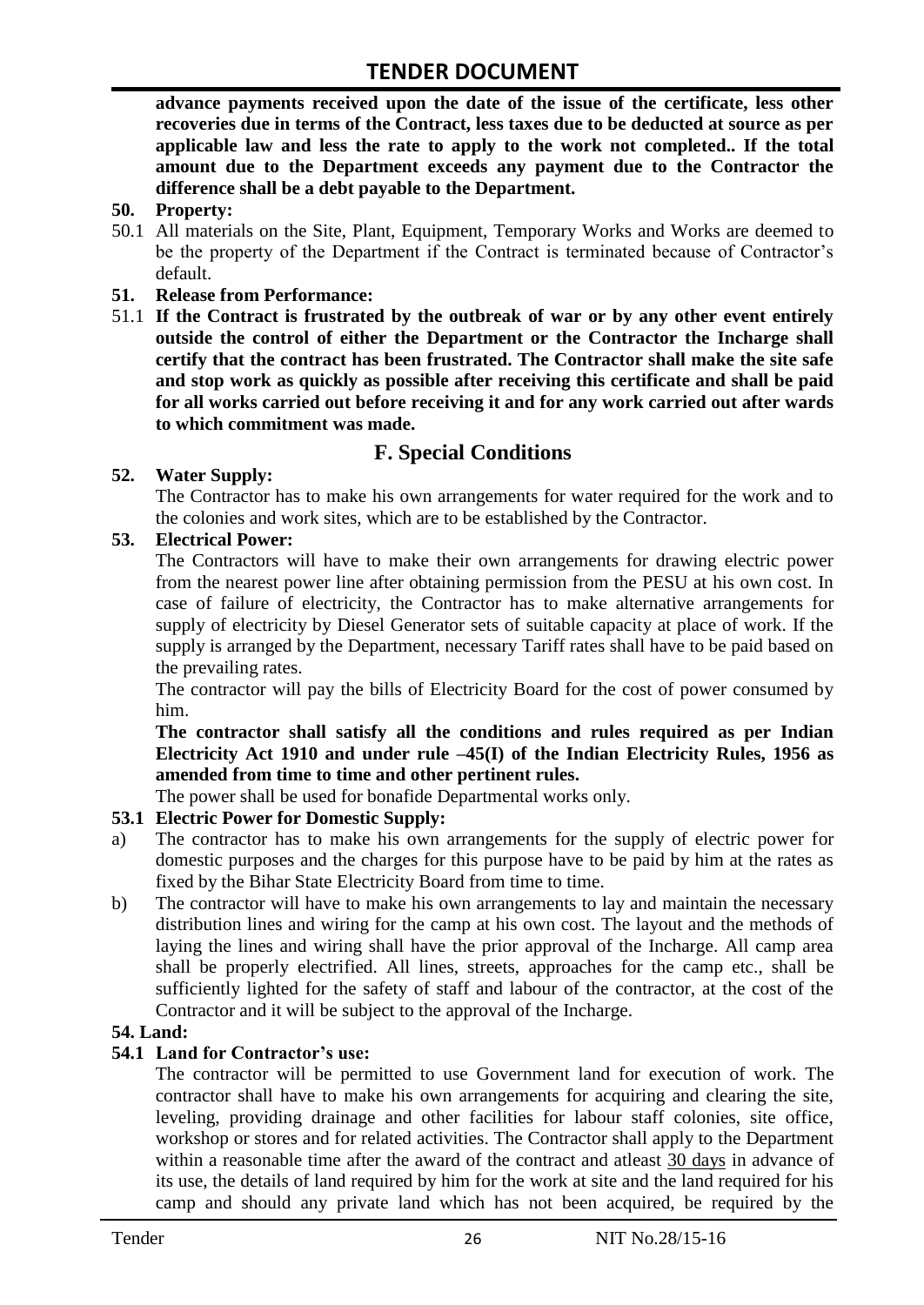**advance payments received upon the date of the issue of the certificate, less other recoveries due in terms of the Contract, less taxes due to be deducted at source as per applicable law and less the rate to apply to the work not completed.. If the total amount due to the Department exceeds any payment due to the Contractor the difference shall be a debt payable to the Department.**

**50. Property:**

50.1 All materials on the Site, Plant, Equipment, Temporary Works and Works are deemed to be the property of the Department if the Contract is terminated because of Contractor's default.

**51. Release from Performance:**

51.1 **If the Contract is frustrated by the outbreak of war or by any other event entirely outside the control of either the Department or the Contractor the Incharge shall certify that the contract has been frustrated. The Contractor shall make the site safe and stop work as quickly as possible after receiving this certificate and shall be paid for all works carried out before receiving it and for any work carried out after wards to which commitment was made.**

## F. Special Conditions

**52. Water Supply:**

The Contractor has to make his own arrangements for water required for the work and to the colonies and work sites, which are to be established by the Contractor.

**53. Electrical Power:**

The Contractors will have to make their own arrangements for drawing electric power from the nearest power line after obtaining permission from the PESU at his own cost. In case of failure of electricity, the Contractor has to make alternative arrangements for supply of electricity by Diesel Generator sets of suitable capacity at place of work. If the supply is arranged by the Department, necessary Tariff rates shall have to be paid based on the prevailing rates.

The contractor will pay the bills of Electricity Board for the cost of power consumed by him.

**The contractor shall satisfy all the conditions and rules required as per Indian Electricity Act 1910 and under rule –45(I) of the Indian Electricity Rules, 1956 as amended from time to time and other pertinent rules.**

The power shall be used for bonafide Departmental works only.

**53.1 Electric Power for Domestic Supply:**

a) The contractor has to make his own arrangements for the supply of electric power for domestic purposes and the charges for this purpose have to be paid by him at the rates as fixed by the Bihar State Electricity Board from time to time.

b) The contractor will have to make his own arrangements to lay and maintain the necessary distribution lines and wiring for the camp at his own cost. The layout and the methods of laying the lines and wiring shall have the prior approval of the Incharge. All camp area shall be properly electrified. All lines, streets, approaches for the camp etc., shall be sufficiently lighted for the safety of staff and labour of the contractor, at the cost of the Contractor and it will be subject to the approval of the Incharge.

**54. Land:**

**54.1 Land for Contractor's use:**

The contractor will be permitted to use Government land for execution of work. The contractor shall have to make his own arrangements for acquiring and clearing the site, leveling, providing drainage and other facilities for labour staff colonies, site office, workshop or stores and for related activities. The Contractor shall apply to the Department within a reasonable time after the award of the contract and atleast 30 days in advance of its use, the details of land required by him for the work at site and the land required for his camp and should any private land which has not been acquired, be required by the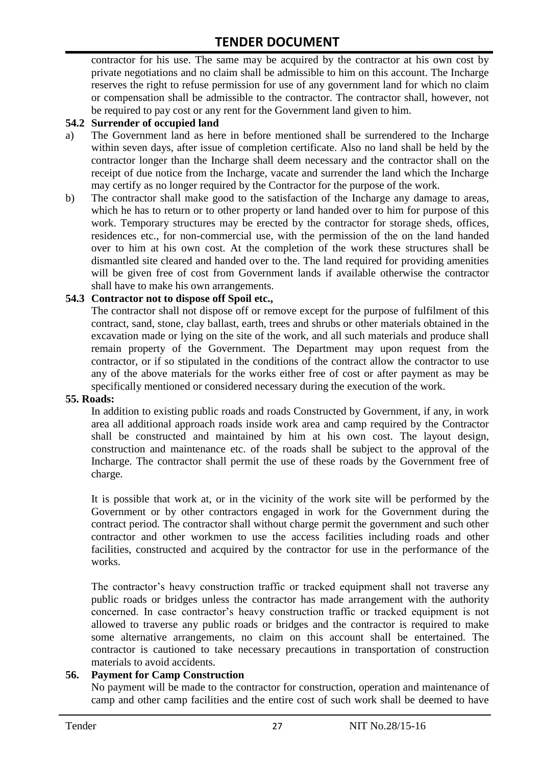contractor for his use. The same may be acquired by the contractor at his own cost by private negotiations and no claim shall be admissible to him on this account. The Incharge reserves the right to refuse permission for use of any government land for which no claim or compensation shall be admissible to the contractor. The contractor shall, however, not be required to pay cost or any rent for the Government land given to him.

**54.2 Surrender of occupied land**

a) The Government land as here in before mentioned shall be surrendered to the Incharge within seven days, after issue of completion certificate. Also no land shall be held by the contractor longer than the Incharge shall deem necessary and the contractor shall on the receipt of due notice from the Incharge, vacate and surrender the land which the Incharge may certify as no longer required by the Contractor for the purpose of the work.

b) The contractor shall make good to the satisfaction of the Incharge any damage to areas, which he has to return or to other property or land handed over to him for purpose of this work. Temporary structures may be erected by the contractor for storage sheds, offices, residences etc., for non-commercial use, with the permission of the on the land handed over to him at his own cost. At the completion of the work these structures shall be dismantled site cleared and handed over to the. The land required for providing amenities will be given free of cost from Government lands if available otherwise the contractor shall have to make his own arrangements.

**54.3 Contractor not to dispose off Spoil etc.,**

The contractor shall not dispose off or remove except for the purpose of fulfilment of this contract, sand, stone, clay ballast, earth, trees and shrubs or other materials obtained in the excavation made or lying on the site of the work, and all such materials and produce shall remain property of the Government. The Department may upon request from the contractor, or if so stipulated in the conditions of the contract allow the contractor to use any of the above materials for the works either free of cost or after payment as may be specifically mentioned or considered necessary during the execution of the work.

**55. Roads:**

In addition to existing public roads and roads Constructed by Government, if any, in work area all additional approach roads inside work area and camp required by the Contractor shall be constructed and maintained by him at his own cost. The layout design, construction and maintenance etc. of the roads shall be subject to the approval of the Incharge. The contractor shall permit the use of these roads by the Government free of charge.

It is possible that work at, or in the vicinity of the work site will be performed by the Government or by other contractors engaged in work for the Government during the contract period. The contractor shall without charge permit the government and such other contractor and other workmen to use the access facilities including roads and other facilities, constructed and acquired by the contractor for use in the performance of the works.

The contractor's heavy construction traffic or tracked equipment shall not traverse any public roads or bridges unless the contractor has made arrangement with the authority concerned. In case contractor's heavy construction traffic or tracked equipment is not allowed to traverse any public roads or bridges and the contractor is required to make some alternative arrangements, no claim on this account shall be entertained. The contractor is cautioned to take necessary precautions in transportation of construction materials to avoid accidents.

**56. Payment for Camp Construction**

No payment will be made to the contractor for construction, operation and maintenance of camp and other camp facilities and the entire cost of such work shall be deemed to have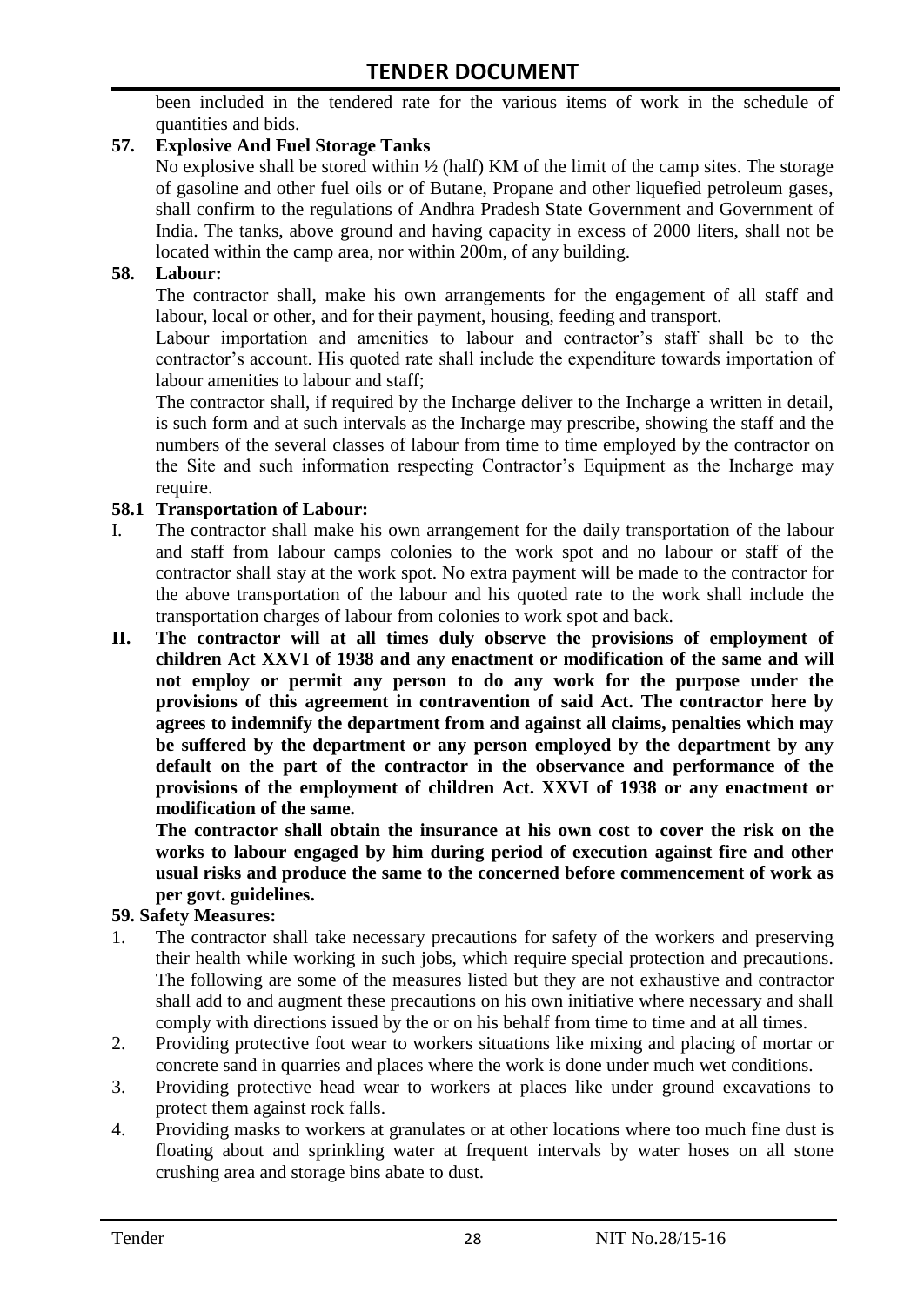been included in the tendered rate for the various items of work in the schedule of quantities and bids.

**57. Explosive And Fuel Storage Tanks**

No explosive shall be stored within ½ (half) KM of the limit of the camp sites. The storage of gasoline and other fuel oils or of Butane, Propane and other liquefied petroleum gases, shall confirm to the regulations of Andhra Pradesh State Government and Government of India. The tanks, above ground and having capacity in excess of 2000 liters, shall not be located within the camp area, nor within 200m, of any building.

**58. Labour:**

The contractor shall, make his own arrangements for the engagement of all staff and labour, local or other, and for their payment, housing, feeding and transport.

Labour importation and amenities to labour and contractor's staff shall be to the contractor's account. His quoted rate shall include the expenditure towards importation of labour amenities to labour and staff;

The contractor shall, if required by the Incharge deliver to the Incharge a written in detail, is such form and at such intervals as the Incharge may prescribe, showing the staff and the numbers of the several classes of labour from time to time employed by the contractor on the Site and such information respecting Contractor's Equipment as the Incharge may require.

**58.1 Transportation of Labour:**

I. The contractor shall make his own arrangement for the daily transportation of the labour and staff from labour camps colonies to the work spot and no labour or staff of the contractor shall stay at the work spot. No extra payment will be made to the contractor for the above transportation of the labour and his quoted rate to the work shall include the transportation charges of labour from colonies to work spot and back.

**II. The contractor will at all times duly observe the provisions of employment of children Act XXVI of 1938 and any enactment or modification of the same and will not employ or permit any person to do any work for the purpose under the provisions of this agreement in contravention of said Act. The contractor here by agrees to indemnify the department from and against all claims, penalties which may be suffered by the department or any person employed by the department by any default on the part of the contractor in the observance and performance of the provisions of the employment of children Act. XXVI of 1938 or any enactment or modification of the same.**

**The contractor shall obtain the insurance at his own cost to cover the risk on the works to labour engaged by him during period of execution against fire and other usual risks and produce the same to the concerned before commencement of work as per govt. guidelines.**

**59. Safety Measures:**

1. The contractor shall take necessary precautions for safety of the workers and preserving their health while working in such jobs, which require special protection and precautions. The following are some of the measures listed but they are not exhaustive and contractor shall add to and augment these precautions on his own initiative where necessary and shall comply with directions issued by the or on his behalf from time to time and at all times.
2. Providing protective foot wear to workers situations like mixing and placing of mortar or concrete sand in quarries and places where the work is done under much wet conditions.
3. Providing protective head wear to workers at places like under ground excavations to protect them against rock falls.
4. Providing masks to workers at granulates or at other locations where too much fine dust is floating about and sprinkling water at frequent intervals by water hoses on all stone crushing area and storage bins abate to dust.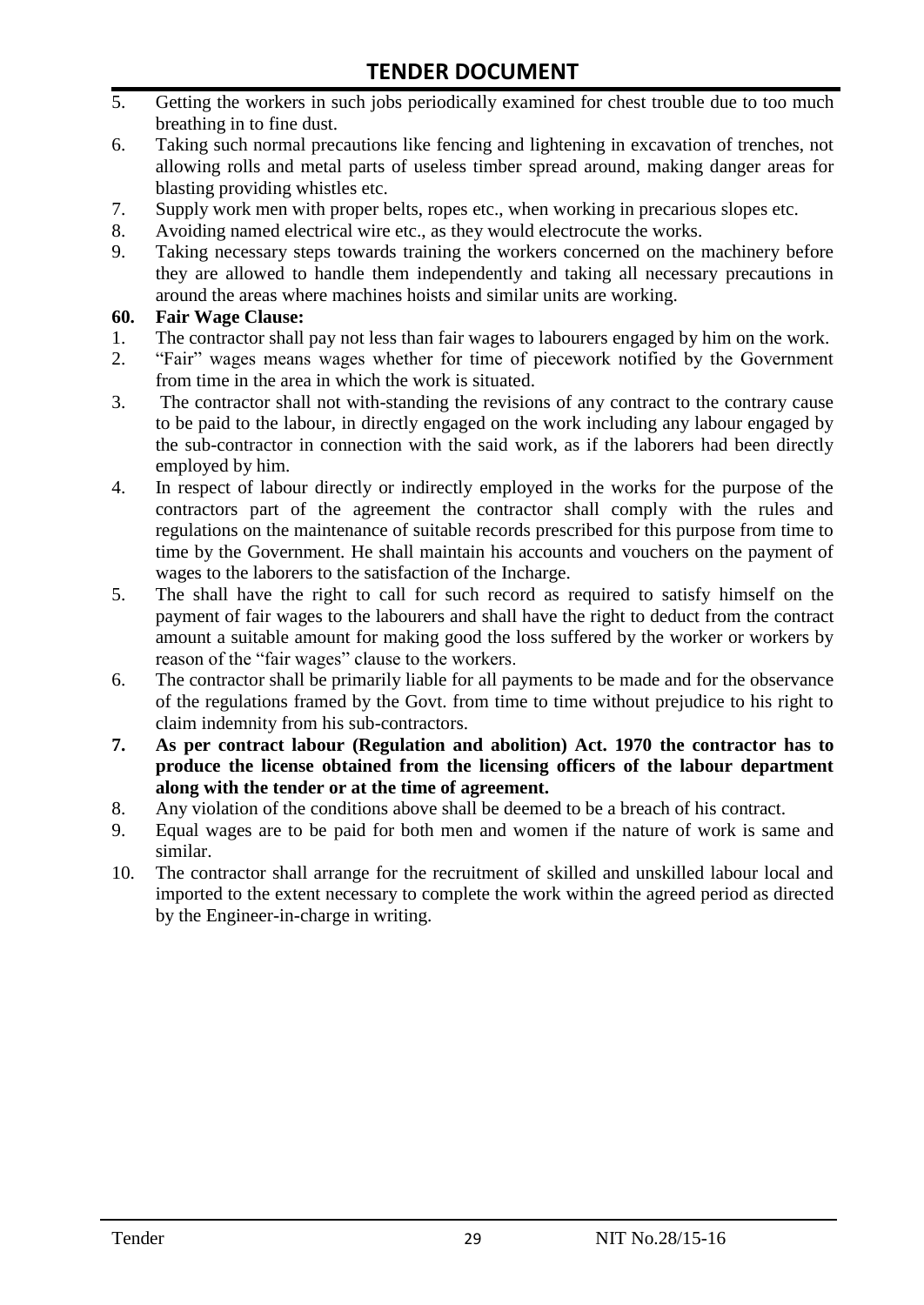5. Getting the workers in such jobs periodically examined for chest trouble due to too much breathing in to fine dust.
6. Taking such normal precautions like fencing and lightening in excavation of trenches, not allowing rolls and metal parts of useless timber spread around, making danger areas for blasting providing whistles etc.
7. Supply work men with proper belts, ropes etc., when working in precarious slopes etc.
8. Avoiding named electrical wire etc., as they would electrocute the works.
9. Taking necessary steps towards training the workers concerned on the machinery before they are allowed to handle them independently and taking all necessary precautions in around the areas where machines hoists and similar units are working.

**60. Fair Wage Clause:**

1. The contractor shall pay not less than fair wages to labourers engaged by him on the work.
2. "Fair" wages means wages whether for time of piecework notified by the Government from time in the area in which the work is situated.
3. The contractor shall not with-standing the revisions of any contract to the contrary cause to be paid to the labour, in directly engaged on the work including any labour engaged by the sub-contractor in connection with the said work, as if the laborers had been directly employed by him.
4. In respect of labour directly or indirectly employed in the works for the purpose of the contractors part of the agreement the contractor shall comply with the rules and regulations on the maintenance of suitable records prescribed for this purpose from time to time by the Government. He shall maintain his accounts and vouchers on the payment of wages to the laborers to the satisfaction of the Incharge.
5. The shall have the right to call for such record as required to satisfy himself on the payment of fair wages to the labourers and shall have the right to deduct from the contract amount a suitable amount for making good the loss suffered by the worker or workers by reason of the "fair wages" clause to the workers.
6. The contractor shall be primarily liable for all payments to be made and for the observance of the regulations framed by the Govt. from time to time without prejudice to his right to claim indemnity from his sub-contractors.
7. **As per contract labour (Regulation and abolition) Act. 1970 the contractor has to produce the license obtained from the licensing officers of the labour department along with the tender or at the time of agreement.**
8. Any violation of the conditions above shall be deemed to be a breach of his contract.
9. Equal wages are to be paid for both men and women if the nature of work is same and similar.
10. The contractor shall arrange for the recruitment of skilled and unskilled labour local and imported to the extent necessary to complete the work within the agreed period as directed by the Engineer-in-charge in writing.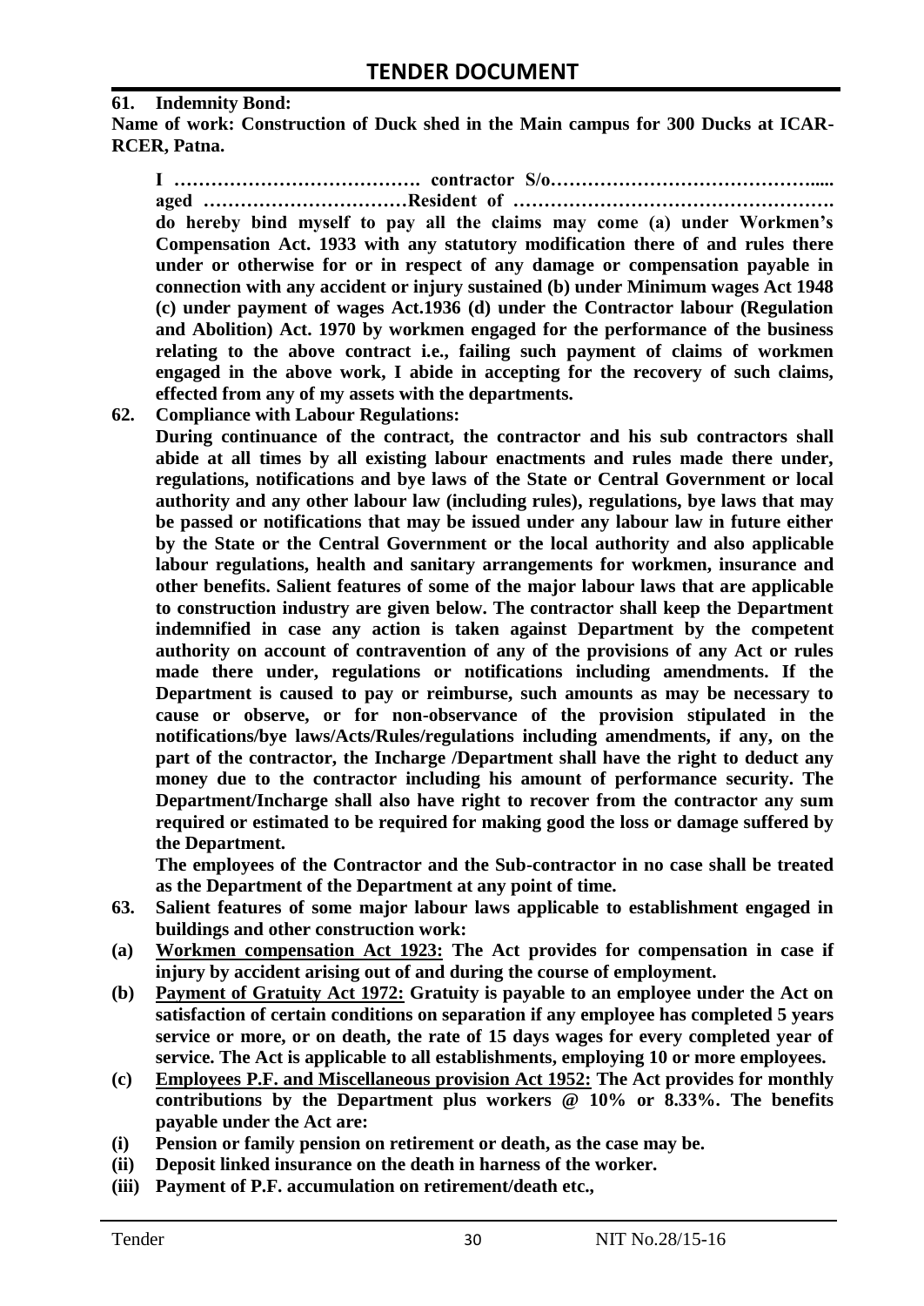**61. Indemnity Bond:**

**Name of work: Construction of Duck shed in the Main campus for 300 Ducks at ICAR-RCER, Patna.**

**I …………………………………. contractor S/o……………………………………..... aged ……………………………Resident of ……………………………………………. do hereby bind myself to pay all the claims may come (a) under Workmen's Compensation Act. 1933 with any statutory modification there of and rules there under or otherwise for or in respect of any damage or compensation payable in connection with any accident or injury sustained (b) under Minimum wages Act 1948 (c) under payment of wages Act.1936 (d) under the Contractor labour (Regulation and Abolition) Act. 1970 by workmen engaged for the performance of the business relating to the above contract i.e., failing such payment of claims of workmen engaged in the above work, I abide in accepting for the recovery of such claims, effected from any of my assets with the departments.**

**62. Compliance with Labour Regulations:**

**During continuance of the contract, the contractor and his sub contractors shall abide at all times by all existing labour enactments and rules made there under, regulations, notifications and bye laws of the State or Central Government or local authority and any other labour law (including rules), regulations, bye laws that may be passed or notifications that may be issued under any labour law in future either by the State or the Central Government or the local authority and also applicable labour regulations, health and sanitary arrangements for workmen, insurance and other benefits. Salient features of some of the major labour laws that are applicable to construction industry are given below. The contractor shall keep the Department indemnified in case any action is taken against Department by the competent authority on account of contravention of any of the provisions of any Act or rules made there under, regulations or notifications including amendments. If the Department is caused to pay or reimburse, such amounts as may be necessary to cause or observe, or for non-observance of the provision stipulated in the notifications/bye laws/Acts/Rules/regulations including amendments, if any, on the part of the contractor, the Incharge /Department shall have the right to deduct any money due to the contractor including his amount of performance security. The Department/Incharge shall also have right to recover from the contractor any sum required or estimated to be required for making good the loss or damage suffered by the Department.**

**The employees of the Contractor and the Sub-contractor in no case shall be treated as the Department of the Department at any point of time.**

**63. Salient features of some major labour laws applicable to establishment engaged in buildings and other construction work:**

**(a) <u>Workmen compensation Act 1923:</u> The Act provides for compensation in case if injury by accident arising out of and during the course of employment.**

**(b) <u>Payment of Gratuity Act 1972:</u> Gratuity is payable to an employee under the Act on satisfaction of certain conditions on separation if any employee has completed 5 years service or more, or on death, the rate of 15 days wages for every completed year of service. The Act is applicable to all establishments, employing 10 or more employees.**

**(c) <u>Employees P.F. and Miscellaneous provision Act 1952:</u> The Act provides for monthly contributions by the Department plus workers @ 10% or 8.33%. The benefits payable under the Act are:**

**(i) Pension or family pension on retirement or death, as the case may be.**

**(ii) Deposit linked insurance on the death in harness of the worker.**

**(iii) Payment of P.F. accumulation on retirement/death etc.,**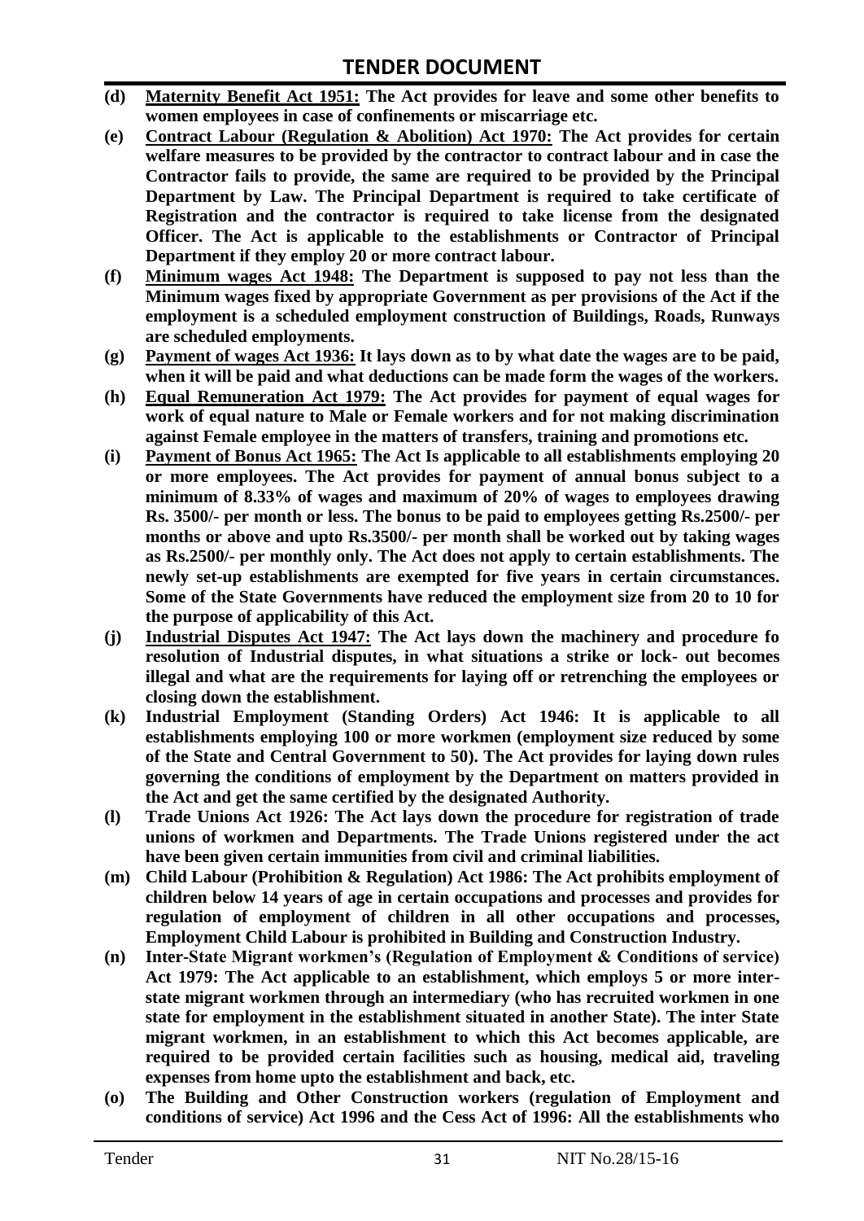**(d)** **Maternity Benefit Act 1951: The Act provides for leave and some other benefits to women employees in case of confinements or miscarriage etc.**

**(e)** **Contract Labour (Regulation & Abolition) Act 1970: The Act provides for certain welfare measures to be provided by the contractor to contract labour and in case the Contractor fails to provide, the same are required to be provided by the Principal Department by Law. The Principal Department is required to take certificate of Registration and the contractor is required to take license from the designated Officer. The Act is applicable to the establishments or Contractor of Principal Department if they employ 20 or more contract labour.**

**(f)** **Minimum wages Act 1948: The Department is supposed to pay not less than the Minimum wages fixed by appropriate Government as per provisions of the Act if the employment is a scheduled employment construction of Buildings, Roads, Runways are scheduled employments.**

**(g)** **Payment of wages Act 1936: It lays down as to by what date the wages are to be paid, when it will be paid and what deductions can be made form the wages of the workers.**

**(h)** **Equal Remuneration Act 1979: The Act provides for payment of equal wages for work of equal nature to Male or Female workers and for not making discrimination against Female employee in the matters of transfers, training and promotions etc.**

**(i)** **Payment of Bonus Act 1965: The Act Is applicable to all establishments employing 20 or more employees. The Act provides for payment of annual bonus subject to a minimum of 8.33% of wages and maximum of 20% of wages to employees drawing Rs. 3500/- per month or less. The bonus to be paid to employees getting Rs.2500/- per months or above and upto Rs.3500/- per month shall be worked out by taking wages as Rs.2500/- per monthly only. The Act does not apply to certain establishments. The newly set-up establishments are exempted for five years in certain circumstances. Some of the State Governments have reduced the employment size from 20 to 10 for the purpose of applicability of this Act.**

**(j)** **Industrial Disputes Act 1947: The Act lays down the machinery and procedure fo resolution of Industrial disputes, in what situations a strike or lock- out becomes illegal and what are the requirements for laying off or retrenching the employees or closing down the establishment.**

**(k)** **Industrial Employment (Standing Orders) Act 1946: It is applicable to all establishments employing 100 or more workmen (employment size reduced by some of the State and Central Government to 50). The Act provides for laying down rules governing the conditions of employment by the Department on matters provided in the Act and get the same certified by the designated Authority.**

**(l)** **Trade Unions Act 1926: The Act lays down the procedure for registration of trade unions of workmen and Departments. The Trade Unions registered under the act have been given certain immunities from civil and criminal liabilities.**

**(m)** **Child Labour (Prohibition & Regulation) Act 1986: The Act prohibits employment of children below 14 years of age in certain occupations and processes and provides for regulation of employment of children in all other occupations and processes, Employment Child Labour is prohibited in Building and Construction Industry.**

**(n)** **Inter-State Migrant workmen's (Regulation of Employment & Conditions of service) Act 1979: The Act applicable to an establishment, which employs 5 or more inter-state migrant workmen through an intermediary (who has recruited workmen in one state for employment in the establishment situated in another State). The inter State migrant workmen, in an establishment to which this Act becomes applicable, are required to be provided certain facilities such as housing, medical aid, traveling expenses from home upto the establishment and back, etc.**

**(o)** **The Building and Other Construction workers (regulation of Employment and conditions of service) Act 1996 and the Cess Act of 1996: All the establishments who**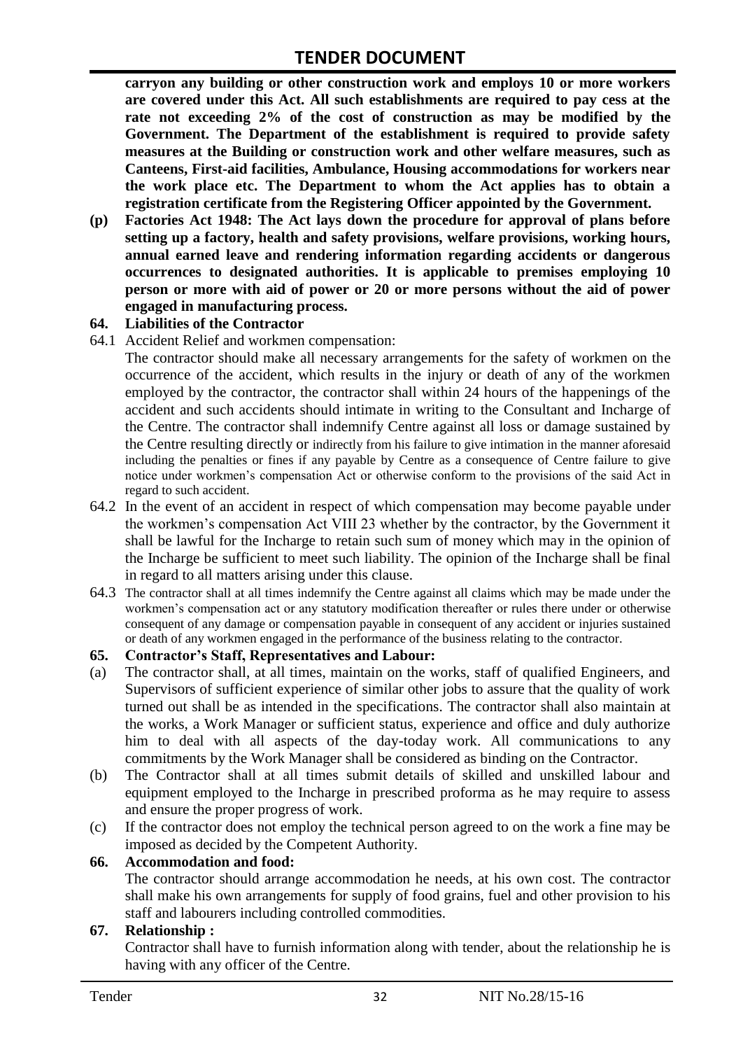**carryon any building or other construction work and employs 10 or more workers are covered under this Act. All such establishments are required to pay cess at the rate not exceeding 2% of the cost of construction as may be modified by the Government. The Department of the establishment is required to provide safety measures at the Building or construction work and other welfare measures, such as Canteens, First-aid facilities, Ambulance, Housing accommodations for workers near the work place etc. The Department to whom the Act applies has to obtain a registration certificate from the Registering Officer appointed by the Government.**

**(p) Factories Act 1948: The Act lays down the procedure for approval of plans before setting up a factory, health and safety provisions, welfare provisions, working hours, annual earned leave and rendering information regarding accidents or dangerous occurrences to designated authorities. It is applicable to premises employing 10 person or more with aid of power or 20 or more persons without the aid of power engaged in manufacturing process.**

**64. Liabilities of the Contractor**

64.1 Accident Relief and workmen compensation:

The contractor should make all necessary arrangements for the safety of workmen on the occurrence of the accident, which results in the injury or death of any of the workmen employed by the contractor, the contractor shall within 24 hours of the happenings of the accident and such accidents should intimate in writing to the Consultant and Incharge of the Centre. The contractor shall indemnify Centre against all loss or damage sustained by the Centre resulting directly or indirectly from his failure to give intimation in the manner aforesaid including the penalties or fines if any payable by Centre as a consequence of Centre failure to give notice under workmen's compensation Act or otherwise conform to the provisions of the said Act in regard to such accident.

64.2 In the event of an accident in respect of which compensation may become payable under the workmen's compensation Act VIII 23 whether by the contractor, by the Government it shall be lawful for the Incharge to retain such sum of money which may in the opinion of the Incharge be sufficient to meet such liability. The opinion of the Incharge shall be final in regard to all matters arising under this clause.

64.3 The contractor shall at all times indemnify the Centre against all claims which may be made under the workmen's compensation act or any statutory modification thereafter or rules there under or otherwise consequent of any damage or compensation payable in consequent of any accident or injuries sustained or death of any workmen engaged in the performance of the business relating to the contractor.

**65. Contractor's Staff, Representatives and Labour:**

(a) The contractor shall, at all times, maintain on the works, staff of qualified Engineers, and Supervisors of sufficient experience of similar other jobs to assure that the quality of work turned out shall be as intended in the specifications. The contractor shall also maintain at the works, a Work Manager or sufficient status, experience and office and duly authorize him to deal with all aspects of the day-today work. All communications to any commitments by the Work Manager shall be considered as binding on the Contractor.

(b) The Contractor shall at all times submit details of skilled and unskilled labour and equipment employed to the Incharge in prescribed proforma as he may require to assess and ensure the proper progress of work.

(c) If the contractor does not employ the technical person agreed to on the work a fine may be imposed as decided by the Competent Authority.

**66. Accommodation and food:**

The contractor should arrange accommodation he needs, at his own cost. The contractor shall make his own arrangements for supply of food grains, fuel and other provision to his staff and labourers including controlled commodities.

**67. Relationship :**

Contractor shall have to furnish information along with tender, about the relationship he is having with any officer of the Centre.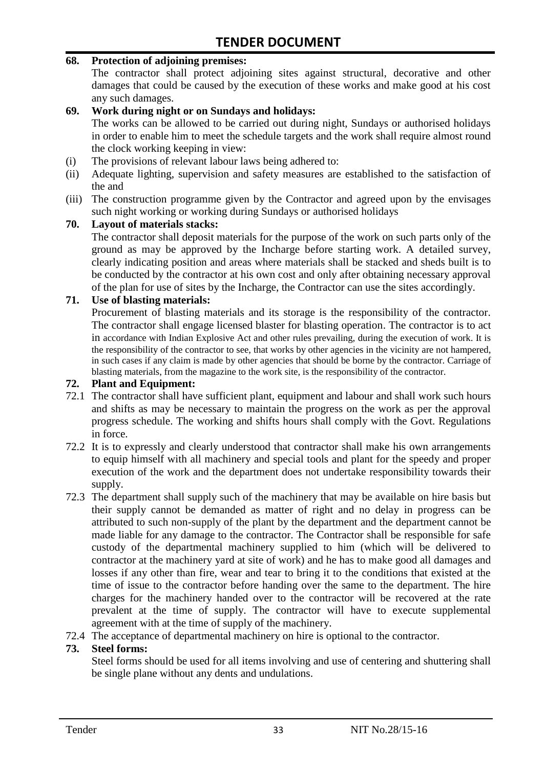**68. Protection of adjoining premises:**

The contractor shall protect adjoining sites against structural, decorative and other damages that could be caused by the execution of these works and make good at his cost any such damages.

**69. Work during night or on Sundays and holidays:**

The works can be allowed to be carried out during night, Sundays or authorised holidays in order to enable him to meet the schedule targets and the work shall require almost round the clock working keeping in view:

(i) The provisions of relevant labour laws being adhered to:

(ii) Adequate lighting, supervision and safety measures are established to the satisfaction of the and

(iii) The construction programme given by the Contractor and agreed upon by the envisages such night working or working during Sundays or authorised holidays

**70. Layout of materials stacks:**

The contractor shall deposit materials for the purpose of the work on such parts only of the ground as may be approved by the Incharge before starting work. A detailed survey, clearly indicating position and areas where materials shall be stacked and sheds built is to be conducted by the contractor at his own cost and only after obtaining necessary approval of the plan for use of sites by the Incharge, the Contractor can use the sites accordingly.

**71. Use of blasting materials:**

Procurement of blasting materials and its storage is the responsibility of the contractor. The contractor shall engage licensed blaster for blasting operation. The contractor is to act in accordance with Indian Explosive Act and other rules prevailing, during the execution of work. It is the responsibility of the contractor to see, that works by other agencies in the vicinity are not hampered, in such cases if any claim is made by other agencies that should be borne by the contractor. Carriage of blasting materials, from the magazine to the work site, is the responsibility of the contractor.

**72. Plant and Equipment:**

72.1 The contractor shall have sufficient plant, equipment and labour and shall work such hours and shifts as may be necessary to maintain the progress on the work as per the approval progress schedule. The working and shifts hours shall comply with the Govt. Regulations in force.

72.2 It is to expressly and clearly understood that contractor shall make his own arrangements to equip himself with all machinery and special tools and plant for the speedy and proper execution of the work and the department does not undertake responsibility towards their supply.

72.3 The department shall supply such of the machinery that may be available on hire basis but their supply cannot be demanded as matter of right and no delay in progress can be attributed to such non-supply of the plant by the department and the department cannot be made liable for any damage to the contractor. The Contractor shall be responsible for safe custody of the departmental machinery supplied to him (which will be delivered to contractor at the machinery yard at site of work) and he has to make good all damages and losses if any other than fire, wear and tear to bring it to the conditions that existed at the time of issue to the contractor before handing over the same to the department. The hire charges for the machinery handed over to the contractor will be recovered at the rate prevalent at the time of supply. The contractor will have to execute supplemental agreement with at the time of supply of the machinery.

72.4 The acceptance of departmental machinery on hire is optional to the contractor.

**73. Steel forms:**

Steel forms should be used for all items involving and use of centering and shuttering shall be single plane without any dents and undulations.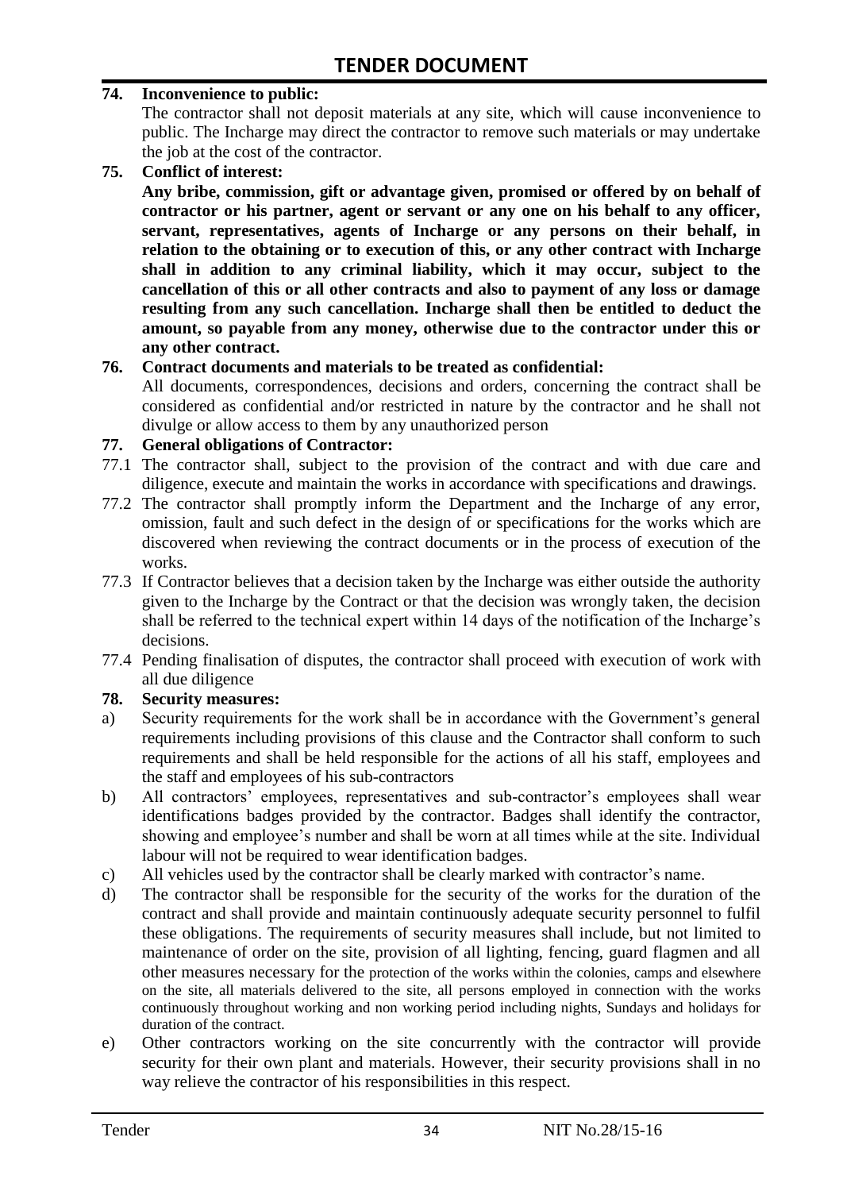**74. Inconvenience to public:**

The contractor shall not deposit materials at any site, which will cause inconvenience to public. The Incharge may direct the contractor to remove such materials or may undertake the job at the cost of the contractor.

**75. Conflict of interest:**

**Any bribe, commission, gift or advantage given, promised or offered by on behalf of contractor or his partner, agent or servant or any one on his behalf to any officer, servant, representatives, agents of Incharge or any persons on their behalf, in relation to the obtaining or to execution of this, or any other contract with Incharge shall in addition to any criminal liability, which it may occur, subject to the cancellation of this or all other contracts and also to payment of any loss or damage resulting from any such cancellation. Incharge shall then be entitled to deduct the amount, so payable from any money, otherwise due to the contractor under this or any other contract.**

**76. Contract documents and materials to be treated as confidential:**

All documents, correspondences, decisions and orders, concerning the contract shall be considered as confidential and/or restricted in nature by the contractor and he shall not divulge or allow access to them by any unauthorized person

**77. General obligations of Contractor:**

77.1 The contractor shall, subject to the provision of the contract and with due care and diligence, execute and maintain the works in accordance with specifications and drawings.

77.2 The contractor shall promptly inform the Department and the Incharge of any error, omission, fault and such defect in the design of or specifications for the works which are discovered when reviewing the contract documents or in the process of execution of the works.

77.3 If Contractor believes that a decision taken by the Incharge was either outside the authority given to the Incharge by the Contract or that the decision was wrongly taken, the decision shall be referred to the technical expert within 14 days of the notification of the Incharge's decisions.

77.4 Pending finalisation of disputes, the contractor shall proceed with execution of work with all due diligence

**78. Security measures:**

a) Security requirements for the work shall be in accordance with the Government's general requirements including provisions of this clause and the Contractor shall conform to such requirements and shall be held responsible for the actions of all his staff, employees and the staff and employees of his sub-contractors

b) All contractors' employees, representatives and sub-contractor's employees shall wear identifications badges provided by the contractor. Badges shall identify the contractor, showing and employee's number and shall be worn at all times while at the site. Individual labour will not be required to wear identification badges.

c) All vehicles used by the contractor shall be clearly marked with contractor's name.

d) The contractor shall be responsible for the security of the works for the duration of the contract and shall provide and maintain continuously adequate security personnel to fulfil these obligations. The requirements of security measures shall include, but not limited to maintenance of order on the site, provision of all lighting, fencing, guard flagmen and all other measures necessary for the protection of the works within the colonies, camps and elsewhere on the site, all materials delivered to the site, all persons employed in connection with the works continuously throughout working and non working period including nights, Sundays and holidays for duration of the contract.

e) Other contractors working on the site concurrently with the contractor will provide security for their own plant and materials. However, their security provisions shall in no way relieve the contractor of his responsibilities in this respect.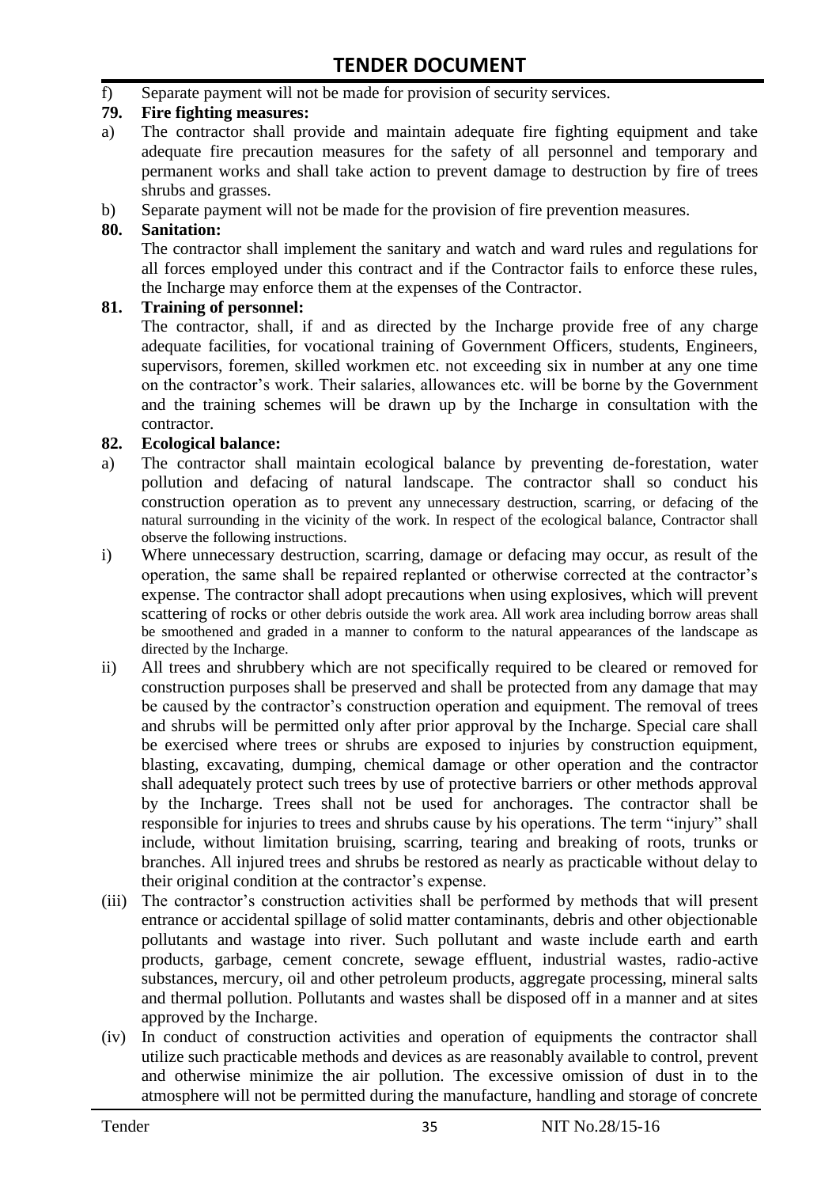f) Separate payment will not be made for provision of security services.

**79. Fire fighting measures:**

a) The contractor shall provide and maintain adequate fire fighting equipment and take adequate fire precaution measures for the safety of all personnel and temporary and permanent works and shall take action to prevent damage to destruction by fire of trees shrubs and grasses.

b) Separate payment will not be made for the provision of fire prevention measures.

**80. Sanitation:**

The contractor shall implement the sanitary and watch and ward rules and regulations for all forces employed under this contract and if the Contractor fails to enforce these rules, the Incharge may enforce them at the expenses of the Contractor.

**81. Training of personnel:**

The contractor, shall, if and as directed by the Incharge provide free of any charge adequate facilities, for vocational training of Government Officers, students, Engineers, supervisors, foremen, skilled workmen etc. not exceeding six in number at any one time on the contractor's work. Their salaries, allowances etc. will be borne by the Government and the training schemes will be drawn up by the Incharge in consultation with the contractor.

**82. Ecological balance:**

a) The contractor shall maintain ecological balance by preventing de-forestation, water pollution and defacing of natural landscape. The contractor shall so conduct his construction operation as to prevent any unnecessary destruction, scarring, or defacing of the natural surrounding in the vicinity of the work. In respect of the ecological balance, Contractor shall observe the following instructions.

i) Where unnecessary destruction, scarring, damage or defacing may occur, as result of the operation, the same shall be repaired replanted or otherwise corrected at the contractor's expense. The contractor shall adopt precautions when using explosives, which will prevent scattering of rocks or other debris outside the work area. All work area including borrow areas shall be smoothened and graded in a manner to conform to the natural appearances of the landscape as directed by the Incharge.

ii) All trees and shrubbery which are not specifically required to be cleared or removed for construction purposes shall be preserved and shall be protected from any damage that may be caused by the contractor's construction operation and equipment. The removal of trees and shrubs will be permitted only after prior approval by the Incharge. Special care shall be exercised where trees or shrubs are exposed to injuries by construction equipment, blasting, excavating, dumping, chemical damage or other operation and the contractor shall adequately protect such trees by use of protective barriers or other methods approval by the Incharge. Trees shall not be used for anchorages. The contractor shall be responsible for injuries to trees and shrubs cause by his operations. The term "injury" shall include, without limitation bruising, scarring, tearing and breaking of roots, trunks or branches. All injured trees and shrubs be restored as nearly as practicable without delay to their original condition at the contractor's expense.

(iii) The contractor's construction activities shall be performed by methods that will present entrance or accidental spillage of solid matter contaminants, debris and other objectionable pollutants and wastage into river. Such pollutant and waste include earth and earth products, garbage, cement concrete, sewage effluent, industrial wastes, radio-active substances, mercury, oil and other petroleum products, aggregate processing, mineral salts and thermal pollution. Pollutants and wastes shall be disposed off in a manner and at sites approved by the Incharge.

(iv) In conduct of construction activities and operation of equipments the contractor shall utilize such practicable methods and devices as are reasonably available to control, prevent and otherwise minimize the air pollution. The excessive omission of dust in to the atmosphere will not be permitted during the manufacture, handling and storage of concrete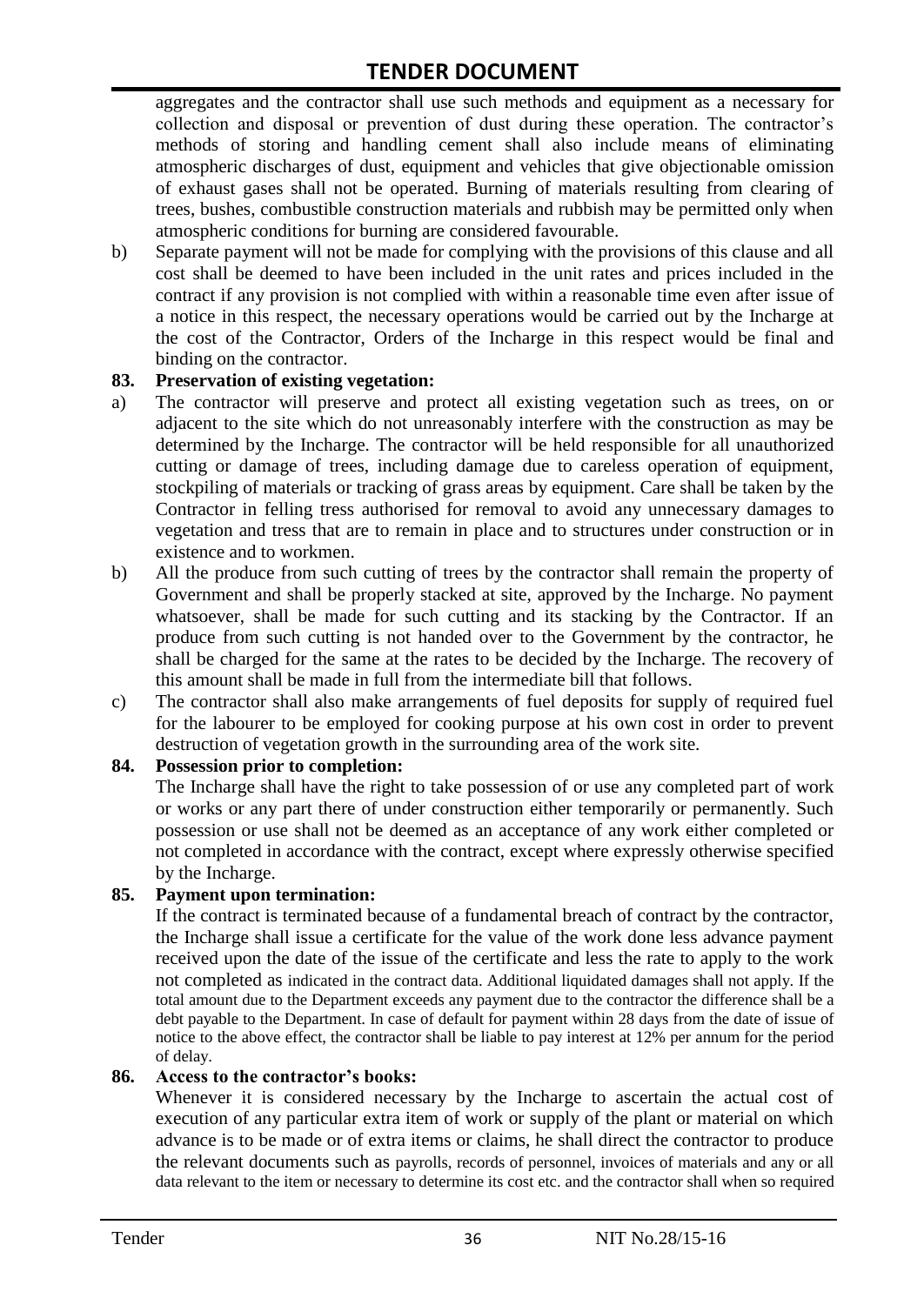aggregates and the contractor shall use such methods and equipment as a necessary for collection and disposal or prevention of dust during these operation. The contractor's methods of storing and handling cement shall also include means of eliminating atmospheric discharges of dust, equipment and vehicles that give objectionable omission of exhaust gases shall not be operated. Burning of materials resulting from clearing of trees, bushes, combustible construction materials and rubbish may be permitted only when atmospheric conditions for burning are considered favourable.

b) Separate payment will not be made for complying with the provisions of this clause and all cost shall be deemed to have been included in the unit rates and prices included in the contract if any provision is not complied with within a reasonable time even after issue of a notice in this respect, the necessary operations would be carried out by the Incharge at the cost of the Contractor, Orders of the Incharge in this respect would be final and binding on the contractor.

**83. Preservation of existing vegetation:**

a) The contractor will preserve and protect all existing vegetation such as trees, on or adjacent to the site which do not unreasonably interfere with the construction as may be determined by the Incharge. The contractor will be held responsible for all unauthorized cutting or damage of trees, including damage due to careless operation of equipment, stockpiling of materials or tracking of grass areas by equipment. Care shall be taken by the Contractor in felling tress authorised for removal to avoid any unnecessary damages to vegetation and tress that are to remain in place and to structures under construction or in existence and to workmen.

b) All the produce from such cutting of trees by the contractor shall remain the property of Government and shall be properly stacked at site, approved by the Incharge. No payment whatsoever, shall be made for such cutting and its stacking by the Contractor. If an produce from such cutting is not handed over to the Government by the contractor, he shall be charged for the same at the rates to be decided by the Incharge. The recovery of this amount shall be made in full from the intermediate bill that follows.

c) The contractor shall also make arrangements of fuel deposits for supply of required fuel for the labourer to be employed for cooking purpose at his own cost in order to prevent destruction of vegetation growth in the surrounding area of the work site.

**84. Possession prior to completion:**

The Incharge shall have the right to take possession of or use any completed part of work or works or any part there of under construction either temporarily or permanently. Such possession or use shall not be deemed as an acceptance of any work either completed or not completed in accordance with the contract, except where expressly otherwise specified by the Incharge.

**85. Payment upon termination:**

If the contract is terminated because of a fundamental breach of contract by the contractor, the Incharge shall issue a certificate for the value of the work done less advance payment received upon the date of the issue of the certificate and less the rate to apply to the work not completed as indicated in the contract data. Additional liquidated damages shall not apply. If the total amount due to the Department exceeds any payment due to the contractor the difference shall be a debt payable to the Department. In case of default for payment within 28 days from the date of issue of notice to the above effect, the contractor shall be liable to pay interest at 12% per annum for the period of delay.

**86. Access to the contractor's books:**

Whenever it is considered necessary by the Incharge to ascertain the actual cost of execution of any particular extra item of work or supply of the plant or material on which advance is to be made or of extra items or claims, he shall direct the contractor to produce the relevant documents such as payrolls, records of personnel, invoices of materials and any or all data relevant to the item or necessary to determine its cost etc. and the contractor shall when so required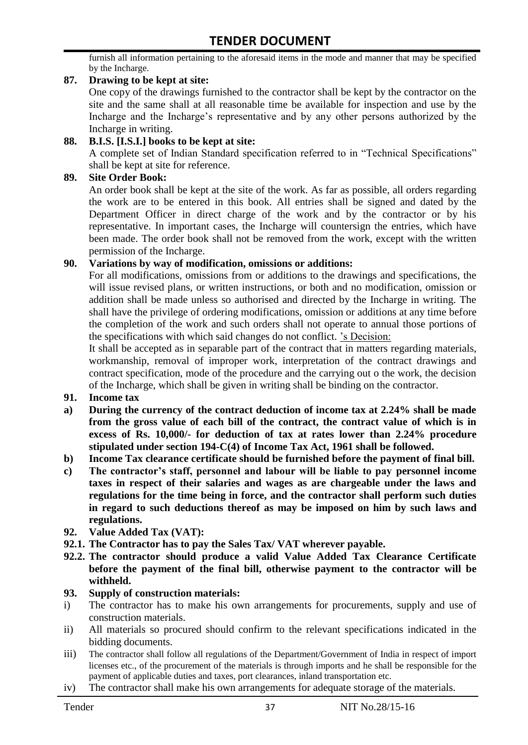furnish all information pertaining to the aforesaid items in the mode and manner that may be specified by the Incharge.

**87. Drawing to be kept at site:**

One copy of the drawings furnished to the contractor shall be kept by the contractor on the site and the same shall at all reasonable time be available for inspection and use by the Incharge and the Incharge's representative and by any other persons authorized by the Incharge in writing.

**88. B.I.S. [I.S.I.] books to be kept at site:**

A complete set of Indian Standard specification referred to in "Technical Specifications" shall be kept at site for reference.

**89. Site Order Book:**

An order book shall be kept at the site of the work. As far as possible, all orders regarding the work are to be entered in this book. All entries shall be signed and dated by the Department Officer in direct charge of the work and by the contractor or by his representative. In important cases, the Incharge will countersign the entries, which have been made. The order book shall not be removed from the work, except with the written permission of the Incharge.

**90. Variations by way of modification, omissions or additions:**

For all modifications, omissions from or additions to the drawings and specifications, the will issue revised plans, or written instructions, or both and no modification, omission or addition shall be made unless so authorised and directed by the Incharge in writing. The shall have the privilege of ordering modifications, omission or additions at any time before the completion of the work and such orders shall not operate to annual those portions of the specifications with which said changes do not conflict. <u>'s Decision:</u>

It shall be accepted as in separable part of the contract that in matters regarding materials, workmanship, removal of improper work, interpretation of the contract drawings and contract specification, mode of the procedure and the carrying out o the work, the decision of the Incharge, which shall be given in writing shall be binding on the contractor.

**91. Income tax**

**a) During the currency of the contract deduction of income tax at 2.24% shall be made from the gross value of each bill of the contract, the contract value of which is in excess of Rs. 10,000/- for deduction of tax at rates lower than 2.24% procedure stipulated under section 194-C(4) of Income Tax Act, 1961 shall be followed.**

**b) Income Tax clearance certificate should be furnished before the payment of final bill.**

**c) The contractor's staff, personnel and labour will be liable to pay personnel income taxes in respect of their salaries and wages as are chargeable under the laws and regulations for the time being in force, and the contractor shall perform such duties in regard to such deductions thereof as may be imposed on him by such laws and regulations.**

**92. Value Added Tax (VAT):**

**92.1. The Contractor has to pay the Sales Tax/ VAT wherever payable.**

**92.2. The contractor should produce a valid Value Added Tax Clearance Certificate before the payment of the final bill, otherwise payment to the contractor will be withheld.**

**93. Supply of construction materials:**

i) The contractor has to make his own arrangements for procurements, supply and use of construction materials.

ii) All materials so procured should confirm to the relevant specifications indicated in the bidding documents.

iii) The contractor shall follow all regulations of the Department/Government of India in respect of import licenses etc., of the procurement of the materials is through imports and he shall be responsible for the payment of applicable duties and taxes, port clearances, inland transportation etc.

iv) The contractor shall make his own arrangements for adequate storage of the materials.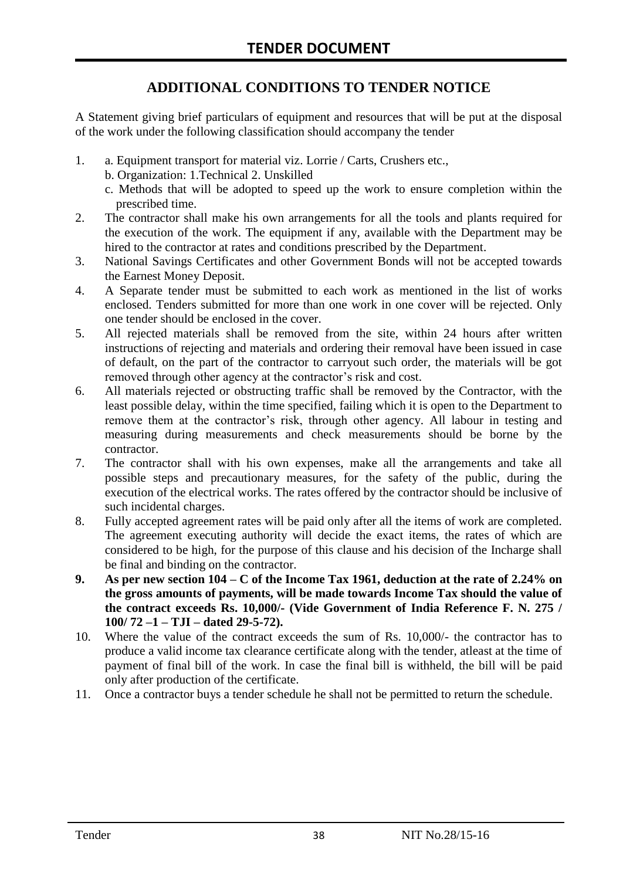# TENDER DOCUMENT

## ADDITIONAL CONDITIONS TO TENDER NOTICE

A Statement giving brief particulars of equipment and resources that will be put at the disposal of the work under the following classification should accompany the tender

1. a. Equipment transport for material viz. Lorrie / Carts, Crushers etc.,
   b. Organization: 1.Technical 2. Unskilled
   c. Methods that will be adopted to speed up the work to ensure completion within the prescribed time.
2. The contractor shall make his own arrangements for all the tools and plants required for the execution of the work. The equipment if any, available with the Department may be hired to the contractor at rates and conditions prescribed by the Department.
3. National Savings Certificates and other Government Bonds will not be accepted towards the Earnest Money Deposit.
4. A Separate tender must be submitted to each work as mentioned in the list of works enclosed. Tenders submitted for more than one work in one cover will be rejected. Only one tender should be enclosed in the cover.
5. All rejected materials shall be removed from the site, within 24 hours after written instructions of rejecting and materials and ordering their removal have been issued in case of default, on the part of the contractor to carryout such order, the materials will be got removed through other agency at the contractor's risk and cost.
6. All materials rejected or obstructing traffic shall be removed by the Contractor, with the least possible delay, within the time specified, failing which it is open to the Department to remove them at the contractor's risk, through other agency. All labour in testing and measuring during measurements and check measurements should be borne by the contractor.
7. The contractor shall with his own expenses, make all the arrangements and take all possible steps and precautionary measures, for the safety of the public, during the execution of the electrical works. The rates offered by the contractor should be inclusive of such incidental charges.
8. Fully accepted agreement rates will be paid only after all the items of work are completed. The agreement executing authority will decide the exact items, the rates of which are considered to be high, for the purpose of this clause and his decision of the Incharge shall be final and binding on the contractor.
9. **As per new section 104 – C of the Income Tax 1961, deduction at the rate of 2.24% on the gross amounts of payments, will be made towards Income Tax should the value of the contract exceeds Rs. 10,000/- (Vide Government of India Reference F. N. 275 / 100/ 72 –1 – TJI – dated 29-5-72).**
10. Where the value of the contract exceeds the sum of Rs. 10,000/- the contractor has to produce a valid income tax clearance certificate along with the tender, atleast at the time of payment of final bill of the work. In case the final bill is withheld, the bill will be paid only after production of the certificate.
11. Once a contractor buys a tender schedule he shall not be permitted to return the schedule.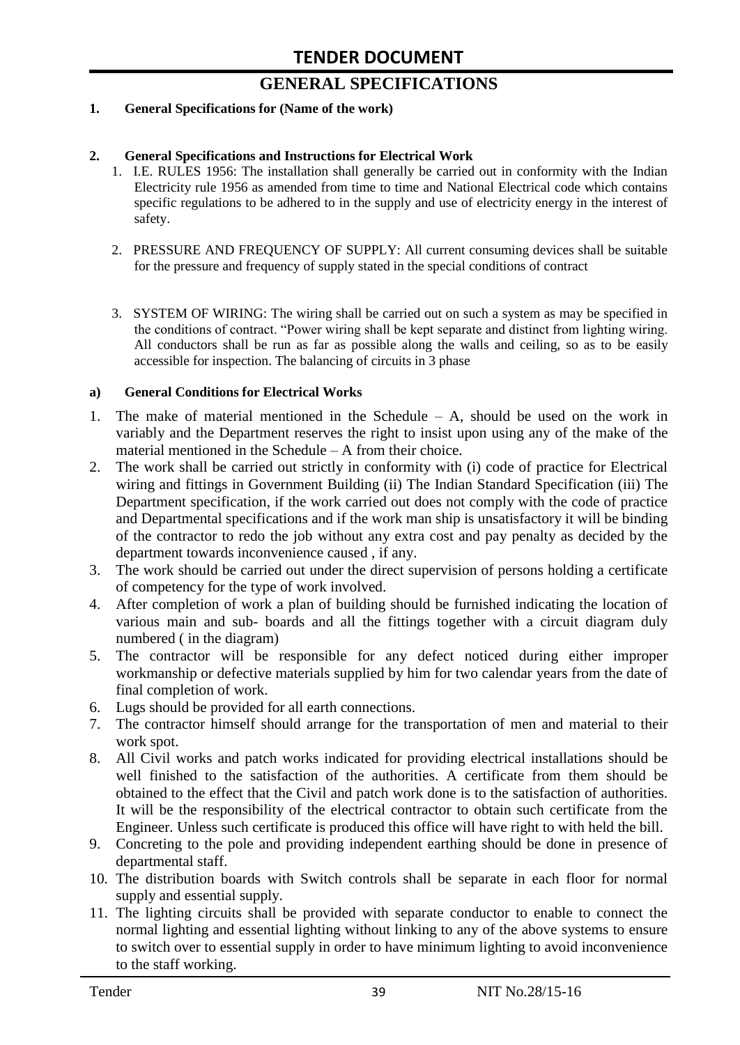# TENDER DOCUMENT

## GENERAL SPECIFICATIONS

**1. General Specifications for (Name of the work)**

**2. General Specifications and Instructions for Electrical Work**

1. I.E. RULES 1956: The installation shall generally be carried out in conformity with the Indian Electricity rule 1956 as amended from time to time and National Electrical code which contains specific regulations to be adhered to in the supply and use of electricity energy in the interest of safety.

2. PRESSURE AND FREQUENCY OF SUPPLY: All current consuming devices shall be suitable for the pressure and frequency of supply stated in the special conditions of contract

3. SYSTEM OF WIRING: The wiring shall be carried out on such a system as may be specified in the conditions of contract. "Power wiring shall be kept separate and distinct from lighting wiring. All conductors shall be run as far as possible along the walls and ceiling, so as to be easily accessible for inspection. The balancing of circuits in 3 phase

**a) General Conditions for Electrical Works**

1. The make of material mentioned in the Schedule – A, should be used on the work in variably and the Department reserves the right to insist upon using any of the make of the material mentioned in the Schedule – A from their choice.
2. The work shall be carried out strictly in conformity with (i) code of practice for Electrical wiring and fittings in Government Building (ii) The Indian Standard Specification (iii) The Department specification, if the work carried out does not comply with the code of practice and Departmental specifications and if the work man ship is unsatisfactory it will be binding of the contractor to redo the job without any extra cost and pay penalty as decided by the department towards inconvenience caused , if any.
3. The work should be carried out under the direct supervision of persons holding a certificate of competency for the type of work involved.
4. After completion of work a plan of building should be furnished indicating the location of various main and sub- boards and all the fittings together with a circuit diagram duly numbered ( in the diagram)
5. The contractor will be responsible for any defect noticed during either improper workmanship or defective materials supplied by him for two calendar years from the date of final completion of work.
6. Lugs should be provided for all earth connections.
7. The contractor himself should arrange for the transportation of men and material to their work spot.
8. All Civil works and patch works indicated for providing electrical installations should be well finished to the satisfaction of the authorities. A certificate from them should be obtained to the effect that the Civil and patch work done is to the satisfaction of authorities. It will be the responsibility of the electrical contractor to obtain such certificate from the Engineer. Unless such certificate is produced this office will have right to with held the bill.
9. Concreting to the pole and providing independent earthing should be done in presence of departmental staff.
10. The distribution boards with Switch controls shall be separate in each floor for normal supply and essential supply.
11. The lighting circuits shall be provided with separate conductor to enable to connect the normal lighting and essential lighting without linking to any of the above systems to ensure to switch over to essential supply in order to have minimum lighting to avoid inconvenience to the staff working.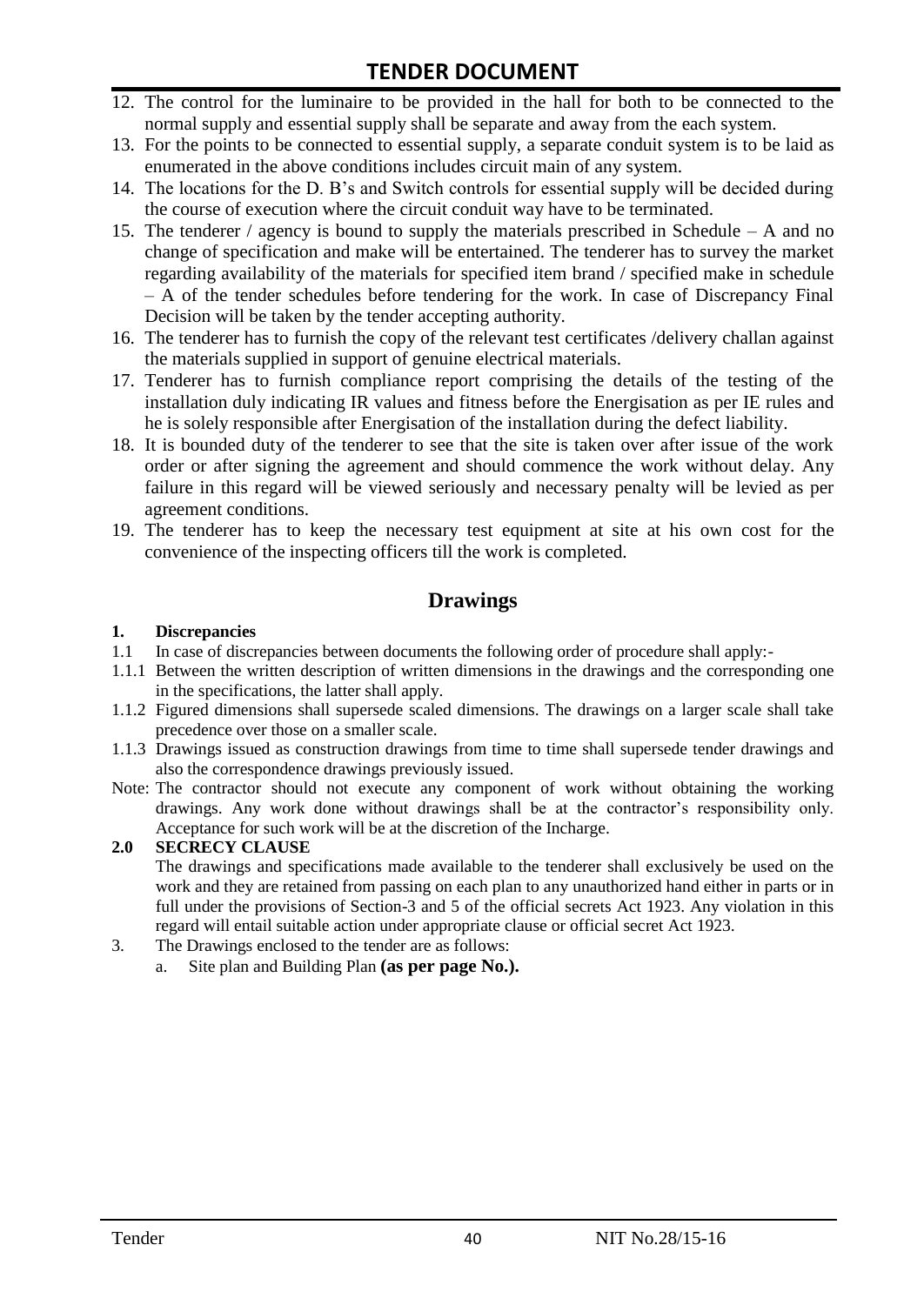12. The control for the luminaire to be provided in the hall for both to be connected to the normal supply and essential supply shall be separate and away from the each system.
13. For the points to be connected to essential supply, a separate conduit system is to be laid as enumerated in the above conditions includes circuit main of any system.
14. The locations for the D. B's and Switch controls for essential supply will be decided during the course of execution where the circuit conduit way have to be terminated.
15. The tenderer / agency is bound to supply the materials prescribed in Schedule – A and no change of specification and make will be entertained. The tenderer has to survey the market regarding availability of the materials for specified item brand / specified make in schedule – A of the tender schedules before tendering for the work. In case of Discrepancy Final Decision will be taken by the tender accepting authority.
16. The tenderer has to furnish the copy of the relevant test certificates /delivery challan against the materials supplied in support of genuine electrical materials.
17. Tenderer has to furnish compliance report comprising the details of the testing of the installation duly indicating IR values and fitness before the Energisation as per IE rules and he is solely responsible after Energisation of the installation during the defect liability.
18. It is bounded duty of the tenderer to see that the site is taken over after issue of the work order or after signing the agreement and should commence the work without delay. Any failure in this regard will be viewed seriously and necessary penalty will be levied as per agreement conditions.
19. The tenderer has to keep the necessary test equipment at site at his own cost for the convenience of the inspecting officers till the work is completed.

## Drawings

**1. Discrepancies**

1.1 In case of discrepancies between documents the following order of procedure shall apply:-

1.1.1 Between the written description of written dimensions in the drawings and the corresponding one in the specifications, the latter shall apply.

1.1.2 Figured dimensions shall supersede scaled dimensions. The drawings on a larger scale shall take precedence over those on a smaller scale.

1.1.3 Drawings issued as construction drawings from time to time shall supersede tender drawings and also the correspondence drawings previously issued.

Note: The contractor should not execute any component of work without obtaining the working drawings. Any work done without drawings shall be at the contractor's responsibility only. Acceptance for such work will be at the discretion of the Incharge.

**2.0 SECRECY CLAUSE**

The drawings and specifications made available to the tenderer shall exclusively be used on the work and they are retained from passing on each plan to any unauthorized hand either in parts or in full under the provisions of Section-3 and 5 of the official secrets Act 1923. Any violation in this regard will entail suitable action under appropriate clause or official secret Act 1923.

3. The Drawings enclosed to the tender are as follows:
   a. Site plan and Building Plan **(as per page No.).**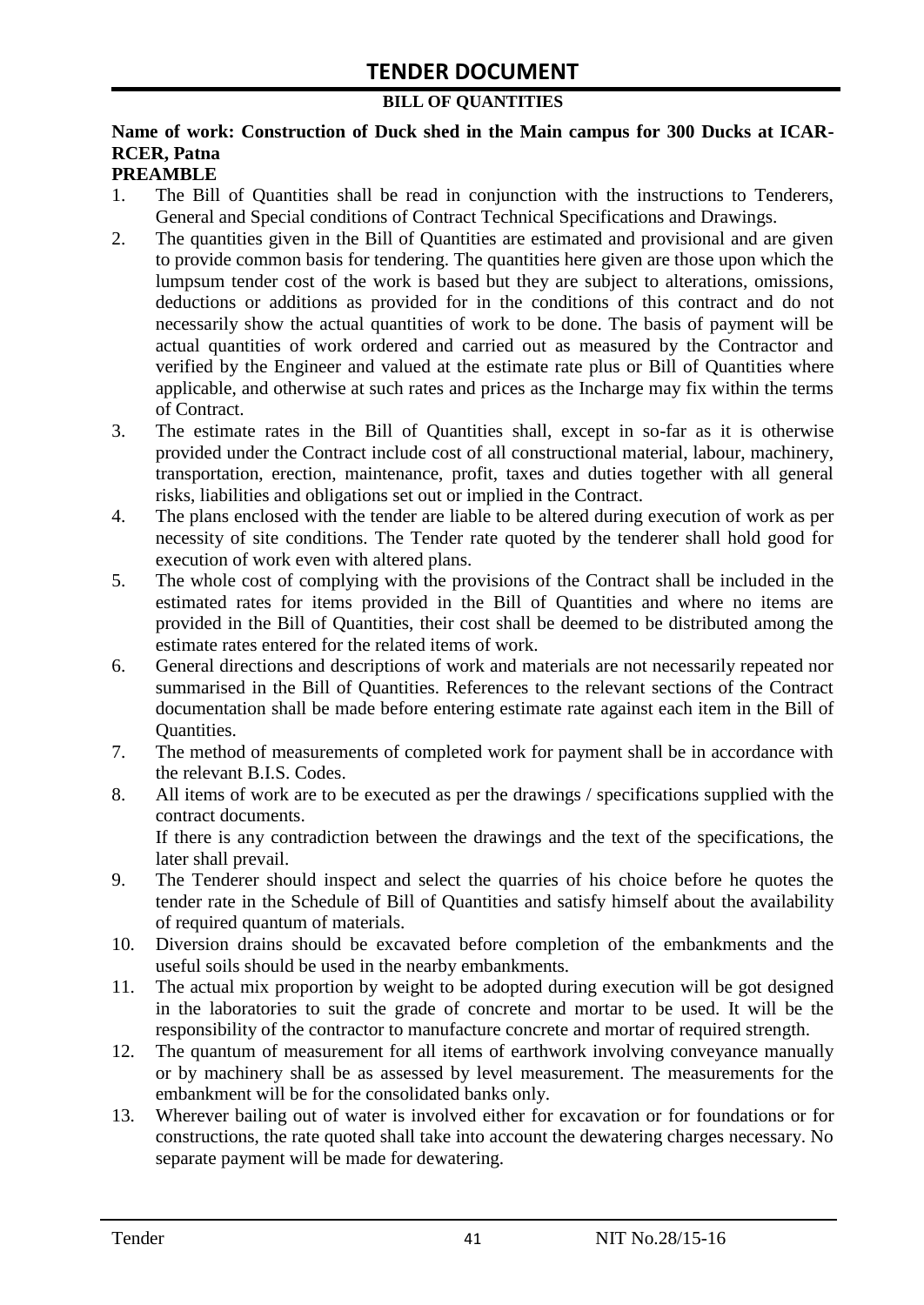# TENDER DOCUMENT

**BILL OF QUANTITIES**

**Name of work: Construction of Duck shed in the Main campus for 300 Ducks at ICAR-RCER, Patna**

**PREAMBLE**

1. The Bill of Quantities shall be read in conjunction with the instructions to Tenderers, General and Special conditions of Contract Technical Specifications and Drawings.
2. The quantities given in the Bill of Quantities are estimated and provisional and are given to provide common basis for tendering. The quantities here given are those upon which the lumpsum tender cost of the work is based but they are subject to alterations, omissions, deductions or additions as provided for in the conditions of this contract and do not necessarily show the actual quantities of work to be done. The basis of payment will be actual quantities of work ordered and carried out as measured by the Contractor and verified by the Engineer and valued at the estimate rate plus or Bill of Quantities where applicable, and otherwise at such rates and prices as the Incharge may fix within the terms of Contract.
3. The estimate rates in the Bill of Quantities shall, except in so-far as it is otherwise provided under the Contract include cost of all constructional material, labour, machinery, transportation, erection, maintenance, profit, taxes and duties together with all general risks, liabilities and obligations set out or implied in the Contract.
4. The plans enclosed with the tender are liable to be altered during execution of work as per necessity of site conditions. The Tender rate quoted by the tenderer shall hold good for execution of work even with altered plans.
5. The whole cost of complying with the provisions of the Contract shall be included in the estimated rates for items provided in the Bill of Quantities and where no items are provided in the Bill of Quantities, their cost shall be deemed to be distributed among the estimate rates entered for the related items of work.
6. General directions and descriptions of work and materials are not necessarily repeated nor summarised in the Bill of Quantities. References to the relevant sections of the Contract documentation shall be made before entering estimate rate against each item in the Bill of Quantities.
7. The method of measurements of completed work for payment shall be in accordance with the relevant B.I.S. Codes.
8. All items of work are to be executed as per the drawings / specifications supplied with the contract documents.

   If there is any contradiction between the drawings and the text of the specifications, the later shall prevail.
9. The Tenderer should inspect and select the quarries of his choice before he quotes the tender rate in the Schedule of Bill of Quantities and satisfy himself about the availability of required quantum of materials.
10. Diversion drains should be excavated before completion of the embankments and the useful soils should be used in the nearby embankments.
11. The actual mix proportion by weight to be adopted during execution will be got designed in the laboratories to suit the grade of concrete and mortar to be used. It will be the responsibility of the contractor to manufacture concrete and mortar of required strength.
12. The quantum of measurement for all items of earthwork involving conveyance manually or by machinery shall be as assessed by level measurement. The measurements for the embankment will be for the consolidated banks only.
13. Wherever bailing out of water is involved either for excavation or for foundations or for constructions, the rate quoted shall take into account the dewatering charges necessary. No separate payment will be made for dewatering.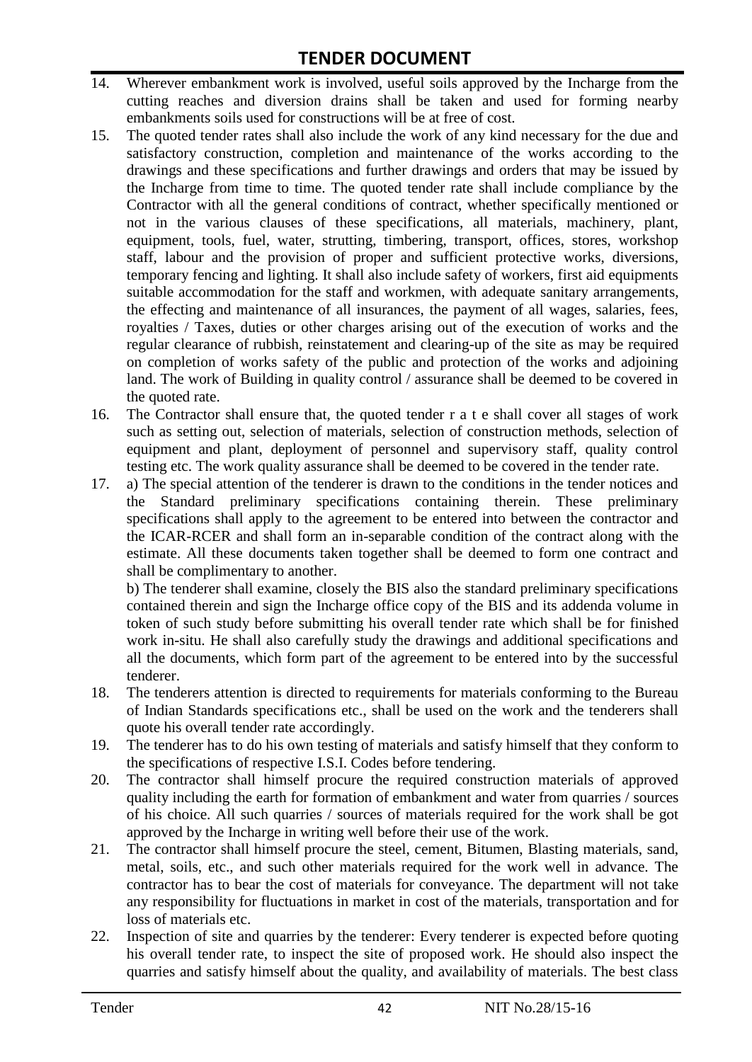14. Wherever embankment work is involved, useful soils approved by the Incharge from the cutting reaches and diversion drains shall be taken and used for forming nearby embankments soils used for constructions will be at free of cost.
15. The quoted tender rates shall also include the work of any kind necessary for the due and satisfactory construction, completion and maintenance of the works according to the drawings and these specifications and further drawings and orders that may be issued by the Incharge from time to time. The quoted tender rate shall include compliance by the Contractor with all the general conditions of contract, whether specifically mentioned or not in the various clauses of these specifications, all materials, machinery, plant, equipment, tools, fuel, water, strutting, timbering, transport, offices, stores, workshop staff, labour and the provision of proper and sufficient protective works, diversions, temporary fencing and lighting. It shall also include safety of workers, first aid equipments suitable accommodation for the staff and workmen, with adequate sanitary arrangements, the effecting and maintenance of all insurances, the payment of all wages, salaries, fees, royalties / Taxes, duties or other charges arising out of the execution of works and the regular clearance of rubbish, reinstatement and clearing-up of the site as may be required on completion of works safety of the public and protection of the works and adjoining land. The work of Building in quality control / assurance shall be deemed to be covered in the quoted rate.
16. The Contractor shall ensure that, the quoted tender r a t e shall cover all stages of work such as setting out, selection of materials, selection of construction methods, selection of equipment and plant, deployment of personnel and supervisory staff, quality control testing etc. The work quality assurance shall be deemed to be covered in the tender rate.
17. a) The special attention of the tenderer is drawn to the conditions in the tender notices and the Standard preliminary specifications containing therein. These preliminary specifications shall apply to the agreement to be entered into between the contractor and the ICAR-RCER and shall form an in-separable condition of the contract along with the estimate. All these documents taken together shall be deemed to form one contract and shall be complimentary to another.

    b) The tenderer shall examine, closely the BIS also the standard preliminary specifications contained therein and sign the Incharge office copy of the BIS and its addenda volume in token of such study before submitting his overall tender rate which shall be for finished work in-situ. He shall also carefully study the drawings and additional specifications and all the documents, which form part of the agreement to be entered into by the successful tenderer.
18. The tenderers attention is directed to requirements for materials conforming to the Bureau of Indian Standards specifications etc., shall be used on the work and the tenderers shall quote his overall tender rate accordingly.
19. The tenderer has to do his own testing of materials and satisfy himself that they conform to the specifications of respective I.S.I. Codes before tendering.
20. The contractor shall himself procure the required construction materials of approved quality including the earth for formation of embankment and water from quarries / sources of his choice. All such quarries / sources of materials required for the work shall be got approved by the Incharge in writing well before their use of the work.
21. The contractor shall himself procure the steel, cement, Bitumen, Blasting materials, sand, metal, soils, etc., and such other materials required for the work well in advance. The contractor has to bear the cost of materials for conveyance. The department will not take any responsibility for fluctuations in market in cost of the materials, transportation and for loss of materials etc.
22. Inspection of site and quarries by the tenderer: Every tenderer is expected before quoting his overall tender rate, to inspect the site of proposed work. He should also inspect the quarries and satisfy himself about the quality, and availability of materials. The best class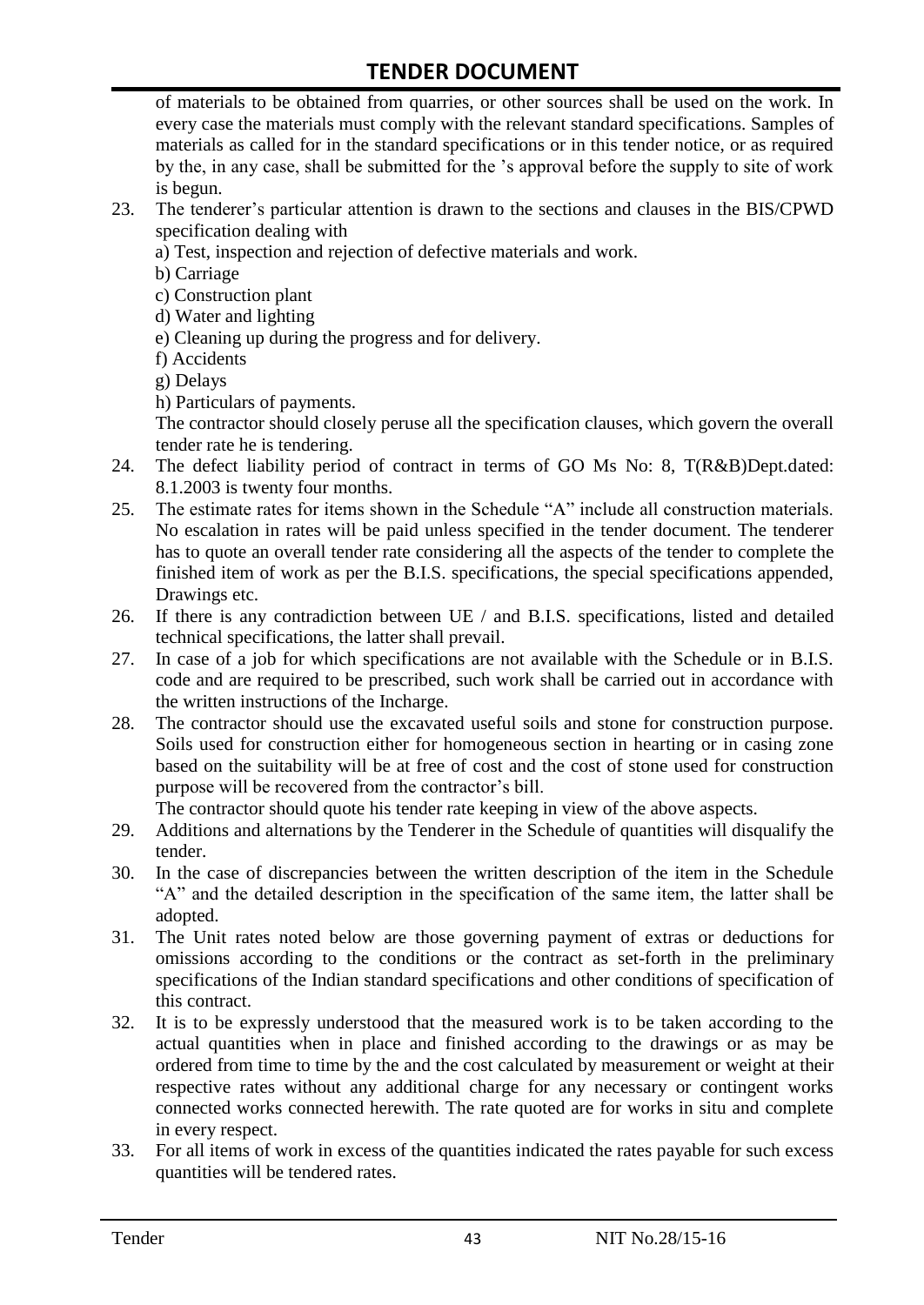of materials to be obtained from quarries, or other sources shall be used on the work. In every case the materials must comply with the relevant standard specifications. Samples of materials as called for in the standard specifications or in this tender notice, or as required by the, in any case, shall be submitted for the 's approval before the supply to site of work is begun.

23. The tenderer's particular attention is drawn to the sections and clauses in the BIS/CPWD specification dealing with
    a) Test, inspection and rejection of defective materials and work.
    b) Carriage
    c) Construction plant
    d) Water and lighting
    e) Cleaning up during the progress and for delivery.
    f) Accidents
    g) Delays
    h) Particulars of payments.

    The contractor should closely peruse all the specification clauses, which govern the overall tender rate he is tendering.
24. The defect liability period of contract in terms of GO Ms No: 8, T(R&B)Dept.dated: 8.1.2003 is twenty four months.
25. The estimate rates for items shown in the Schedule "A" include all construction materials. No escalation in rates will be paid unless specified in the tender document. The tenderer has to quote an overall tender rate considering all the aspects of the tender to complete the finished item of work as per the B.I.S. specifications, the special specifications appended, Drawings etc.
26. If there is any contradiction between UE / and B.I.S. specifications, listed and detailed technical specifications, the latter shall prevail.
27. In case of a job for which specifications are not available with the Schedule or in B.I.S. code and are required to be prescribed, such work shall be carried out in accordance with the written instructions of the Incharge.
28. The contractor should use the excavated useful soils and stone for construction purpose. Soils used for construction either for homogeneous section in hearting or in casing zone based on the suitability will be at free of cost and the cost of stone used for construction purpose will be recovered from the contractor's bill.

    The contractor should quote his tender rate keeping in view of the above aspects.
29. Additions and alternations by the Tenderer in the Schedule of quantities will disqualify the tender.
30. In the case of discrepancies between the written description of the item in the Schedule "A" and the detailed description in the specification of the same item, the latter shall be adopted.
31. The Unit rates noted below are those governing payment of extras or deductions for omissions according to the conditions or the contract as set-forth in the preliminary specifications of the Indian standard specifications and other conditions of specification of this contract.
32. It is to be expressly understood that the measured work is to be taken according to the actual quantities when in place and finished according to the drawings or as may be ordered from time to time by the and the cost calculated by measurement or weight at their respective rates without any additional charge for any necessary or contingent works connected works connected herewith. The rate quoted are for works in situ and complete in every respect.
33. For all items of work in excess of the quantities indicated the rates payable for such excess quantities will be tendered rates.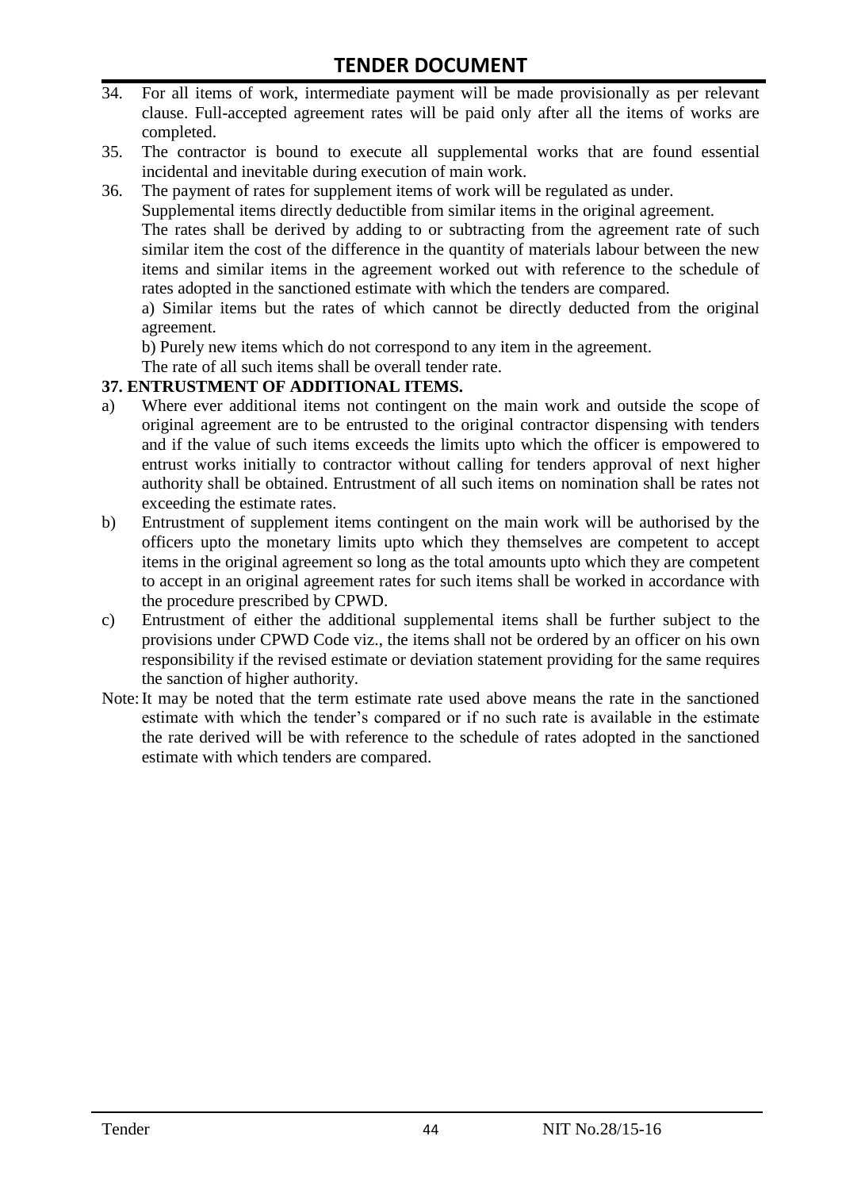34. For all items of work, intermediate payment will be made provisionally as per relevant clause. Full-accepted agreement rates will be paid only after all the items of works are completed.
35. The contractor is bound to execute all supplemental works that are found essential incidental and inevitable during execution of main work.
36. The payment of rates for supplement items of work will be regulated as under.

    Supplemental items directly deductible from similar items in the original agreement.

    The rates shall be derived by adding to or subtracting from the agreement rate of such similar item the cost of the difference in the quantity of materials labour between the new items and similar items in the agreement worked out with reference to the schedule of rates adopted in the sanctioned estimate with which the tenders are compared.

    a) Similar items but the rates of which cannot be directly deducted from the original agreement.

    b) Purely new items which do not correspond to any item in the agreement.

    The rate of all such items shall be overall tender rate.

**37. ENTRUSTMENT OF ADDITIONAL ITEMS.**

a) Where ever additional items not contingent on the main work and outside the scope of original agreement are to be entrusted to the original contractor dispensing with tenders and if the value of such items exceeds the limits upto which the officer is empowered to entrust works initially to contractor without calling for tenders approval of next higher authority shall be obtained. Entrustment of all such items on nomination shall be rates not exceeding the estimate rates.

b) Entrustment of supplement items contingent on the main work will be authorised by the officers upto the monetary limits upto which they themselves are competent to accept items in the original agreement so long as the total amounts upto which they are competent to accept in an original agreement rates for such items shall be worked in accordance with the procedure prescribed by CPWD.

c) Entrustment of either the additional supplemental items shall be further subject to the provisions under CPWD Code viz., the items shall not be ordered by an officer on his own responsibility if the revised estimate or deviation statement providing for the same requires the sanction of higher authority.

Note: It may be noted that the term estimate rate used above means the rate in the sanctioned estimate with which the tender's compared or if no such rate is available in the estimate the rate derived will be with reference to the schedule of rates adopted in the sanctioned estimate with which tenders are compared.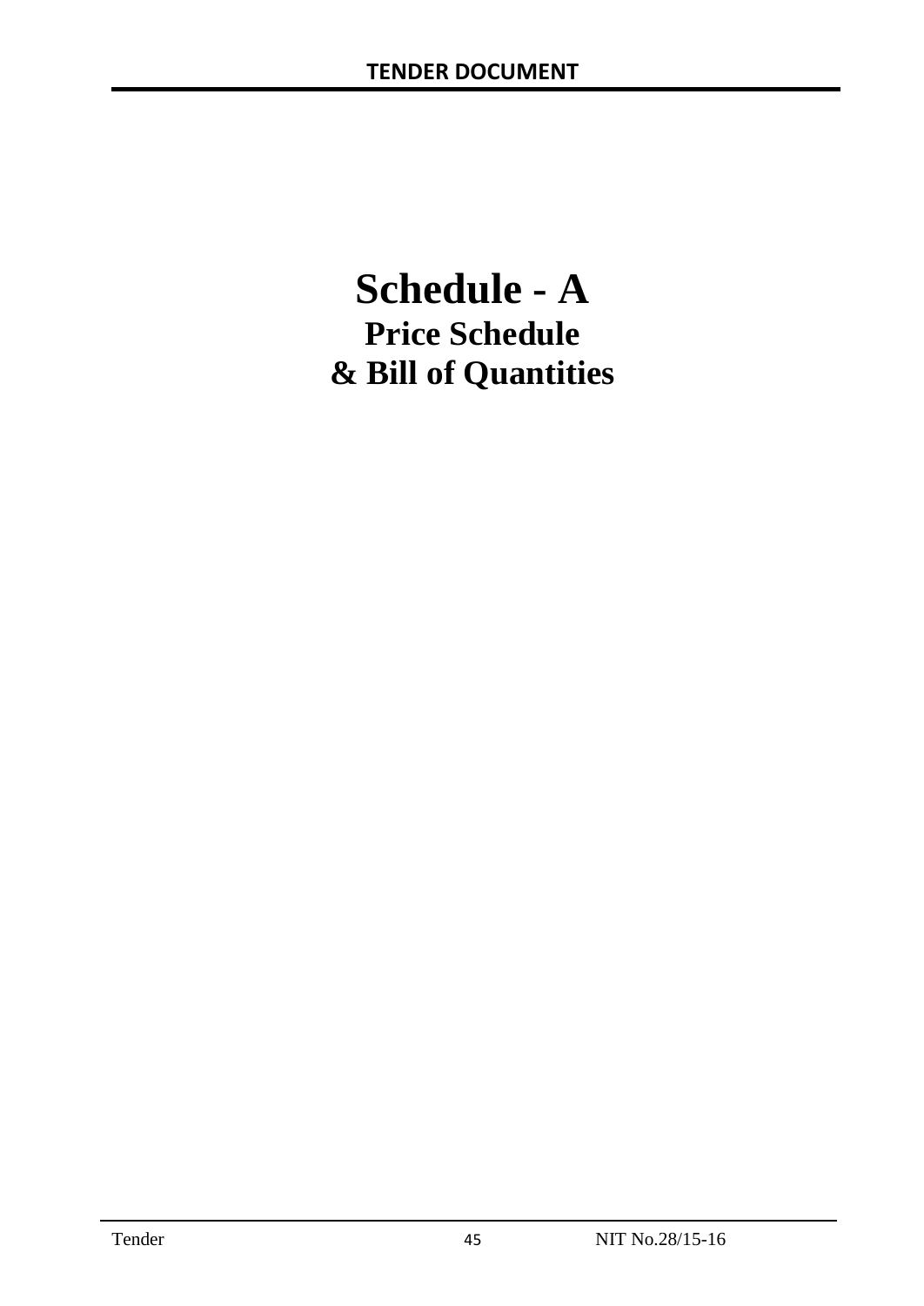# Schedule - A

## Price Schedule

## & Bill of Quantities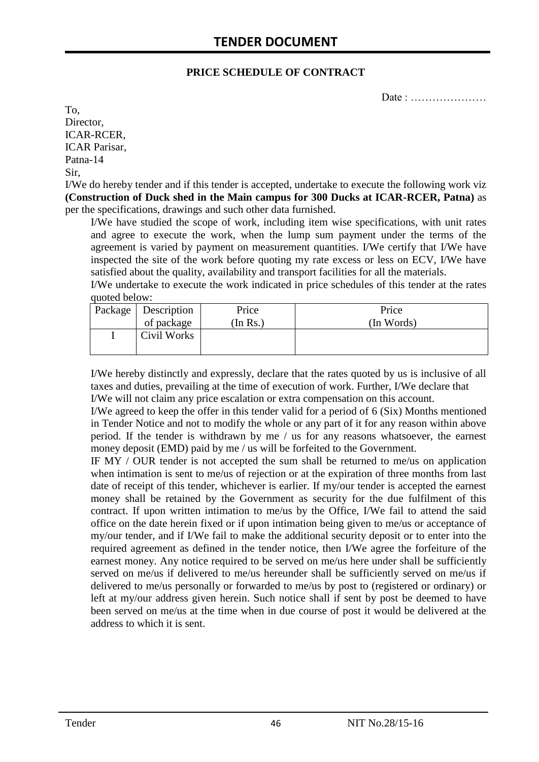## PRICE SCHEDULE OF CONTRACT

Date : …………………

To,
Director,
ICAR-RCER,
ICAR Parisar,
Patna-14

Sir,

I/We do hereby tender and if this tender is accepted, undertake to execute the following work viz **(Construction of Duck shed in the Main campus for 300 Ducks at ICAR-RCER, Patna)** as per the specifications, drawings and such other data furnished.

I/We have studied the scope of work, including item wise specifications, with unit rates and agree to execute the work, when the lump sum payment under the terms of the agreement is varied by payment on measurement quantities. I/We certify that I/We have inspected the site of the work before quoting my rate excess or less on ECV, I/We have satisfied about the quality, availability and transport facilities for all the materials.

I/We undertake to execute the work indicated in price schedules of this tender at the rates quoted below:

| Package | Description of package | Price (In Rs.) | Price (In Words) |
|---|---|---|---|
| I | Civil Works | | |

I/We hereby distinctly and expressly, declare that the rates quoted by us is inclusive of all taxes and duties, prevailing at the time of execution of work. Further, I/We declare that I/We will not claim any price escalation or extra compensation on this account.

I/We agreed to keep the offer in this tender valid for a period of 6 (Six) Months mentioned in Tender Notice and not to modify the whole or any part of it for any reason within above period. If the tender is withdrawn by me / us for any reasons whatsoever, the earnest money deposit (EMD) paid by me / us will be forfeited to the Government.

IF MY / OUR tender is not accepted the sum shall be returned to me/us on application when intimation is sent to me/us of rejection or at the expiration of three months from last date of receipt of this tender, whichever is earlier. If my/our tender is accepted the earnest money shall be retained by the Government as security for the due fulfilment of this contract. If upon written intimation to me/us by the Office, I/We fail to attend the said office on the date herein fixed or if upon intimation being given to me/us or acceptance of my/our tender, and if I/We fail to make the additional security deposit or to enter into the required agreement as defined in the tender notice, then I/We agree the forfeiture of the earnest money. Any notice required to be served on me/us here under shall be sufficiently served on me/us if delivered to me/us hereunder shall be sufficiently served on me/us if delivered to me/us personally or forwarded to me/us by post to (registered or ordinary) or left at my/our address given herein. Such notice shall if sent by post be deemed to have been served on me/us at the time when in due course of post it would be delivered at the address to which it is sent.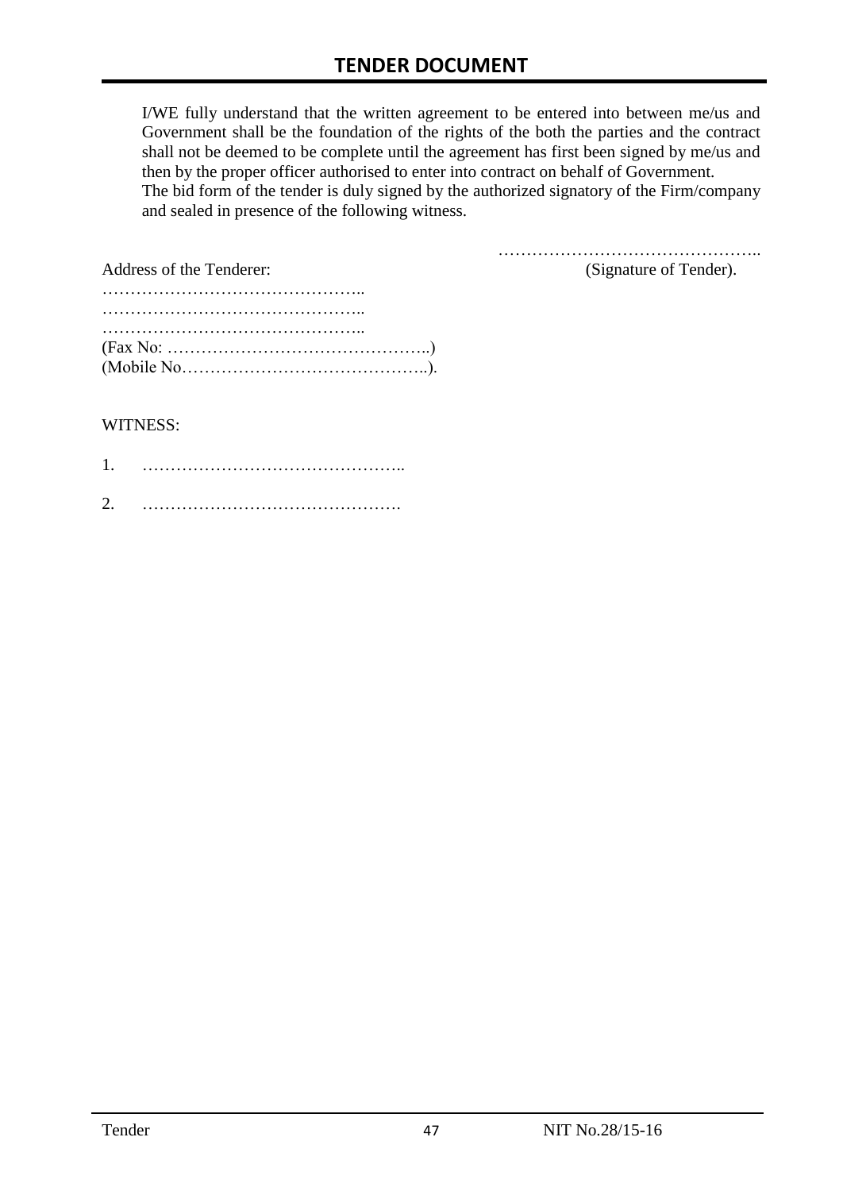I/WE fully understand that the written agreement to be entered into between me/us and Government shall be the foundation of the rights of the both the parties and the contract shall not be deemed to be complete until the agreement has first been signed by me/us and then by the proper officer authorised to enter into contract on behalf of Government.
The bid form of the tender is duly signed by the authorized signatory of the Firm/company and sealed in presence of the following witness.

………………………………………..
(Signature of Tender).

Address of the Tenderer:
………………………………………..
………………………………………..
………………………………………..
(Fax No: ………………………………………..)
(Mobile No……………………………………..).

WITNESS:

1. ………………………………………..

2. ……………………………………….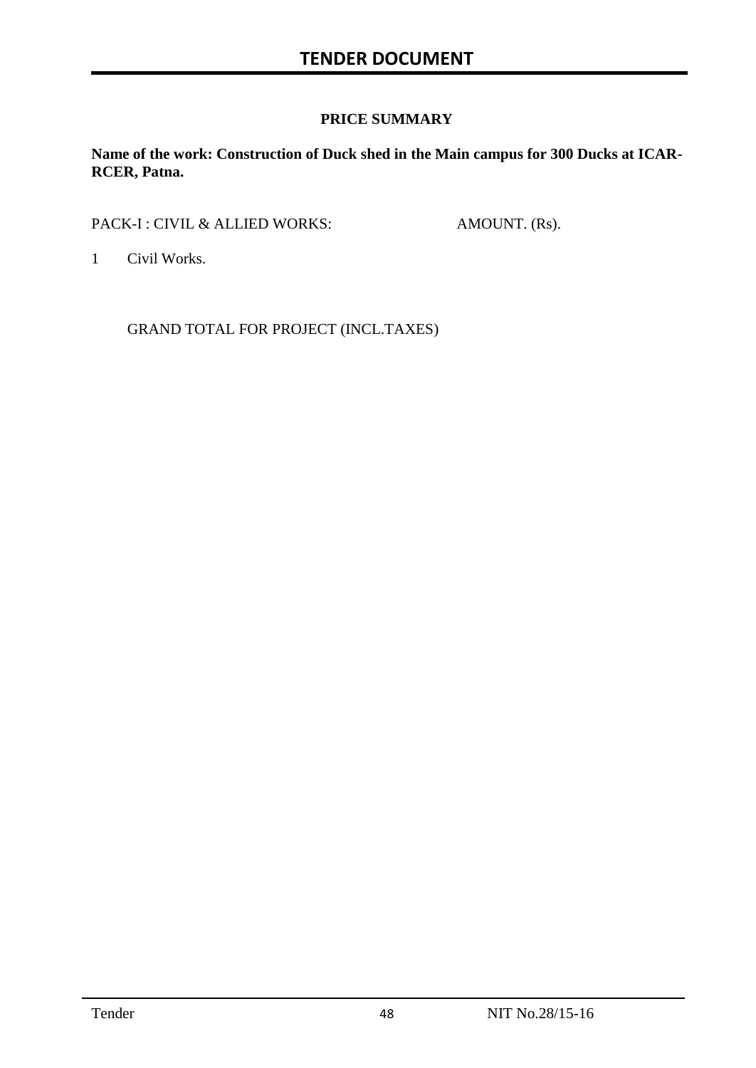## PRICE SUMMARY

**Name of the work: Construction of Duck shed in the Main campus for 300 Ducks at ICAR-RCER, Patna.**

| PACK-I : CIVIL & ALLIED WORKS: | AMOUNT. (Rs). |
|---|---|
| 1 Civil Works. | |
| GRAND TOTAL FOR PROJECT (INCL.TAXES) | |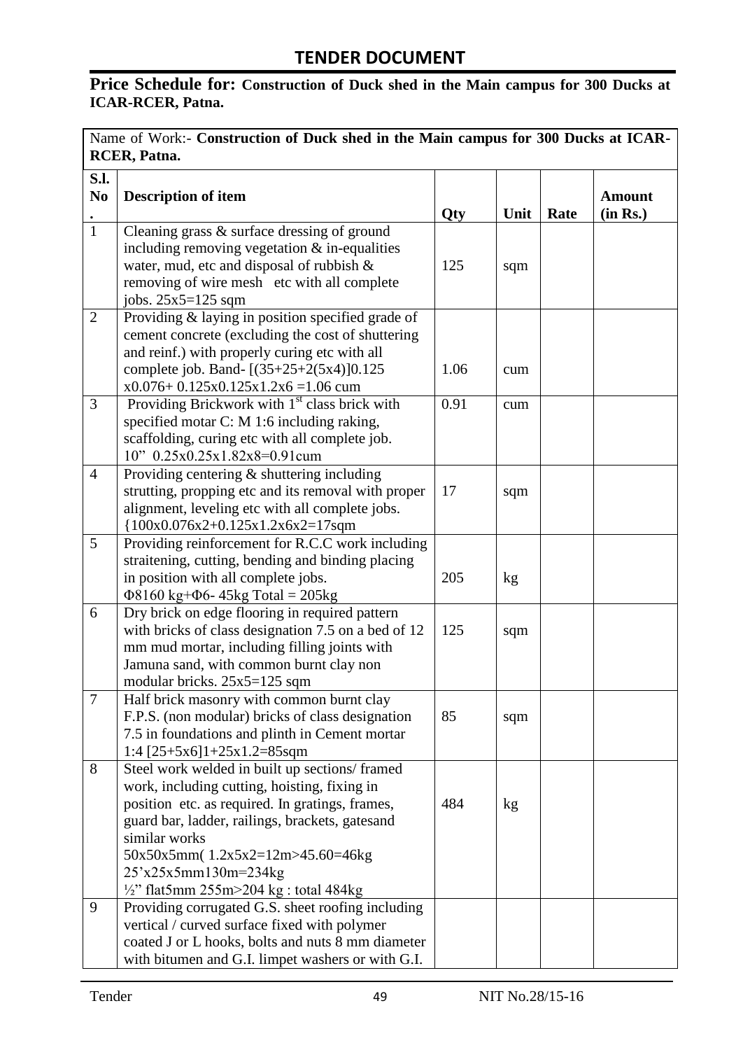## TENDER DOCUMENT

**Price Schedule for: Construction of Duck shed in the Main campus for 300 Ducks at ICAR-RCER, Patna.**

| Name of Work:- **Construction of Duck shed in the Main campus for 300 Ducks at ICAR-RCER, Patna.** | | | | | |
|---|---|---|---|---|---|
| **S.l. No.** | **Description of item** | **Qty** | **Unit** | **Rate** | **Amount (in Rs.)** |
| 1 | Cleaning grass & surface dressing of ground including removing vegetation & in-equalities water, mud, etc and disposal of rubbish & removing of wire mesh etc with all complete jobs. 25x5=125 sqm | 125 | sqm | | |
| 2 | Providing & laying in position specified grade of cement concrete (excluding the cost of shuttering and reinf.) with properly curing etc with all complete job. Band- [(35+25+2(5x4)]0.125 x0.076+ 0.125x0.125x1.2x6 =1.06 cum | 1.06 | cum | | |
| 3 | Providing Brickwork with 1st class brick with specified motar C: M 1:6 including raking, scaffolding, curing etc with all complete job. 10" 0.25x0.25x1.82x8=0.91cum | 0.91 | cum | | |
| 4 | Providing centering & shuttering including strutting, propping etc and its removal with proper alignment, leveling etc with all complete jobs. {100x0.076x2+0.125x1.2x6x2=17sqm | 17 | sqm | | |
| 5 | Providing reinforcement for R.C.C work including straitening, cutting, bending and binding placing in position with all complete jobs. Φ8160 kg+Φ6- 45kg Total = 205kg | 205 | kg | | |
| 6 | Dry brick on edge flooring in required pattern with bricks of class designation 7.5 on a bed of 12 mm mud mortar, including filling joints with Jamuna sand, with common burnt clay non modular bricks. 25x5=125 sqm | 125 | sqm | | |
| 7 | Half brick masonry with common burnt clay F.P.S. (non modular) bricks of class designation 7.5 in foundations and plinth in Cement mortar 1:4 [25+5x6]1+25x1.2=85sqm | 85 | sqm | | |
| 8 | Steel work welded in built up sections/ framed work, including cutting, hoisting, fixing in position etc. as required. In gratings, frames, guard bar, ladder, railings, brackets, gatesand similar works 50x50x5mm( 1.2x5x2=12m>45.60=46kg 25'x25x5mm130m=234kg ½" flat5mm 255m>204 kg : total 484kg | 484 | kg | | |
| 9 | Providing corrugated G.S. sheet roofing including vertical / curved surface fixed with polymer coated J or L hooks, bolts and nuts 8 mm diameter with bitumen and G.I. limpet washers or with G.I. | | | | |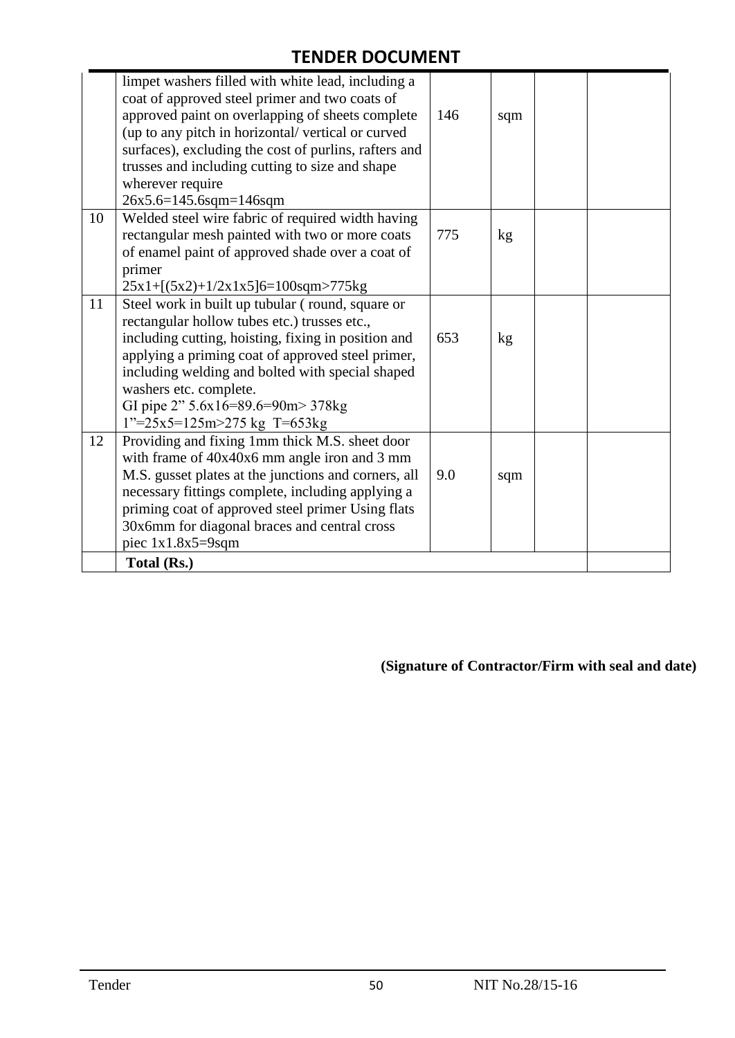| | | | | | |
|---|---|---|---|---|---|
| | limpet washers filled with white lead, including a coat of approved steel primer and two coats of approved paint on overlapping of sheets complete (up to any pitch in horizontal/ vertical or curved surfaces), excluding the cost of purlins, rafters and trusses and including cutting to size and shape wherever require<br>26x5.6=145.6sqm=146sqm | 146 | sqm | | |
| 10 | Welded steel wire fabric of required width having rectangular mesh painted with two or more coats of enamel paint of approved shade over a coat of primer<br>25x1+[(5x2)+1/2x1x5]6=100sqm>775kg | 775 | kg | | |
| 11 | Steel work in built up tubular ( round, square or rectangular hollow tubes etc.) trusses etc., including cutting, hoisting, fixing in position and applying a priming coat of approved steel primer, including welding and bolted with special shaped washers etc. complete.<br>GI pipe 2" 5.6x16=89.6=90m> 378kg<br>1"=25x5=125m>275 kg T=653kg | 653 | kg | | |
| 12 | Providing and fixing 1mm thick M.S. sheet door with frame of 40x40x6 mm angle iron and 3 mm M.S. gusset plates at the junctions and corners, all necessary fittings complete, including applying a priming coat of approved steel primer Using flats 30x6mm for diagonal braces and central cross piec 1x1.8x5=9sqm | 9.0 | sqm | | |
| | **Total (Rs.)** | | | | |

**(Signature of Contractor/Firm with seal and date)**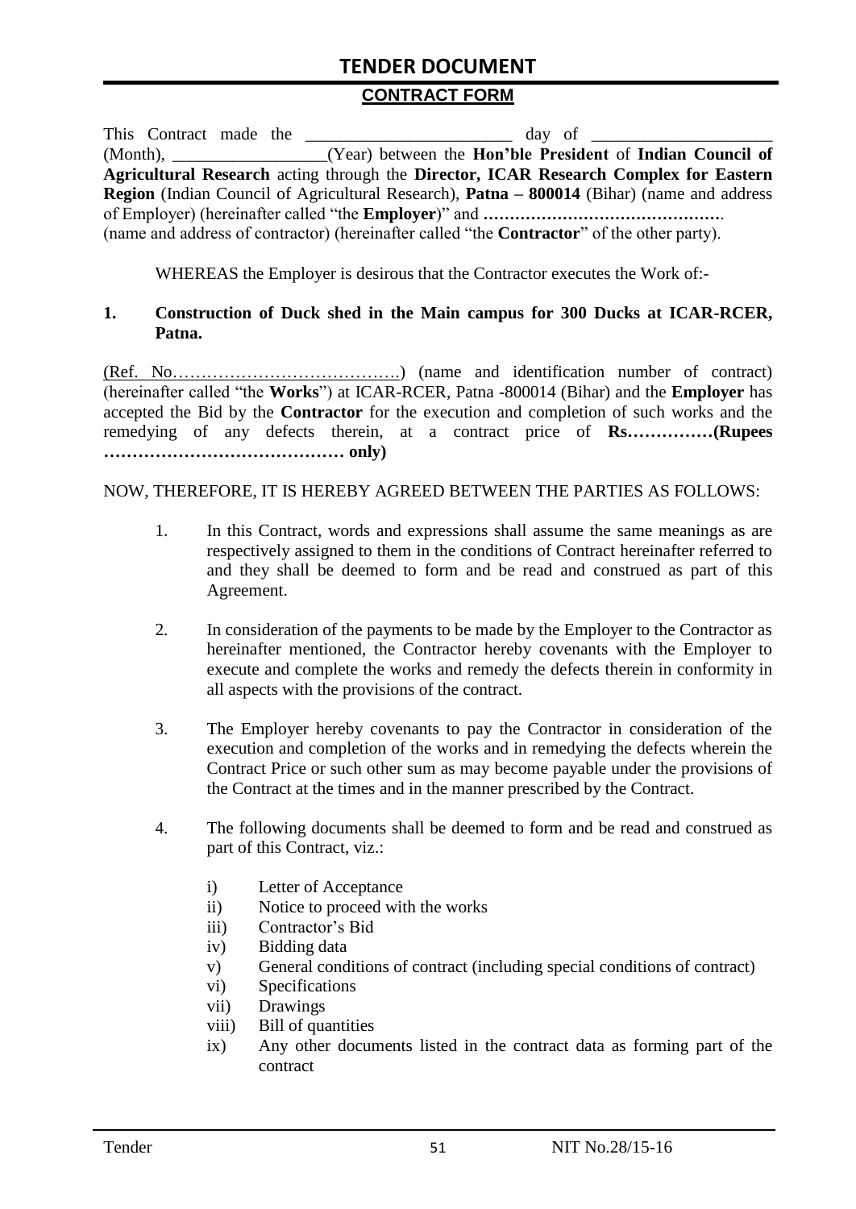## CONTRACT FORM

This Contract made the ________________________ day of ____________________ (Month), _________________(Year) between the **Hon'ble President** of **Indian Council of Agricultural Research** acting through the **Director, ICAR Research Complex for Eastern Region** (Indian Council of Agricultural Research), **Patna – 800014** (Bihar) (name and address of Employer) (hereinafter called "the **Employer**)" and **………………………………………**. (name and address of contractor) (hereinafter called "the **Contractor**" of the other party).

WHEREAS the Employer is desirous that the Contractor executes the Work of:-

**1. Construction of Duck shed in the Main campus for 300 Ducks at ICAR-RCER, Patna.**

(Ref. No…………………………………) (name and identification number of contract) (hereinafter called "the **Works**") at ICAR-RCER, Patna -800014 (Bihar) and the **Employer** has accepted the Bid by the **Contractor** for the execution and completion of such works and the remedying of any defects therein, at a contract price of **Rs……………(Rupees …………………………………… only)**

NOW, THEREFORE, IT IS HEREBY AGREED BETWEEN THE PARTIES AS FOLLOWS:

1. In this Contract, words and expressions shall assume the same meanings as are respectively assigned to them in the conditions of Contract hereinafter referred to and they shall be deemed to form and be read and construed as part of this Agreement.

2. In consideration of the payments to be made by the Employer to the Contractor as hereinafter mentioned, the Contractor hereby covenants with the Employer to execute and complete the works and remedy the defects therein in conformity in all aspects with the provisions of the contract.

3. The Employer hereby covenants to pay the Contractor in consideration of the execution and completion of the works and in remedying the defects wherein the Contract Price or such other sum as may become payable under the provisions of the Contract at the times and in the manner prescribed by the Contract.

4. The following documents shall be deemed to form and be read and construed as part of this Contract, viz.:

   i) Letter of Acceptance
   ii) Notice to proceed with the works
   iii) Contractor's Bid
   iv) Bidding data
   v) General conditions of contract (including special conditions of contract)
   vi) Specifications
   vii) Drawings
   viii) Bill of quantities
   ix) Any other documents listed in the contract data as forming part of the contract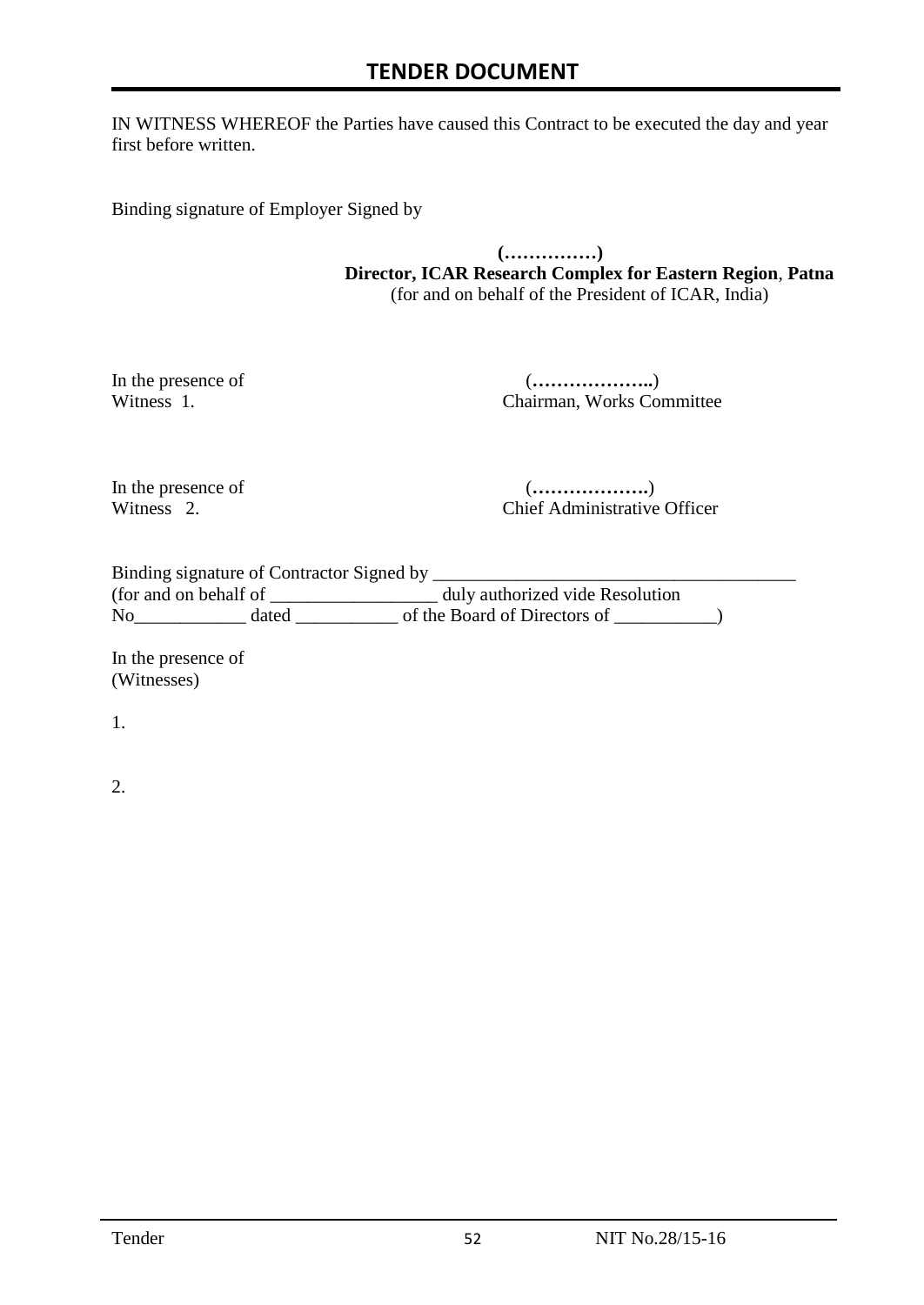IN WITNESS WHEREOF the Parties have caused this Contract to be executed the day and year first before written.

Binding signature of Employer Signed by

**(……………)**
**Director, ICAR Research Complex for Eastern Region**, **Patna**
(for and on behalf of the President of ICAR, India)

In the presence of
Witness 1.

(**………………..**)
Chairman, Works Committee

In the presence of
Witness 2.

(**……………….**)
Chief Administrative Officer

Binding signature of Contractor Signed by _______________________________________
(for and on behalf of _________________ duly authorized vide Resolution
No____________ dated ___________ of the Board of Directors of ___________)

In the presence of
(Witnesses)

1.

2.